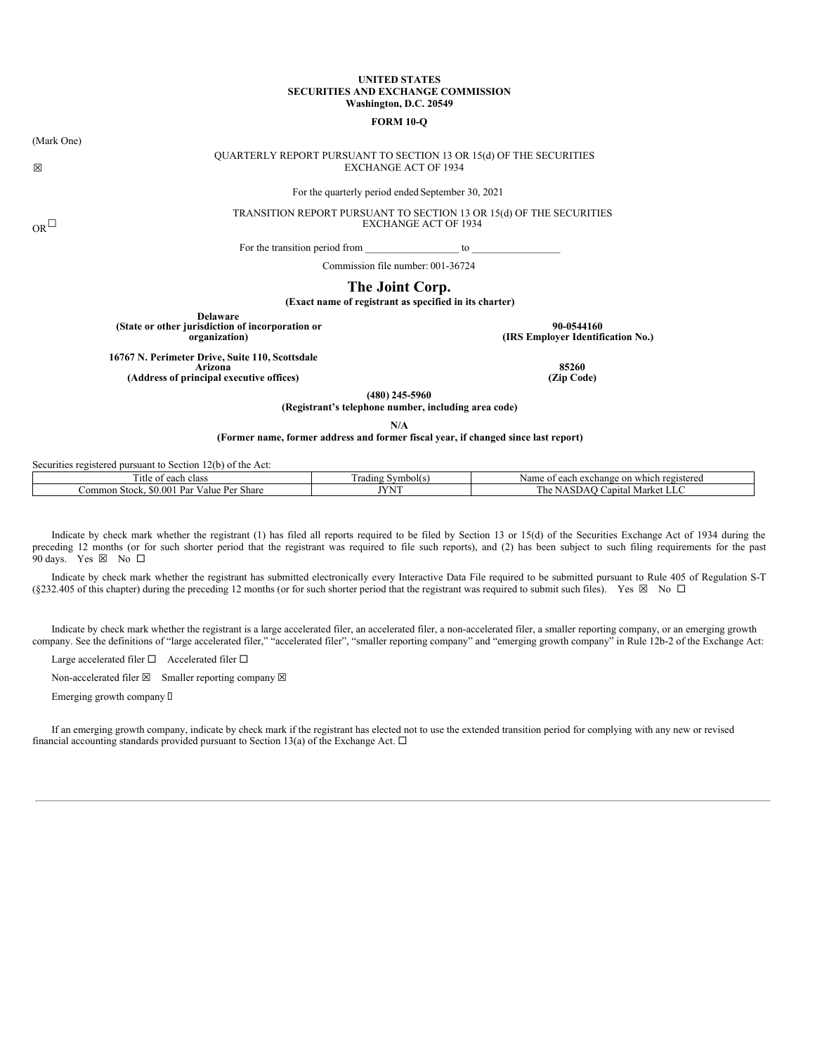**UNITED STATES**
**SECURITIES AND EXCHANGE COMMISSION**
**Washington, D.C. 20549**

**FORM 10-Q**

(Mark One)

☒ QUARTERLY REPORT PURSUANT TO SECTION 13 OR 15(d) OF THE SECURITIES EXCHANGE ACT OF 1934

For the quarterly period ended September 30, 2021

OR ☐ TRANSITION REPORT PURSUANT TO SECTION 13 OR 15(d) OF THE SECURITIES EXCHANGE ACT OF 1934

For the transition period from \_\_\_\_\_\_\_\_\_\_\_\_\_\_\_\_\_ to \_\_\_\_\_\_\_\_\_\_\_\_\_\_\_\_\_

Commission file number: 001-36724

# The Joint Corp.

**(Exact name of registrant as specified in its charter)**

| **Delaware** | **90-0544160** |
|---|---|
| **(State or other jurisdiction of incorporation or organization)** | **(IRS Employer Identification No.)** |
| **16767 N. Perimeter Drive, Suite 110, Scottsdale Arizona** | **85260** |
| **(Address of principal executive offices)** | **(Zip Code)** |

**(480) 245-5960**
**(Registrant's telephone number, including area code)**

**N/A**
**(Former name, former address and former fiscal year, if changed since last report)**

Securities registered pursuant to Section 12(b) of the Act:

| Title of each class | Trading Symbol(s) | Name of each exchange on which registered |
|---|---|---|
| Common Stock, $0.001 Par Value Per Share | JYNT | The NASDAQ Capital Market LLC |

Indicate by check mark whether the registrant (1) has filed all reports required to be filed by Section 13 or 15(d) of the Securities Exchange Act of 1934 during the preceding 12 months (or for such shorter period that the registrant was required to file such reports), and (2) has been subject to such filing requirements for the past 90 days. Yes ☒ No ☐

Indicate by check mark whether the registrant has submitted electronically every Interactive Data File required to be submitted pursuant to Rule 405 of Regulation S-T (§232.405 of this chapter) during the preceding 12 months (or for such shorter period that the registrant was required to submit such files). Yes ☒ No ☐

Indicate by check mark whether the registrant is a large accelerated filer, an accelerated filer, a non-accelerated filer, a smaller reporting company, or an emerging growth company. See the definitions of "large accelerated filer," "accelerated filer", "smaller reporting company" and "emerging growth company" in Rule 12b-2 of the Exchange Act:

Large accelerated filer ☐ Accelerated filer ☐

Non-accelerated filer ☒ Smaller reporting company ☒

Emerging growth company ☐

If an emerging growth company, indicate by check mark if the registrant has elected not to use the extended transition period for complying with any new or revised financial accounting standards provided pursuant to Section 13(a) of the Exchange Act. ☐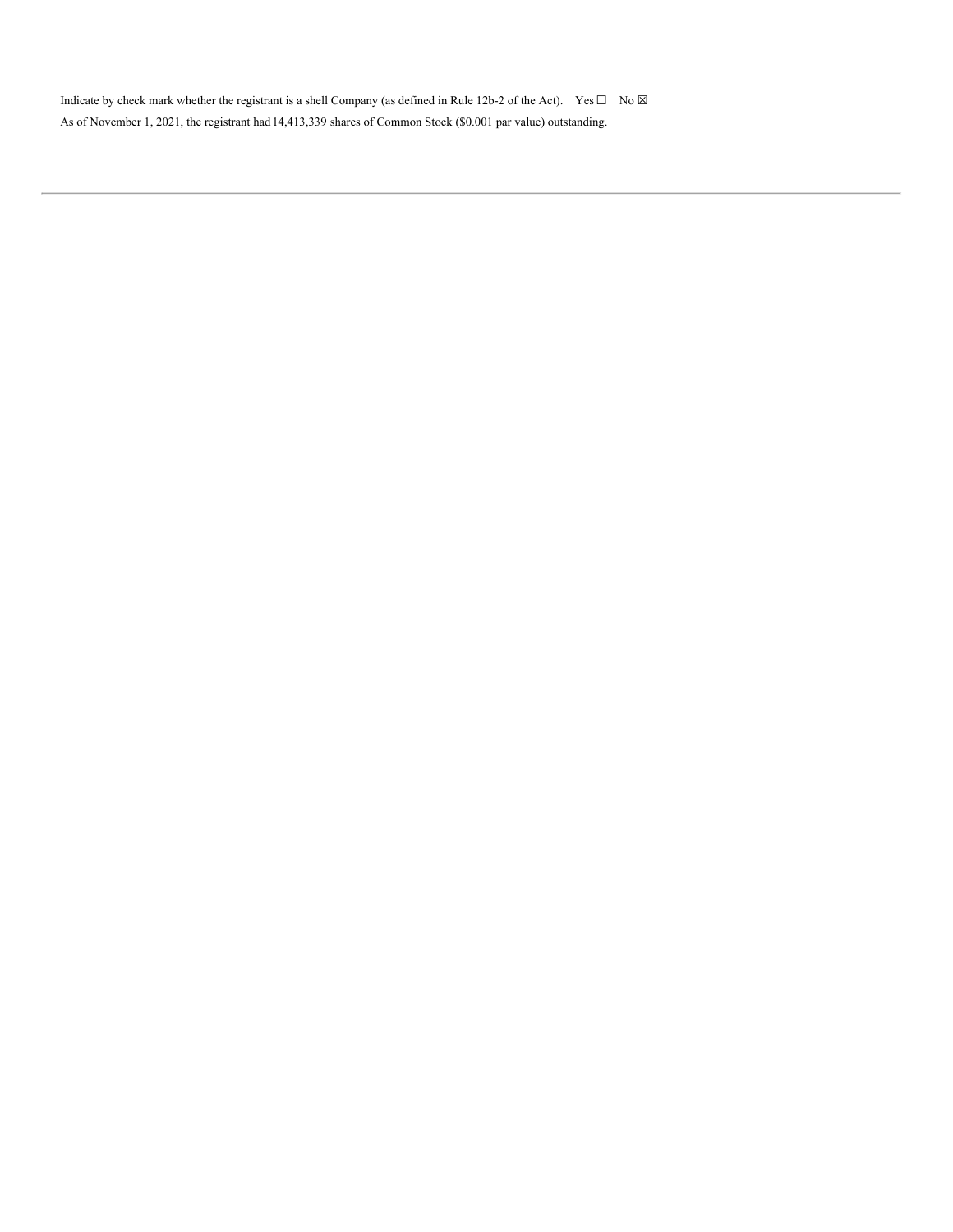Indicate by check mark whether the registrant is a shell Company (as defined in Rule 12b-2 of the Act). Yes ☐ No ☒

As of November 1, 2021, the registrant had 14,413,339 shares of Common Stock ($0.001 par value) outstanding.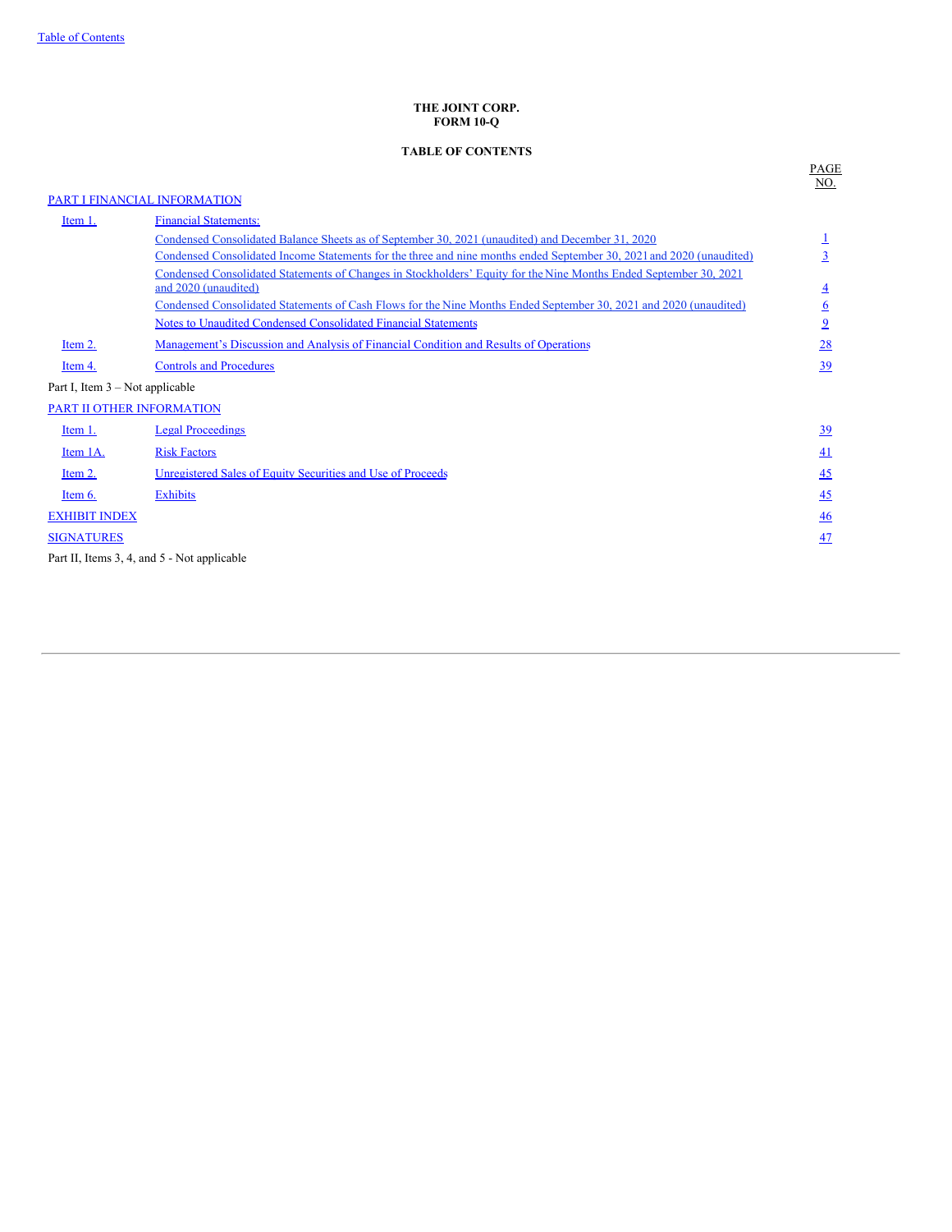**THE JOINT CORP.**
**FORM 10-Q**

**TABLE OF CONTENTS**

| | | PAGE NO. |
|---|---|---|
| PART I FINANCIAL INFORMATION | | |
| Item 1. | Financial Statements: | |
| | Condensed Consolidated Balance Sheets as of September 30, 2021 (unaudited) and December 31, 2020 | 1 |
| | Condensed Consolidated Income Statements for the three and nine months ended September 30, 2021 and 2020 (unaudited) | 3 |
| | Condensed Consolidated Statements of Changes in Stockholders' Equity for the Nine Months Ended September 30, 2021 and 2020 (unaudited) | 4 |
| | Condensed Consolidated Statements of Cash Flows for the Nine Months Ended September 30, 2021 and 2020 (unaudited) | 6 |
| | Notes to Unaudited Condensed Consolidated Financial Statements | 9 |
| Item 2. | Management's Discussion and Analysis of Financial Condition and Results of Operations | 28 |
| Item 4. | Controls and Procedures | 39 |
| Part I, Item 3 – Not applicable | | |
| PART II OTHER INFORMATION | | |
| Item 1. | Legal Proceedings | 39 |
| Item 1A. | Risk Factors | 41 |
| Item 2. | Unregistered Sales of Equity Securities and Use of Proceeds | 45 |
| Item 6. | Exhibits | 45 |
| EXHIBIT INDEX | | 46 |
| SIGNATURES | | 47 |
| Part II, Items 3, 4, and 5 - Not applicable | | |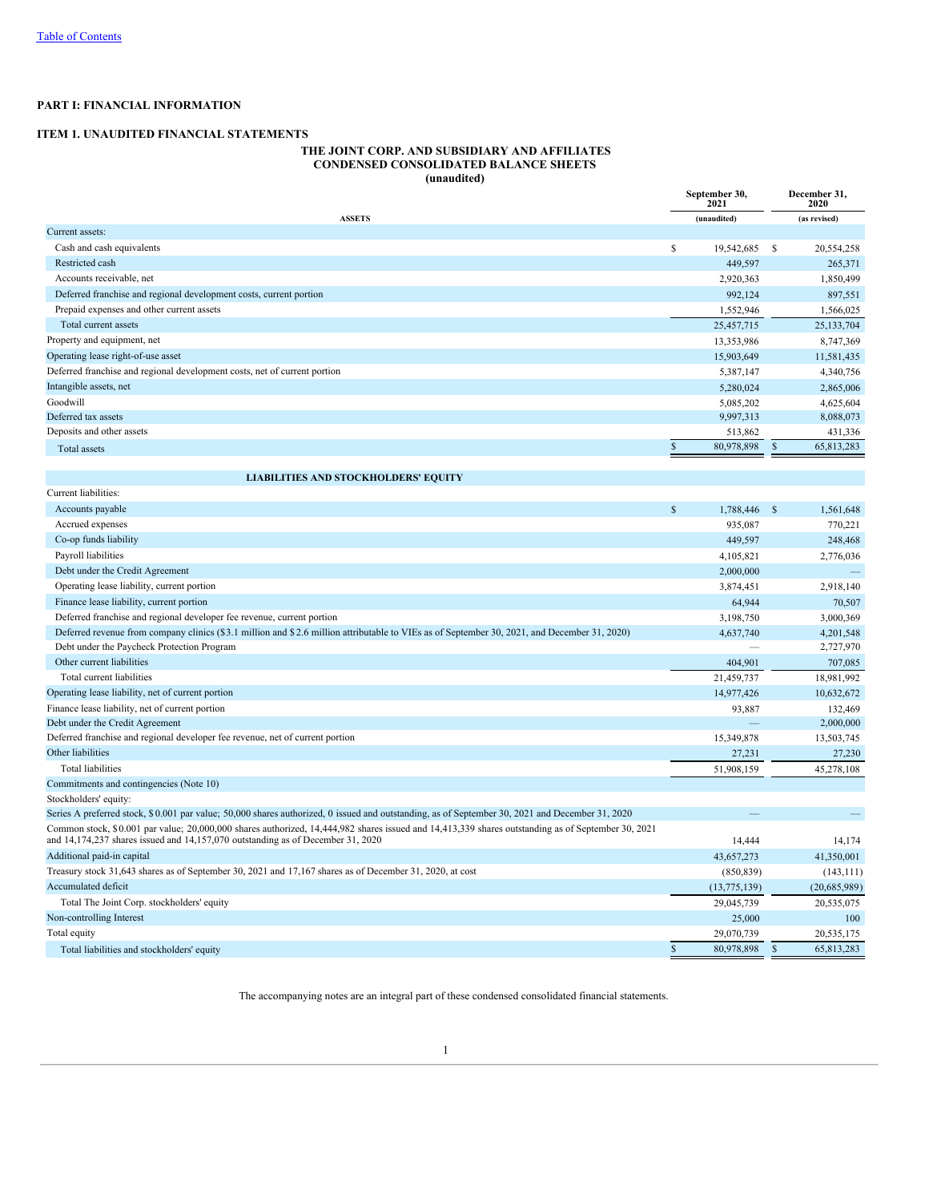[Table of Contents](#)

**PART I: FINANCIAL INFORMATION**

**ITEM 1. UNAUDITED FINANCIAL STATEMENTS**

**THE JOINT CORP. AND SUBSIDIARY AND AFFILIATES**
**CONDENSED CONSOLIDATED BALANCE SHEETS**
**(unaudited)**

| | September 30, 2021 | December 31, 2020 |
|---|---|---|
| **ASSETS** | (unaudited) | (as revised) |
| Current assets: | | |
| Cash and cash equivalents | $ 19,542,685 | $ 20,554,258 |
| Restricted cash | 449,597 | 265,371 |
| Accounts receivable, net | 2,920,363 | 1,850,499 |
| Deferred franchise and regional development costs, current portion | 992,124 | 897,551 |
| Prepaid expenses and other current assets | 1,552,946 | 1,566,025 |
| Total current assets | 25,457,715 | 25,133,704 |
| Property and equipment, net | 13,353,986 | 8,747,369 |
| Operating lease right-of-use asset | 15,903,649 | 11,581,435 |
| Deferred franchise and regional development costs, net of current portion | 5,387,147 | 4,340,756 |
| Intangible assets, net | 5,280,024 | 2,865,006 |
| Goodwill | 5,085,202 | 4,625,604 |
| Deferred tax assets | 9,997,313 | 8,088,073 |
| Deposits and other assets | 513,862 | 431,336 |
| Total assets | $ 80,978,898 | $ 65,813,283 |
| **LIABILITIES AND STOCKHOLDERS' EQUITY** | | |
| Current liabilities: | | |
| Accounts payable | $ 1,788,446 | $ 1,561,648 |
| Accrued expenses | 935,087 | 770,221 |
| Co-op funds liability | 449,597 | 248,468 |
| Payroll liabilities | 4,105,821 | 2,776,036 |
| Debt under the Credit Agreement | 2,000,000 | — |
| Operating lease liability, current portion | 3,874,451 | 2,918,140 |
| Finance lease liability, current portion | 64,944 | 70,507 |
| Deferred franchise and regional developer fee revenue, current portion | 3,198,750 | 3,000,369 |
| Deferred revenue from company clinics ($3.1 million and $2.6 million attributable to VIEs as of September 30, 2021, and December 31, 2020) | 4,637,740 | 4,201,548 |
| Debt under the Paycheck Protection Program | — | 2,727,970 |
| Other current liabilities | 404,901 | 707,085 |
| Total current liabilities | 21,459,737 | 18,981,992 |
| Operating lease liability, net of current portion | 14,977,426 | 10,632,672 |
| Finance lease liability, net of current portion | 93,887 | 132,469 |
| Debt under the Credit Agreement | — | 2,000,000 |
| Deferred franchise and regional developer fee revenue, net of current portion | 15,349,878 | 13,503,745 |
| Other liabilities | 27,231 | 27,230 |
| Total liabilities | 51,908,159 | 45,278,108 |
| Commitments and contingencies (Note 10) | | |
| Stockholders' equity: | | |
| Series A preferred stock, $0.001 par value; 50,000 shares authorized, 0 issued and outstanding, as of September 30, 2021 and December 31, 2020 | — | — |
| Common stock, $0.001 par value; 20,000,000 shares authorized, 14,444,982 shares issued and 14,413,339 shares outstanding as of September 30, 2021 and 14,174,237 shares issued and 14,157,070 outstanding as of December 31, 2020 | 14,444 | 14,174 |
| Additional paid-in capital | 43,657,273 | 41,350,001 |
| Treasury stock 31,643 shares as of September 30, 2021 and 17,167 shares as of December 31, 2020, at cost | (850,839) | (143,111) |
| Accumulated deficit | (13,775,139) | (20,685,989) |
| Total The Joint Corp. stockholders' equity | 29,045,739 | 20,535,075 |
| Non-controlling Interest | 25,000 | 100 |
| Total equity | 29,070,739 | 20,535,175 |
| Total liabilities and stockholders' equity | $ 80,978,898 | $ 65,813,283 |

The accompanying notes are an integral part of these condensed consolidated financial statements.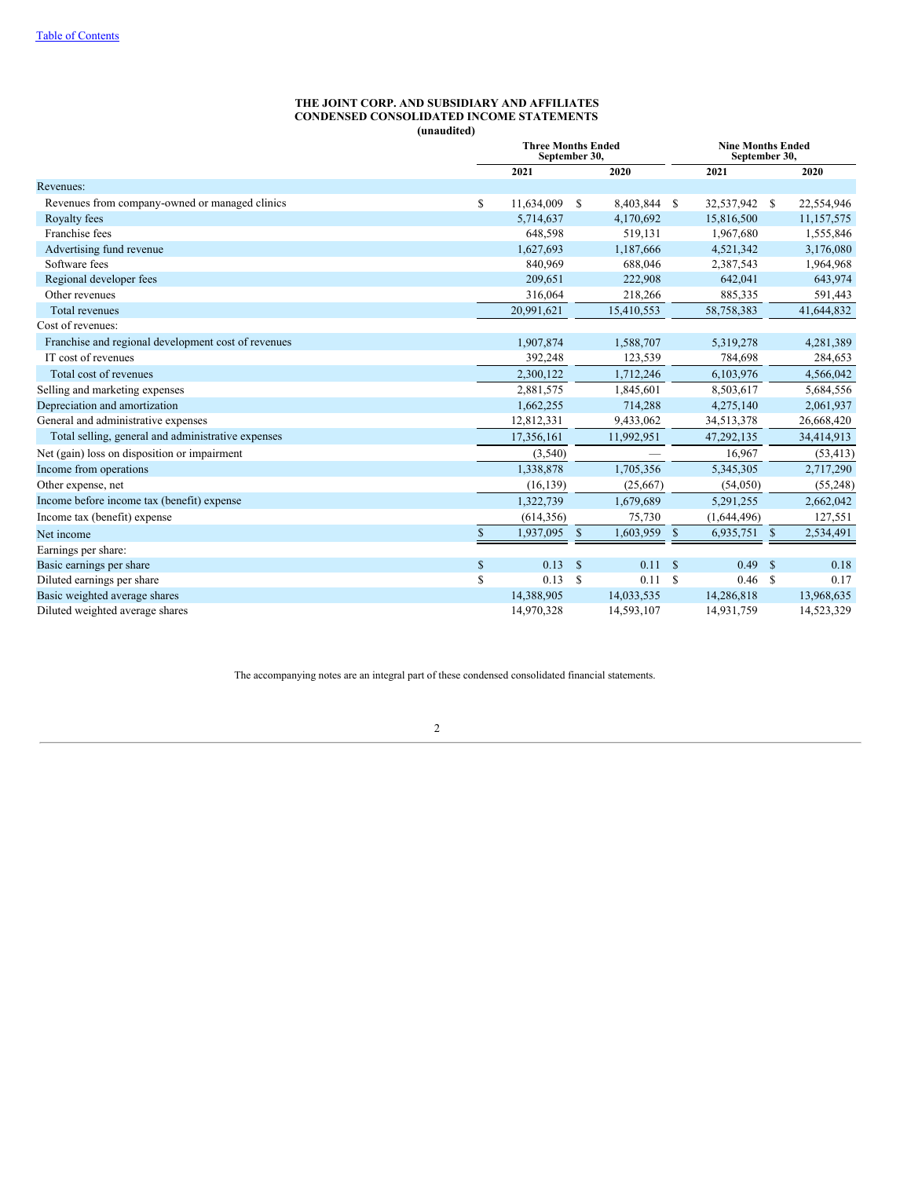**THE JOINT CORP. AND SUBSIDIARY AND AFFILIATES**
**CONDENSED CONSOLIDATED INCOME STATEMENTS**
**(unaudited)**

| | Three Months Ended September 30, | | Nine Months Ended September 30, | |
|---|---|---|---|---|
| | 2021 | 2020 | 2021 | 2020 |
| Revenues: | | | | |
| Revenues from company-owned or managed clinics | $ 11,634,009 | $ 8,403,844 | $ 32,537,942 | $ 22,554,946 |
| Royalty fees | 5,714,637 | 4,170,692 | 15,816,500 | 11,157,575 |
| Franchise fees | 648,598 | 519,131 | 1,967,680 | 1,555,846 |
| Advertising fund revenue | 1,627,693 | 1,187,666 | 4,521,342 | 3,176,080 |
| Software fees | 840,969 | 688,046 | 2,387,543 | 1,964,968 |
| Regional developer fees | 209,651 | 222,908 | 642,041 | 643,974 |
| Other revenues | 316,064 | 218,266 | 885,335 | 591,443 |
| Total revenues | 20,991,621 | 15,410,553 | 58,758,383 | 41,644,832 |
| Cost of revenues: | | | | |
| Franchise and regional development cost of revenues | 1,907,874 | 1,588,707 | 5,319,278 | 4,281,389 |
| IT cost of revenues | 392,248 | 123,539 | 784,698 | 284,653 |
| Total cost of revenues | 2,300,122 | 1,712,246 | 6,103,976 | 4,566,042 |
| Selling and marketing expenses | 2,881,575 | 1,845,601 | 8,503,617 | 5,684,556 |
| Depreciation and amortization | 1,662,255 | 714,288 | 4,275,140 | 2,061,937 |
| General and administrative expenses | 12,812,331 | 9,433,062 | 34,513,378 | 26,668,420 |
| Total selling, general and administrative expenses | 17,356,161 | 11,992,951 | 47,292,135 | 34,414,913 |
| Net (gain) loss on disposition or impairment | (3,540) | — | 16,967 | (53,413) |
| Income from operations | 1,338,878 | 1,705,356 | 5,345,305 | 2,717,290 |
| Other expense, net | (16,139) | (25,667) | (54,050) | (55,248) |
| Income before income tax (benefit) expense | 1,322,739 | 1,679,689 | 5,291,255 | 2,662,042 |
| Income tax (benefit) expense | (614,356) | 75,730 | (1,644,496) | 127,551 |
| Net income | $ 1,937,095 | $ 1,603,959 | $ 6,935,751 | $ 2,534,491 |
| Earnings per share: | | | | |
| Basic earnings per share | $ 0.13 | $ 0.11 | $ 0.49 | $ 0.18 |
| Diluted earnings per share | $ 0.13 | $ 0.11 | $ 0.46 | $ 0.17 |
| Basic weighted average shares | 14,388,905 | 14,033,535 | 14,286,818 | 13,968,635 |
| Diluted weighted average shares | 14,970,328 | 14,593,107 | 14,931,759 | 14,523,329 |

The accompanying notes are an integral part of these condensed consolidated financial statements.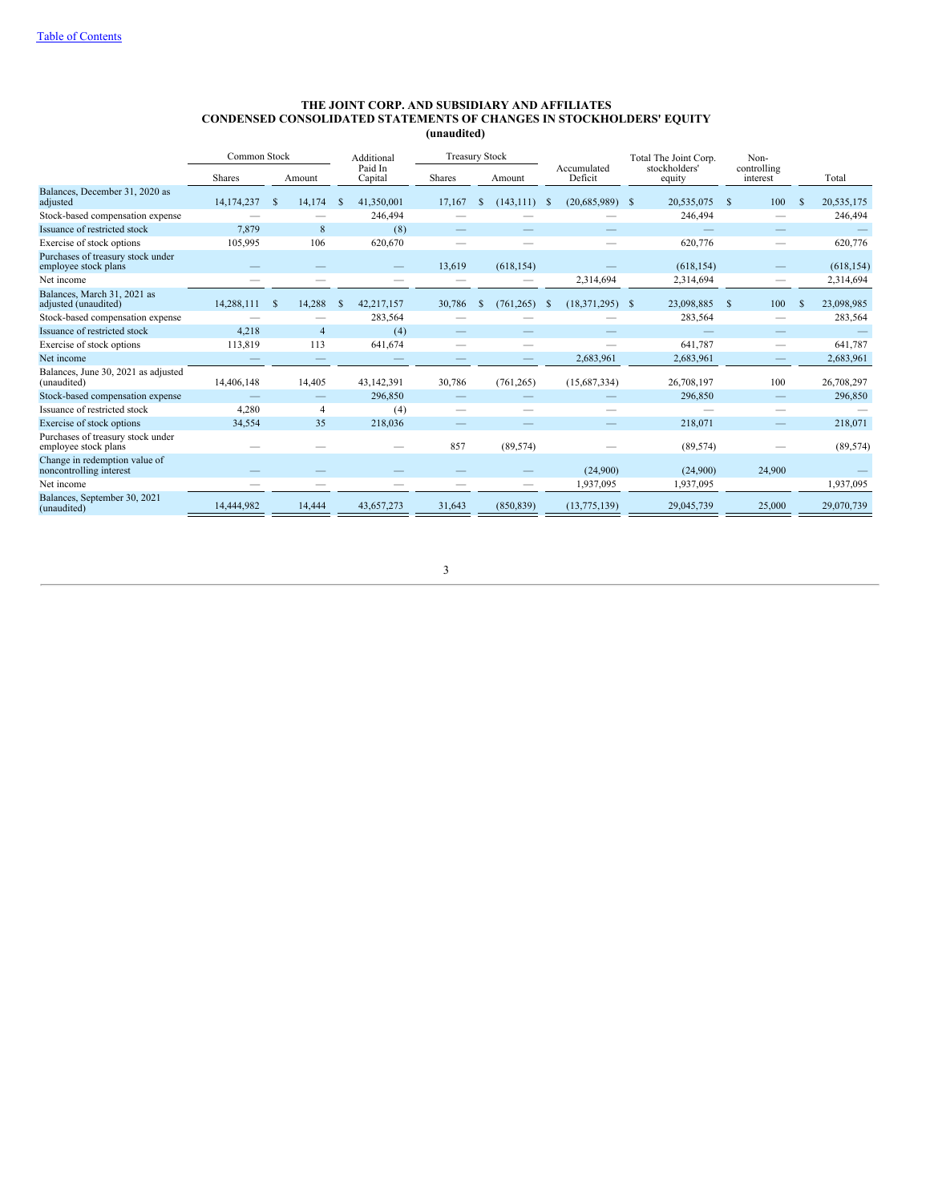# THE JOINT CORP. AND SUBSIDIARY AND AFFILIATES
## CONDENSED CONSOLIDATED STATEMENTS OF CHANGES IN STOCKHOLDERS' EQUITY
### (unaudited)

| | Common Stock | | Additional Paid In Capital | Treasury Stock | | Accumulated Deficit | Total The Joint Corp. stockholders' equity | Non-controlling interest | Total |
|---|---|---|---|---|---|---|---|---|---|
| | Shares | Amount | | Shares | Amount | | | | |
| Balances, December 31, 2020 as adjusted | 14,174,237 | $ 14,174 | $ 41,350,001 | 17,167 | $ (143,111) | $ (20,685,989) | $ 20,535,075 | $ 100 | $ 20,535,175 |
| Stock-based compensation expense | — | — | 246,494 | — | — | — | 246,494 | — | 246,494 |
| Issuance of restricted stock | 7,879 | 8 | (8) | — | — | — | — | — | — |
| Exercise of stock options | 105,995 | 106 | 620,670 | — | — | — | 620,776 | — | 620,776 |
| Purchases of treasury stock under employee stock plans | — | — | — | 13,619 | (618,154) | — | (618,154) | — | (618,154) |
| Net income | — | — | — | — | — | 2,314,694 | 2,314,694 | — | 2,314,694 |
| Balances, March 31, 2021 as adjusted (unaudited) | 14,288,111 | $ 14,288 | $ 42,217,157 | 30,786 | $ (761,265) | $ (18,371,295) | $ 23,098,885 | $ 100 | $ 23,098,985 |
| Stock-based compensation expense | — | — | 283,564 | — | — | — | 283,564 | — | 283,564 |
| Issuance of restricted stock | 4,218 | 4 | (4) | — | — | — | — | — | — |
| Exercise of stock options | 113,819 | 113 | 641,674 | — | — | — | 641,787 | — | 641,787 |
| Net income | — | — | — | — | — | 2,683,961 | 2,683,961 | — | 2,683,961 |
| Balances, June 30, 2021 as adjusted (unaudited) | 14,406,148 | 14,405 | 43,142,391 | 30,786 | (761,265) | (15,687,334) | 26,708,197 | 100 | 26,708,297 |
| Stock-based compensation expense | — | — | 296,850 | — | — | — | 296,850 | — | 296,850 |
| Issuance of restricted stock | 4,280 | 4 | (4) | — | — | — | — | — | — |
| Exercise of stock options | 34,554 | 35 | 218,036 | — | — | — | 218,071 | — | 218,071 |
| Purchases of treasury stock under employee stock plans | — | — | — | 857 | (89,574) | — | (89,574) | — | (89,574) |
| Change in redemption value of noncontrolling interest | — | — | — | — | — | (24,900) | (24,900) | 24,900 | — |
| Net income | — | — | — | — | — | 1,937,095 | 1,937,095 | | 1,937,095 |
| Balances, September 30, 2021 (unaudited) | 14,444,982 | 14,444 | 43,657,273 | 31,643 | (850,839) | (13,775,139) | 29,045,739 | 25,000 | 29,070,739 |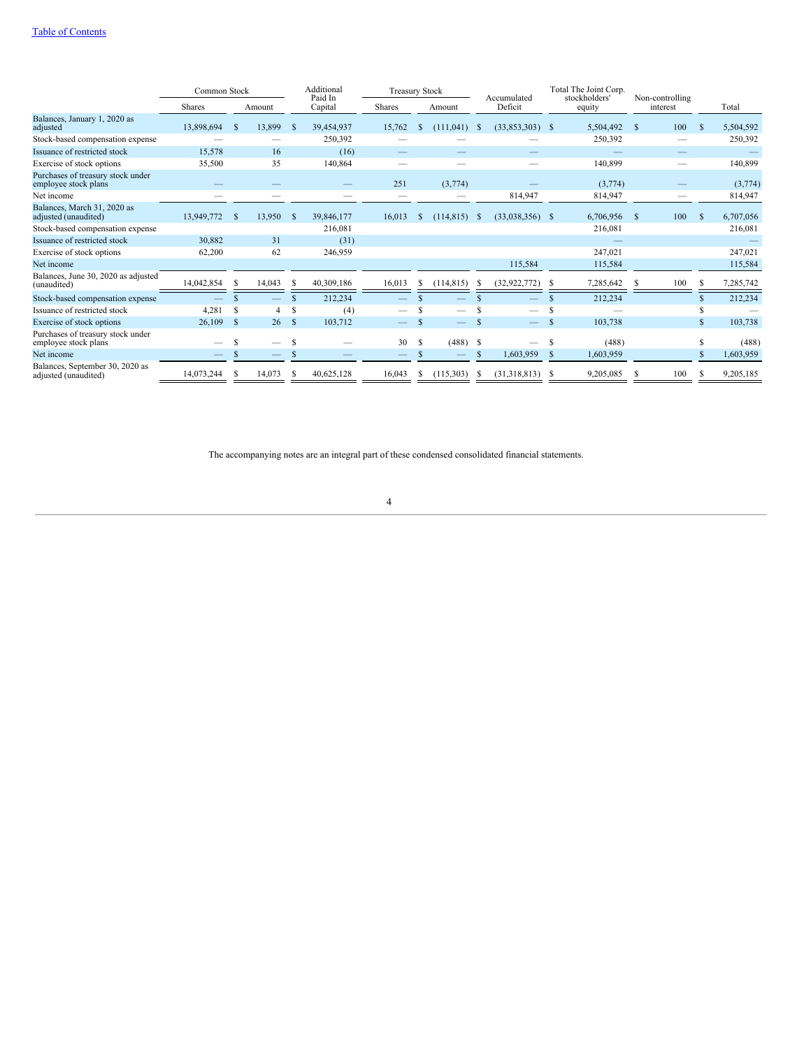[Table of Contents]

| | Common Stock | | Additional Paid In Capital | Treasury Stock | | Accumulated Deficit | Total The Joint Corp. stockholders' equity | Non-controlling interest | Total |
|---|---|---|---|---|---|---|---|---|---|
| | Shares | Amount | | Shares | Amount | | | | |
| Balances, January 1, 2020 as adjusted | 13,898,694 | $ 13,899 | $ 39,454,937 | 15,762 | $ (111,041) | $ (33,853,303) | $ 5,504,492 | $ 100 | $ 5,504,592 |
| Stock-based compensation expense | — | — | 250,392 | — | — | — | 250,392 | — | 250,392 |
| Issuance of restricted stock | 15,578 | 16 | (16) | — | — | — | — | — | — |
| Exercise of stock options | 35,500 | 35 | 140,864 | — | — | — | 140,899 | — | 140,899 |
| Purchases of treasury stock under employee stock plans | — | — | — | 251 | (3,774) | — | (3,774) | — | (3,774) |
| Net income | — | — | — | — | — | 814,947 | 814,947 | — | 814,947 |
| Balances, March 31, 2020 as adjusted (unaudited) | 13,949,772 | $ 13,950 | $ 39,846,177 | 16,013 | $ (114,815) | $ (33,038,356) | $ 6,706,956 | $ 100 | $ 6,707,056 |
| Stock-based compensation expense | | | 216,081 | | | | 216,081 | | 216,081 |
| Issuance of restricted stock | 30,882 | 31 | (31) | | | | — | | — |
| Exercise of stock options | 62,200 | 62 | 246,959 | | | | 247,021 | | 247,021 |
| Net income | | | | | | 115,584 | 115,584 | | 115,584 |
| Balances, June 30, 2020 as adjusted (unaudited) | 14,042,854 | $ 14,043 | $ 40,309,186 | 16,013 | $ (114,815) | $ (32,922,772) | $ 7,285,642 | $ 100 | $ 7,285,742 |
| Stock-based compensation expense | — | $ — | $ 212,234 | — | $ — | $ — | $ 212,234 | | $ 212,234 |
| Issuance of restricted stock | 4,281 | $ 4 | $ (4) | — | $ — | $ — | $ — | | $ — |
| Exercise of stock options | 26,109 | $ 26 | $ 103,712 | — | $ — | $ — | $ 103,738 | | $ 103,738 |
| Purchases of treasury stock under employee stock plans | — | $ — | $ — | 30 | $ (488) | $ — | $ (488) | | $ (488) |
| Net income | — | $ — | $ — | — | $ — | $ 1,603,959 | $ 1,603,959 | | $ 1,603,959 |
| Balances, September 30, 2020 as adjusted (unaudited) | 14,073,244 | $ 14,073 | $ 40,625,128 | 16,043 | $ (115,303) | $ (31,318,813) | $ 9,205,085 | $ 100 | $ 9,205,185 |

The accompanying notes are an integral part of these condensed consolidated financial statements.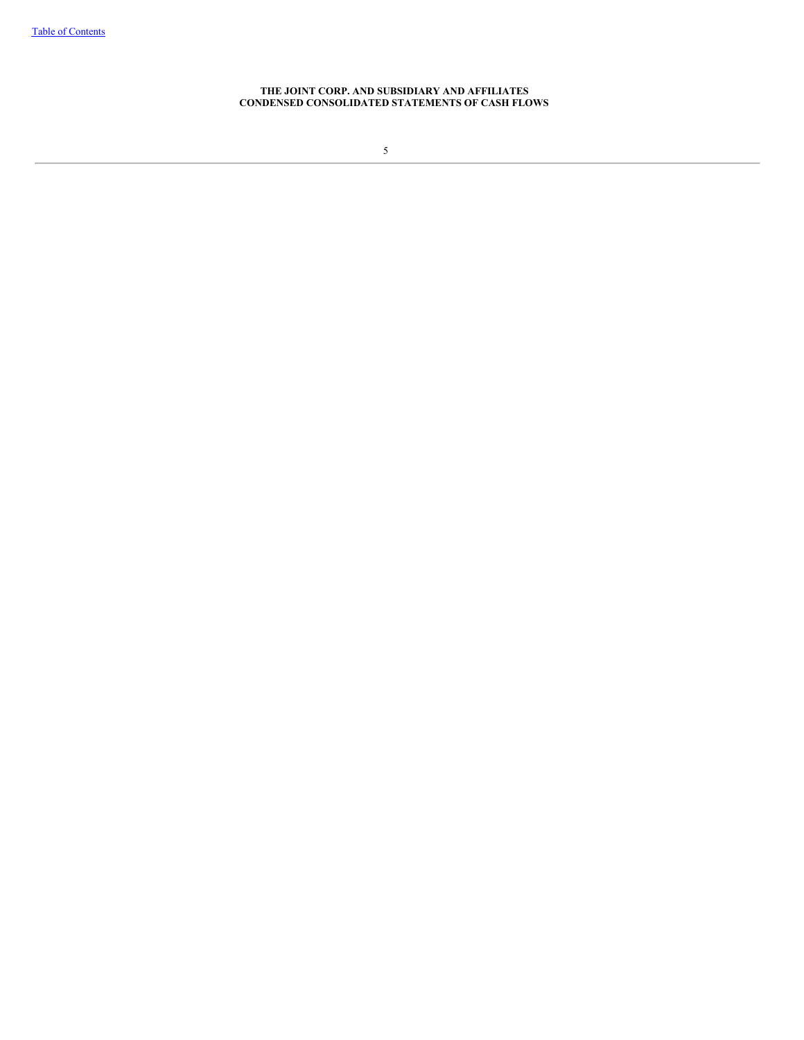**THE JOINT CORP. AND SUBSIDIARY AND AFFILIATES**
**CONDENSED CONSOLIDATED STATEMENTS OF CASH FLOWS**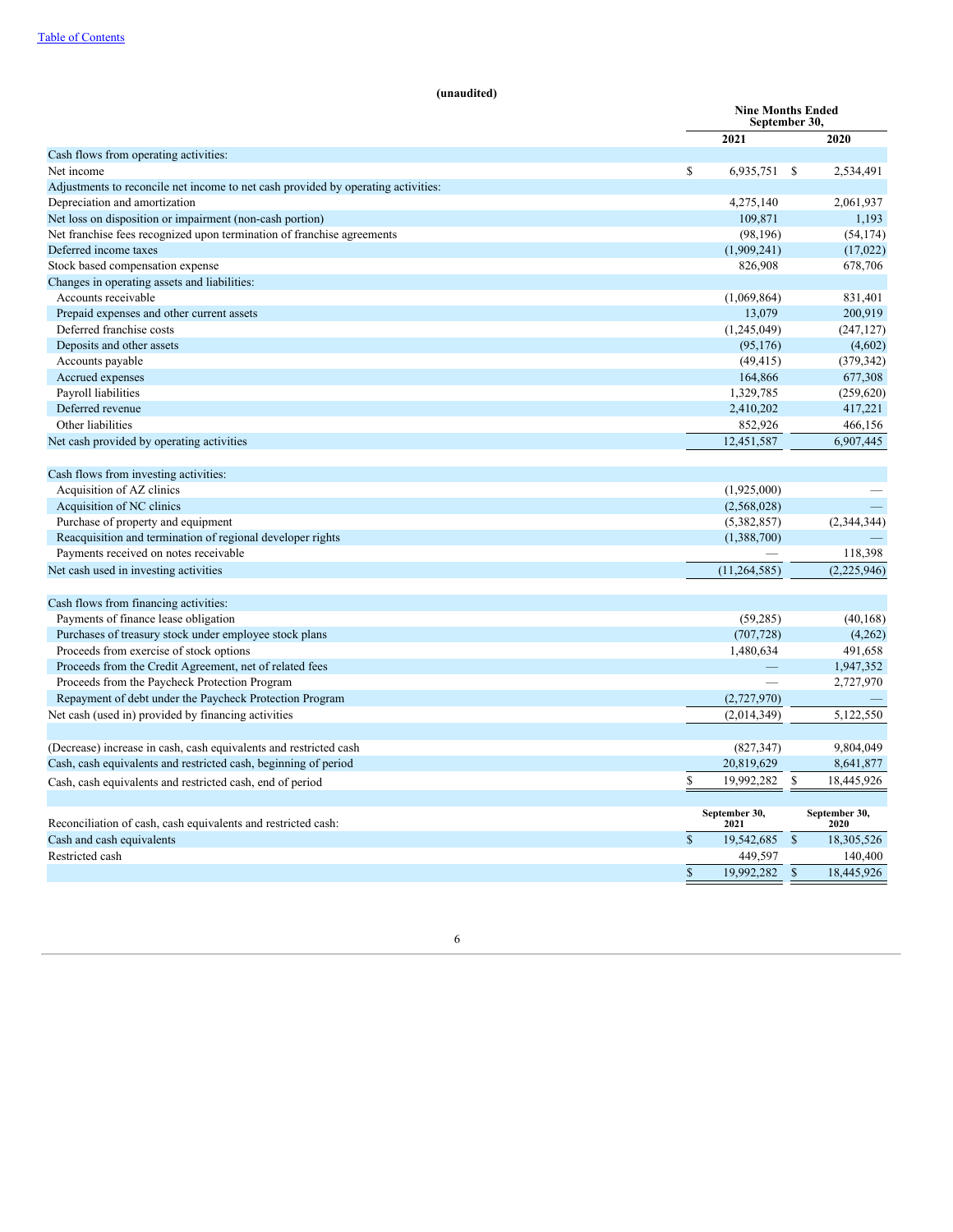(unaudited)

| | Nine Months Ended September 30, | |
|---|---|---|
| | 2021 | 2020 |
| Cash flows from operating activities: | | |
| Net income | $ 6,935,751 | $ 2,534,491 |
| Adjustments to reconcile net income to net cash provided by operating activities: | | |
| Depreciation and amortization | 4,275,140 | 2,061,937 |
| Net loss on disposition or impairment (non-cash portion) | 109,871 | 1,193 |
| Net franchise fees recognized upon termination of franchise agreements | (98,196) | (54,174) |
| Deferred income taxes | (1,909,241) | (17,022) |
| Stock based compensation expense | 826,908 | 678,706 |
| Changes in operating assets and liabilities: | | |
| Accounts receivable | (1,069,864) | 831,401 |
| Prepaid expenses and other current assets | 13,079 | 200,919 |
| Deferred franchise costs | (1,245,049) | (247,127) |
| Deposits and other assets | (95,176) | (4,602) |
| Accounts payable | (49,415) | (379,342) |
| Accrued expenses | 164,866 | 677,308 |
| Payroll liabilities | 1,329,785 | (259,620) |
| Deferred revenue | 2,410,202 | 417,221 |
| Other liabilities | 852,926 | 466,156 |
| Net cash provided by operating activities | 12,451,587 | 6,907,445 |
| | | |
| Cash flows from investing activities: | | |
| Acquisition of AZ clinics | (1,925,000) | — |
| Acquisition of NC clinics | (2,568,028) | — |
| Purchase of property and equipment | (5,382,857) | (2,344,344) |
| Reacquisition and termination of regional developer rights | (1,388,700) | — |
| Payments received on notes receivable | — | 118,398 |
| Net cash used in investing activities | (11,264,585) | (2,225,946) |
| | | |
| Cash flows from financing activities: | | |
| Payments of finance lease obligation | (59,285) | (40,168) |
| Purchases of treasury stock under employee stock plans | (707,728) | (4,262) |
| Proceeds from exercise of stock options | 1,480,634 | 491,658 |
| Proceeds from the Credit Agreement, net of related fees | — | 1,947,352 |
| Proceeds from the Paycheck Protection Program | — | 2,727,970 |
| Repayment of debt under the Paycheck Protection Program | (2,727,970) | — |
| Net cash (used in) provided by financing activities | (2,014,349) | 5,122,550 |
| | | |
| (Decrease) increase in cash, cash equivalents and restricted cash | (827,347) | 9,804,049 |
| Cash, cash equivalents and restricted cash, beginning of period | 20,819,629 | 8,641,877 |
| Cash, cash equivalents and restricted cash, end of period | $ 19,992,282 | $ 18,445,926 |

| Reconciliation of cash, cash equivalents and restricted cash: | September 30, 2021 | September 30, 2020 |
|---|---|---|
| Cash and cash equivalents | $ 19,542,685 | $ 18,305,526 |
| Restricted cash | 449,597 | 140,400 |
| | $ 19,992,282 | $ 18,445,926 |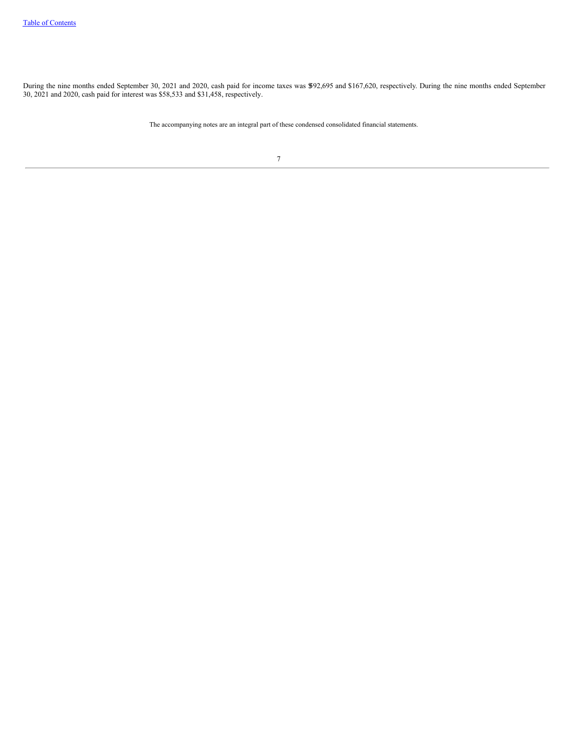During the nine months ended September 30, 2021 and 2020, cash paid for income taxes was $92,695 and $167,620, respectively. During the nine months ended September 30, 2021 and 2020, cash paid for interest was $58,533 and $31,458, respectively.

The accompanying notes are an integral part of these condensed consolidated financial statements.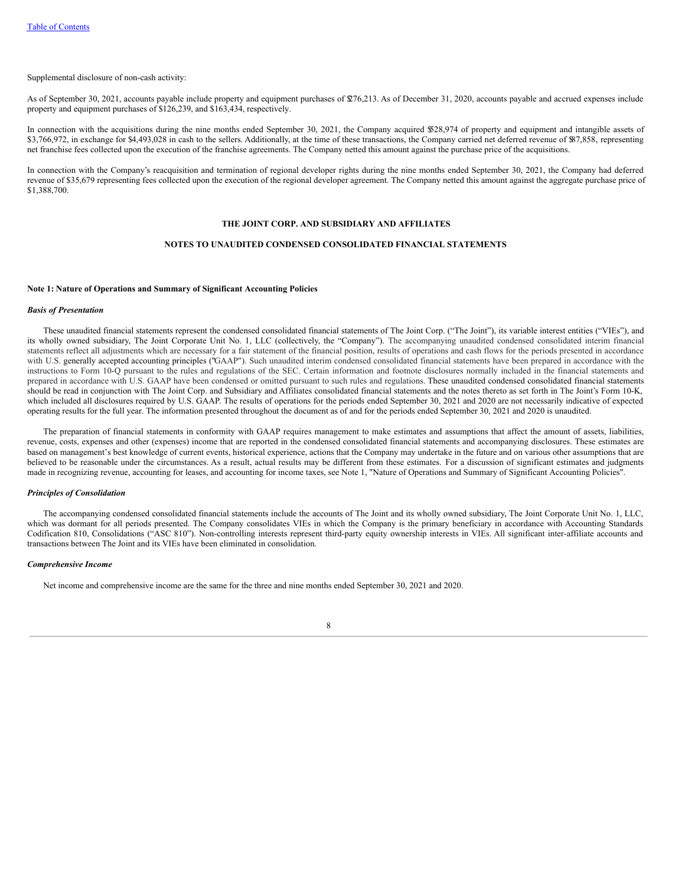Supplemental disclosure of non-cash activity:

As of September 30, 2021, accounts payable include property and equipment purchases of $276,213. As of December 31, 2020, accounts payable and accrued expenses include property and equipment purchases of $126,239, and $163,434, respectively.

In connection with the acquisitions during the nine months ended September 30, 2021, the Company acquired $528,974 of property and equipment and intangible assets of $3,766,972, in exchange for $4,493,028 in cash to the sellers. Additionally, at the time of these transactions, the Company carried net deferred revenue of $87,858, representing net franchise fees collected upon the execution of the franchise agreements. The Company netted this amount against the purchase price of the acquisitions.

In connection with the Company's reacquisition and termination of regional developer rights during the nine months ended September 30, 2021, the Company had deferred revenue of $35,679 representing fees collected upon the execution of the regional developer agreement. The Company netted this amount against the aggregate purchase price of $1,388,700.

## THE JOINT CORP. AND SUBSIDIARY AND AFFILIATES

## NOTES TO UNAUDITED CONDENSED CONSOLIDATED FINANCIAL STATEMENTS

### Note 1: Nature of Operations and Summary of Significant Accounting Policies

***Basis of Presentation***

These unaudited financial statements represent the condensed consolidated financial statements of The Joint Corp. ("The Joint"), its variable interest entities ("VIEs"), and its wholly owned subsidiary, The Joint Corporate Unit No. 1, LLC (collectively, the "Company"). The accompanying unaudited condensed consolidated interim financial statements reflect all adjustments which are necessary for a fair statement of the financial position, results of operations and cash flows for the periods presented in accordance with U.S. generally accepted accounting principles ("GAAP"). Such unaudited interim condensed consolidated financial statements have been prepared in accordance with the instructions to Form 10-Q pursuant to the rules and regulations of the SEC. Certain information and footnote disclosures normally included in the financial statements and prepared in accordance with U.S. GAAP have been condensed or omitted pursuant to such rules and regulations. These unaudited condensed consolidated financial statements should be read in conjunction with The Joint Corp. and Subsidiary and Affiliates consolidated financial statements and the notes thereto as set forth in The Joint's Form 10-K, which included all disclosures required by U.S. GAAP. The results of operations for the periods ended September 30, 2021 and 2020 are not necessarily indicative of expected operating results for the full year. The information presented throughout the document as of and for the periods ended September 30, 2021 and 2020 is unaudited.

The preparation of financial statements in conformity with GAAP requires management to make estimates and assumptions that affect the amount of assets, liabilities, revenue, costs, expenses and other (expenses) income that are reported in the condensed consolidated financial statements and accompanying disclosures. These estimates are based on management's best knowledge of current events, historical experience, actions that the Company may undertake in the future and on various other assumptions that are believed to be reasonable under the circumstances. As a result, actual results may be different from these estimates. For a discussion of significant estimates and judgments made in recognizing revenue, accounting for leases, and accounting for income taxes, see Note 1, "Nature of Operations and Summary of Significant Accounting Policies".

***Principles of Consolidation***

The accompanying condensed consolidated financial statements include the accounts of The Joint and its wholly owned subsidiary, The Joint Corporate Unit No. 1, LLC, which was dormant for all periods presented. The Company consolidates VIEs in which the Company is the primary beneficiary in accordance with Accounting Standards Codification 810, Consolidations ("ASC 810"). Non-controlling interests represent third-party equity ownership interests in VIEs. All significant inter-affiliate accounts and transactions between The Joint and its VIEs have been eliminated in consolidation.

***Comprehensive Income***

Net income and comprehensive income are the same for the three and nine months ended September 30, 2021 and 2020.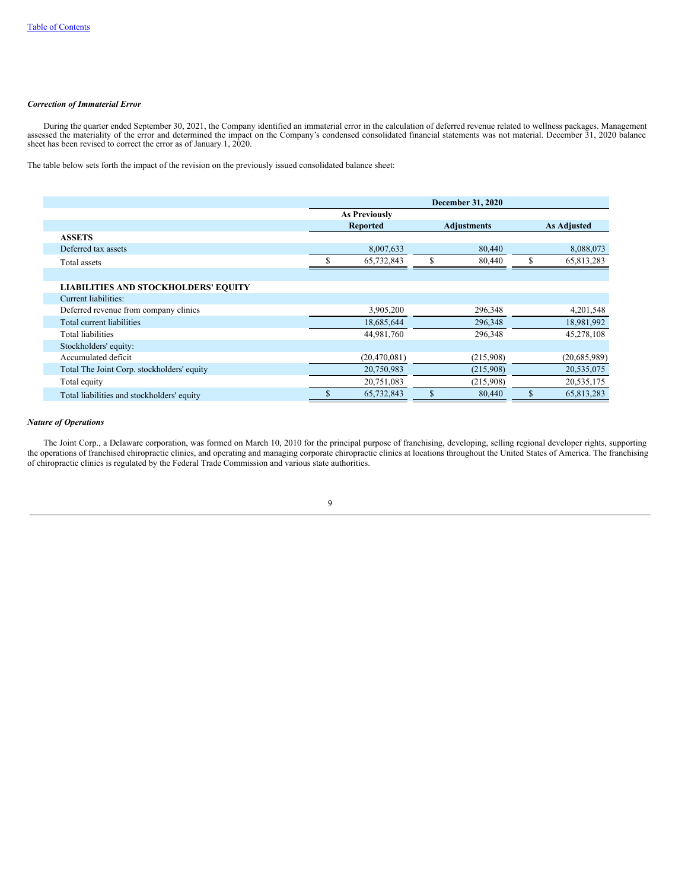***Correction of Immaterial Error***

During the quarter ended September 30, 2021, the Company identified an immaterial error in the calculation of deferred revenue related to wellness packages. Management assessed the materiality of the error and determined the impact on the Company's condensed consolidated financial statements was not material. December 31, 2020 balance sheet has been revised to correct the error as of January 1, 2020.

The table below sets forth the impact of the revision on the previously issued consolidated balance sheet:

| | December 31, 2020 | | |
|---|---|---|---|
| | As Previously Reported | Adjustments | As Adjusted |
| **ASSETS** | | | |
| Deferred tax assets | 8,007,633 | 80,440 | 8,088,073 |
| Total assets | $ 65,732,843 | $ 80,440 | $ 65,813,283 |
| | | | |
| **LIABILITIES AND STOCKHOLDERS' EQUITY** | | | |
| Current liabilities: | | | |
| Deferred revenue from company clinics | 3,905,200 | 296,348 | 4,201,548 |
| Total current liabilities | 18,685,644 | 296,348 | 18,981,992 |
| Total liabilities | 44,981,760 | 296,348 | 45,278,108 |
| Stockholders' equity: | | | |
| Accumulated deficit | (20,470,081) | (215,908) | (20,685,989) |
| Total The Joint Corp. stockholders' equity | 20,750,983 | (215,908) | 20,535,075 |
| Total equity | 20,751,083 | (215,908) | 20,535,175 |
| Total liabilities and stockholders' equity | $ 65,732,843 | $ 80,440 | $ 65,813,283 |

***Nature of Operations***

The Joint Corp., a Delaware corporation, was formed on March 10, 2010 for the principal purpose of franchising, developing, selling regional developer rights, supporting the operations of franchised chiropractic clinics, and operating and managing corporate chiropractic clinics at locations throughout the United States of America. The franchising of chiropractic clinics is regulated by the Federal Trade Commission and various state authorities.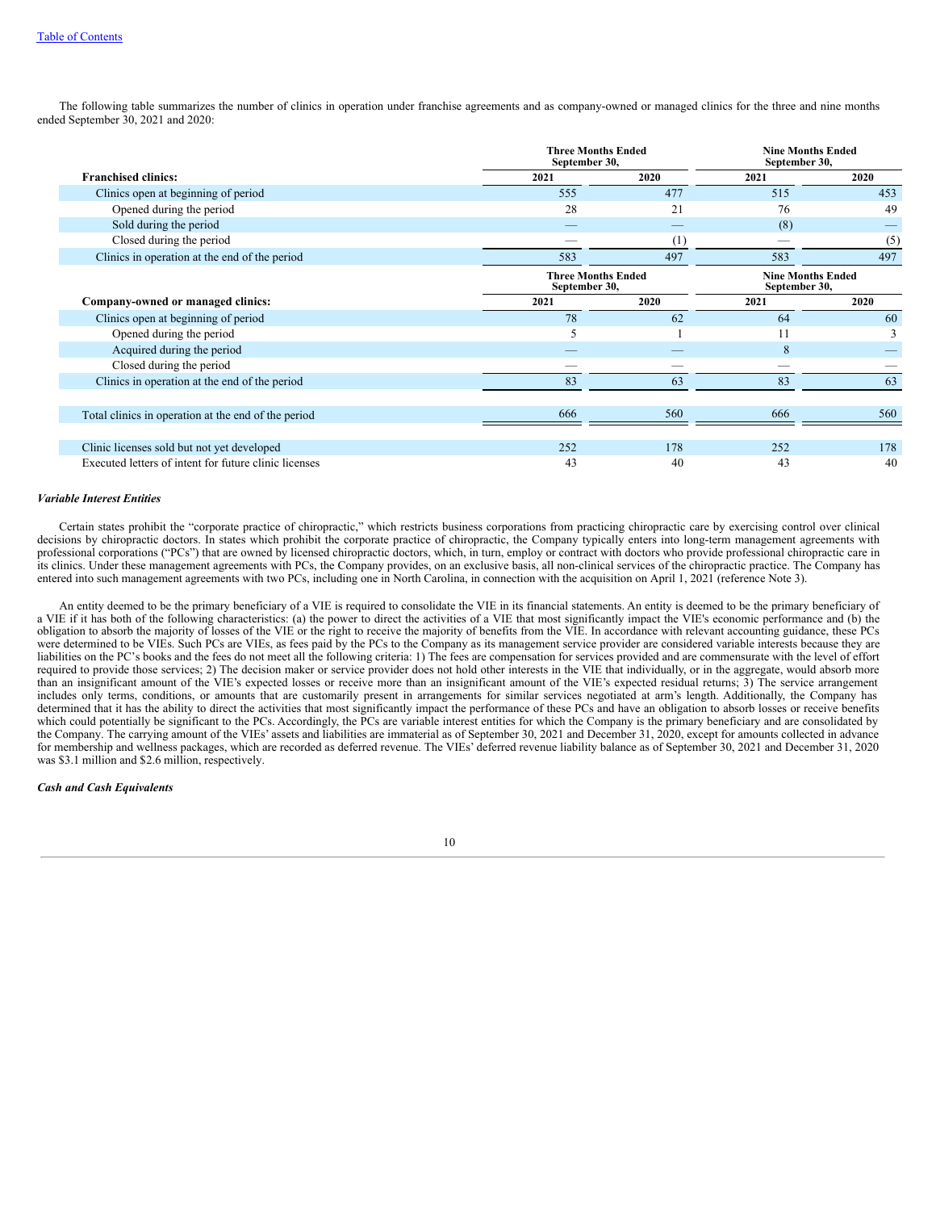The following table summarizes the number of clinics in operation under franchise agreements and as company-owned or managed clinics for the three and nine months ended September 30, 2021 and 2020:

| | Three Months Ended September 30, | | Nine Months Ended September 30, | |
|---|---|---|---|---|
| **Franchised clinics:** | **2021** | **2020** | **2021** | **2020** |
| Clinics open at beginning of period | 555 | 477 | 515 | 453 |
| Opened during the period | 28 | 21 | 76 | 49 |
| Sold during the period | — | — | (8) | — |
| Closed during the period | — | (1) | — | (5) |
| Clinics in operation at the end of the period | 583 | 497 | 583 | 497 |
| | **Three Months Ended September 30,** | | **Nine Months Ended September 30,** | |
| **Company-owned or managed clinics:** | **2021** | **2020** | **2021** | **2020** |
| Clinics open at beginning of period | 78 | 62 | 64 | 60 |
| Opened during the period | 5 | 1 | 11 | 3 |
| Acquired during the period | — | — | 8 | — |
| Closed during the period | — | — | — | — |
| Clinics in operation at the end of the period | 83 | 63 | 83 | 63 |
| | | | | |
| Total clinics in operation at the end of the period | 666 | 560 | 666 | 560 |
| | | | | |
| Clinic licenses sold but not yet developed | 252 | 178 | 252 | 178 |
| Executed letters of intent for future clinic licenses | 43 | 40 | 43 | 40 |

***Variable Interest Entities***

Certain states prohibit the "corporate practice of chiropractic," which restricts business corporations from practicing chiropractic care by exercising control over clinical decisions by chiropractic doctors. In states which prohibit the corporate practice of chiropractic, the Company typically enters into long-term management agreements with professional corporations ("PCs") that are owned by licensed chiropractic doctors, which, in turn, employ or contract with doctors who provide professional chiropractic care in its clinics. Under these management agreements with PCs, the Company provides, on an exclusive basis, all non-clinical services of the chiropractic practice. The Company has entered into such management agreements with two PCs, including one in North Carolina, in connection with the acquisition on April 1, 2021 (reference Note 3).

An entity deemed to be the primary beneficiary of a VIE is required to consolidate the VIE in its financial statements. An entity is deemed to be the primary beneficiary of a VIE if it has both of the following characteristics: (a) the power to direct the activities of a VIE that most significantly impact the VIE's economic performance and (b) the obligation to absorb the majority of losses of the VIE or the right to receive the majority of benefits from the VIE. In accordance with relevant accounting guidance, these PCs were determined to be VIEs. Such PCs are VIEs, as fees paid by the PCs to the Company as its management service provider are considered variable interests because they are liabilities on the PC's books and the fees do not meet all the following criteria: 1) The fees are compensation for services provided and are commensurate with the level of effort required to provide those services; 2) The decision maker or service provider does not hold other interests in the VIE that individually, or in the aggregate, would absorb more than an insignificant amount of the VIE's expected losses or receive more than an insignificant amount of the VIE's expected residual returns; 3) The service arrangement includes only terms, conditions, or amounts that are customarily present in arrangements for similar services negotiated at arm's length. Additionally, the Company has determined that it has the ability to direct the activities that most significantly impact the performance of these PCs and have an obligation to absorb losses or receive benefits which could potentially be significant to the PCs. Accordingly, the PCs are variable interest entities for which the Company is the primary beneficiary and are consolidated by the Company. The carrying amount of the VIEs' assets and liabilities are immaterial as of September 30, 2021 and December 31, 2020, except for amounts collected in advance for membership and wellness packages, which are recorded as deferred revenue. The VIEs' deferred revenue liability balance as of September 30, 2021 and December 31, 2020 was $3.1 million and $2.6 million, respectively.

***Cash and Cash Equivalents***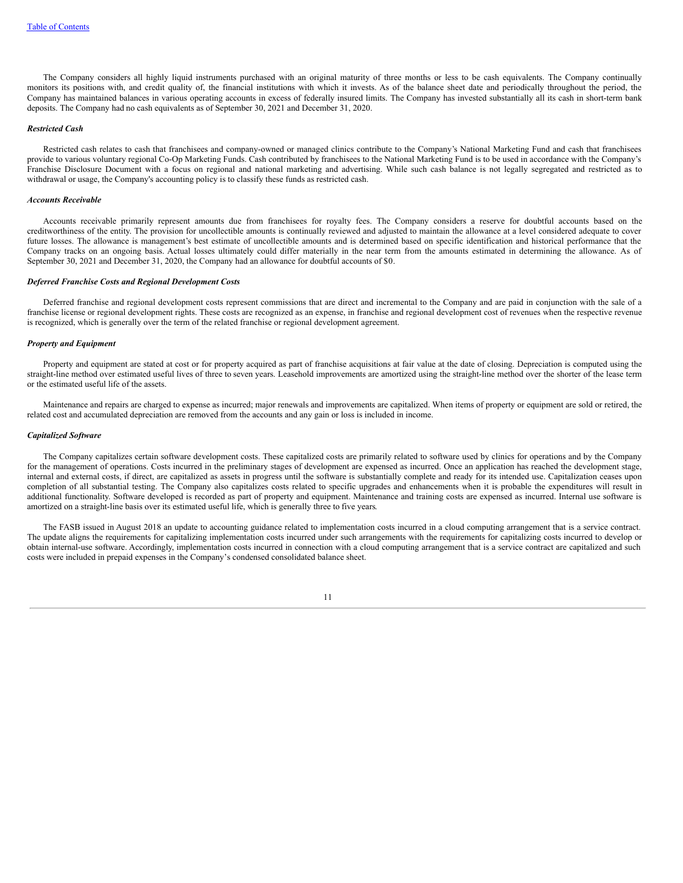The Company considers all highly liquid instruments purchased with an original maturity of three months or less to be cash equivalents. The Company continually monitors its positions with, and credit quality of, the financial institutions with which it invests. As of the balance sheet date and periodically throughout the period, the Company has maintained balances in various operating accounts in excess of federally insured limits. The Company has invested substantially all its cash in short-term bank deposits. The Company had no cash equivalents as of September 30, 2021 and December 31, 2020.

***Restricted Cash***

Restricted cash relates to cash that franchisees and company-owned or managed clinics contribute to the Company's National Marketing Fund and cash that franchisees provide to various voluntary regional Co-Op Marketing Funds. Cash contributed by franchisees to the National Marketing Fund is to be used in accordance with the Company's Franchise Disclosure Document with a focus on regional and national marketing and advertising. While such cash balance is not legally segregated and restricted as to withdrawal or usage, the Company's accounting policy is to classify these funds as restricted cash.

***Accounts Receivable***

Accounts receivable primarily represent amounts due from franchisees for royalty fees. The Company considers a reserve for doubtful accounts based on the creditworthiness of the entity. The provision for uncollectible amounts is continually reviewed and adjusted to maintain the allowance at a level considered adequate to cover future losses. The allowance is management's best estimate of uncollectible amounts and is determined based on specific identification and historical performance that the Company tracks on an ongoing basis. Actual losses ultimately could differ materially in the near term from the amounts estimated in determining the allowance. As of September 30, 2021 and December 31, 2020, the Company had an allowance for doubtful accounts of $0.

***Deferred Franchise Costs and Regional Development Costs***

Deferred franchise and regional development costs represent commissions that are direct and incremental to the Company and are paid in conjunction with the sale of a franchise license or regional development rights. These costs are recognized as an expense, in franchise and regional development cost of revenues when the respective revenue is recognized, which is generally over the term of the related franchise or regional development agreement.

***Property and Equipment***

Property and equipment are stated at cost or for property acquired as part of franchise acquisitions at fair value at the date of closing. Depreciation is computed using the straight-line method over estimated useful lives of three to seven years. Leasehold improvements are amortized using the straight-line method over the shorter of the lease term or the estimated useful life of the assets.

Maintenance and repairs are charged to expense as incurred; major renewals and improvements are capitalized. When items of property or equipment are sold or retired, the related cost and accumulated depreciation are removed from the accounts and any gain or loss is included in income.

***Capitalized Software***

The Company capitalizes certain software development costs. These capitalized costs are primarily related to software used by clinics for operations and by the Company for the management of operations. Costs incurred in the preliminary stages of development are expensed as incurred. Once an application has reached the development stage, internal and external costs, if direct, are capitalized as assets in progress until the software is substantially complete and ready for its intended use. Capitalization ceases upon completion of all substantial testing. The Company also capitalizes costs related to specific upgrades and enhancements when it is probable the expenditures will result in additional functionality. Software developed is recorded as part of property and equipment. Maintenance and training costs are expensed as incurred. Internal use software is amortized on a straight-line basis over its estimated useful life, which is generally three to five years.

The FASB issued in August 2018 an update to accounting guidance related to implementation costs incurred in a cloud computing arrangement that is a service contract. The update aligns the requirements for capitalizing implementation costs incurred under such arrangements with the requirements for capitalizing costs incurred to develop or obtain internal-use software. Accordingly, implementation costs incurred in connection with a cloud computing arrangement that is a service contract are capitalized and such costs were included in prepaid expenses in the Company's condensed consolidated balance sheet.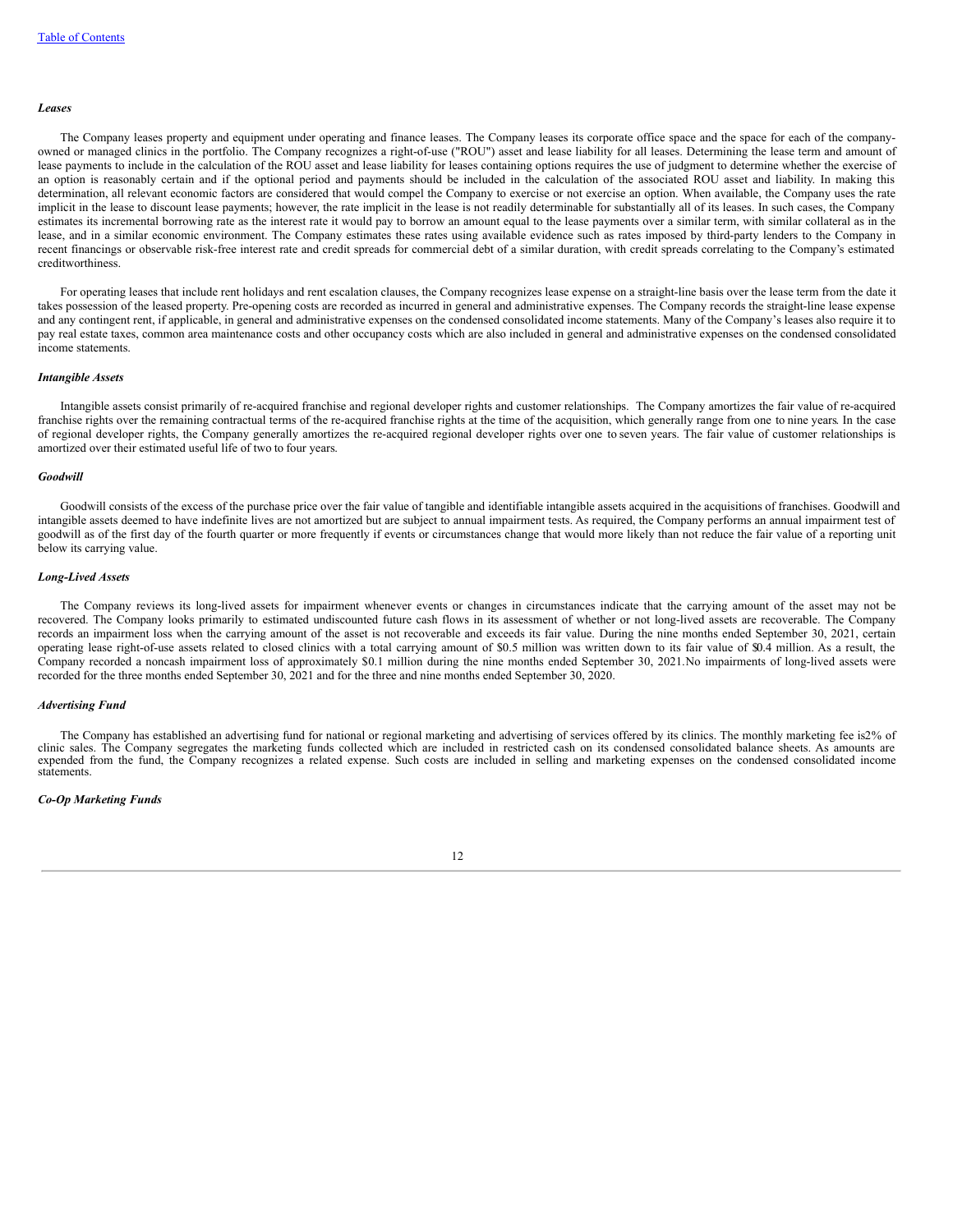*Leases*

The Company leases property and equipment under operating and finance leases. The Company leases its corporate office space and the space for each of the company-owned or managed clinics in the portfolio. The Company recognizes a right-of-use ("ROU") asset and lease liability for all leases. Determining the lease term and amount of lease payments to include in the calculation of the ROU asset and lease liability for leases containing options requires the use of judgment to determine whether the exercise of an option is reasonably certain and if the optional period and payments should be included in the calculation of the associated ROU asset and liability. In making this determination, all relevant economic factors are considered that would compel the Company to exercise or not exercise an option. When available, the Company uses the rate implicit in the lease to discount lease payments; however, the rate implicit in the lease is not readily determinable for substantially all of its leases. In such cases, the Company estimates its incremental borrowing rate as the interest rate it would pay to borrow an amount equal to the lease payments over a similar term, with similar collateral as in the lease, and in a similar economic environment. The Company estimates these rates using available evidence such as rates imposed by third-party lenders to the Company in recent financings or observable risk-free interest rate and credit spreads for commercial debt of a similar duration, with credit spreads correlating to the Company's estimated creditworthiness.

For operating leases that include rent holidays and rent escalation clauses, the Company recognizes lease expense on a straight-line basis over the lease term from the date it takes possession of the leased property. Pre-opening costs are recorded as incurred in general and administrative expenses. The Company records the straight-line lease expense and any contingent rent, if applicable, in general and administrative expenses on the condensed consolidated income statements. Many of the Company's leases also require it to pay real estate taxes, common area maintenance costs and other occupancy costs which are also included in general and administrative expenses on the condensed consolidated income statements.

*Intangible Assets*

Intangible assets consist primarily of re-acquired franchise and regional developer rights and customer relationships. The Company amortizes the fair value of re-acquired franchise rights over the remaining contractual terms of the re-acquired franchise rights at the time of the acquisition, which generally range from one to nine years. In the case of regional developer rights, the Company generally amortizes the re-acquired regional developer rights over one to seven years. The fair value of customer relationships is amortized over their estimated useful life of two to four years.

*Goodwill*

Goodwill consists of the excess of the purchase price over the fair value of tangible and identifiable intangible assets acquired in the acquisitions of franchises. Goodwill and intangible assets deemed to have indefinite lives are not amortized but are subject to annual impairment tests. As required, the Company performs an annual impairment test of goodwill as of the first day of the fourth quarter or more frequently if events or circumstances change that would more likely than not reduce the fair value of a reporting unit below its carrying value.

*Long-Lived Assets*

The Company reviews its long-lived assets for impairment whenever events or changes in circumstances indicate that the carrying amount of the asset may not be recovered. The Company looks primarily to estimated undiscounted future cash flows in its assessment of whether or not long-lived assets are recoverable. The Company records an impairment loss when the carrying amount of the asset is not recoverable and exceeds its fair value. During the nine months ended September 30, 2021, certain operating lease right-of-use assets related to closed clinics with a total carrying amount of $0.5 million was written down to its fair value of $0.4 million. As a result, the Company recorded a noncash impairment loss of approximately $0.1 million during the nine months ended September 30, 2021.No impairments of long-lived assets were recorded for the three months ended September 30, 2021 and for the three and nine months ended September 30, 2020.

*Advertising Fund*

The Company has established an advertising fund for national or regional marketing and advertising of services offered by its clinics. The monthly marketing fee is2% of clinic sales. The Company segregates the marketing funds collected which are included in restricted cash on its condensed consolidated balance sheets. As amounts are expended from the fund, the Company recognizes a related expense. Such costs are included in selling and marketing expenses on the condensed consolidated income statements.

*Co-Op Marketing Funds*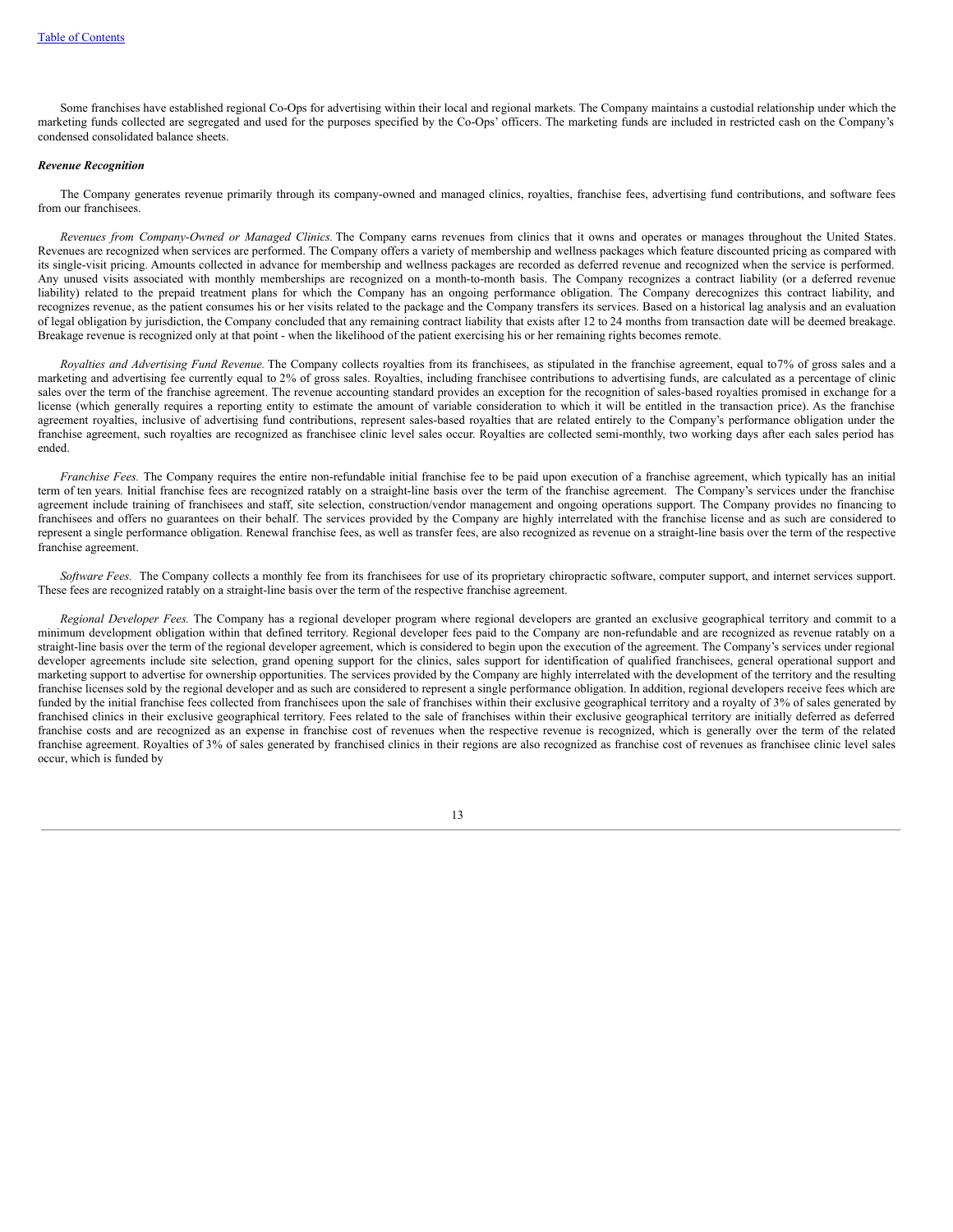Some franchises have established regional Co-Ops for advertising within their local and regional markets. The Company maintains a custodial relationship under which the marketing funds collected are segregated and used for the purposes specified by the Co-Ops' officers. The marketing funds are included in restricted cash on the Company's condensed consolidated balance sheets.

***Revenue Recognition***

The Company generates revenue primarily through its company-owned and managed clinics, royalties, franchise fees, advertising fund contributions, and software fees from our franchisees.

*Revenues from Company-Owned or Managed Clinics.* The Company earns revenues from clinics that it owns and operates or manages throughout the United States. Revenues are recognized when services are performed. The Company offers a variety of membership and wellness packages which feature discounted pricing as compared with its single-visit pricing. Amounts collected in advance for membership and wellness packages are recorded as deferred revenue and recognized when the service is performed. Any unused visits associated with monthly memberships are recognized on a month-to-month basis. The Company recognizes a contract liability (or a deferred revenue liability) related to the prepaid treatment plans for which the Company has an ongoing performance obligation. The Company derecognizes this contract liability, and recognizes revenue, as the patient consumes his or her visits related to the package and the Company transfers its services. Based on a historical lag analysis and an evaluation of legal obligation by jurisdiction, the Company concluded that any remaining contract liability that exists after 12 to 24 months from transaction date will be deemed breakage. Breakage revenue is recognized only at that point - when the likelihood of the patient exercising his or her remaining rights becomes remote.

*Royalties and Advertising Fund Revenue.* The Company collects royalties from its franchisees, as stipulated in the franchise agreement, equal to7% of gross sales and a marketing and advertising fee currently equal to 2% of gross sales. Royalties, including franchisee contributions to advertising funds, are calculated as a percentage of clinic sales over the term of the franchise agreement. The revenue accounting standard provides an exception for the recognition of sales-based royalties promised in exchange for a license (which generally requires a reporting entity to estimate the amount of variable consideration to which it will be entitled in the transaction price). As the franchise agreement royalties, inclusive of advertising fund contributions, represent sales-based royalties that are related entirely to the Company's performance obligation under the franchise agreement, such royalties are recognized as franchisee clinic level sales occur. Royalties are collected semi-monthly, two working days after each sales period has ended.

*Franchise Fees.* The Company requires the entire non-refundable initial franchise fee to be paid upon execution of a franchise agreement, which typically has an initial term of ten years. Initial franchise fees are recognized ratably on a straight-line basis over the term of the franchise agreement. The Company's services under the franchise agreement include training of franchisees and staff, site selection, construction/vendor management and ongoing operations support. The Company provides no financing to franchisees and offers no guarantees on their behalf. The services provided by the Company are highly interrelated with the franchise license and as such are considered to represent a single performance obligation. Renewal franchise fees, as well as transfer fees, are also recognized as revenue on a straight-line basis over the term of the respective franchise agreement.

*Software Fees.* The Company collects a monthly fee from its franchisees for use of its proprietary chiropractic software, computer support, and internet services support. These fees are recognized ratably on a straight-line basis over the term of the respective franchise agreement.

*Regional Developer Fees.* The Company has a regional developer program where regional developers are granted an exclusive geographical territory and commit to a minimum development obligation within that defined territory. Regional developer fees paid to the Company are non-refundable and are recognized as revenue ratably on a straight-line basis over the term of the regional developer agreement, which is considered to begin upon the execution of the agreement. The Company's services under regional developer agreements include site selection, grand opening support for the clinics, sales support for identification of qualified franchisees, general operational support and marketing support to advertise for ownership opportunities. The services provided by the Company are highly interrelated with the development of the territory and the resulting franchise licenses sold by the regional developer and as such are considered to represent a single performance obligation. In addition, regional developers receive fees which are funded by the initial franchise fees collected from franchisees upon the sale of franchises within their exclusive geographical territory and a royalty of 3% of sales generated by franchised clinics in their exclusive geographical territory. Fees related to the sale of franchises within their exclusive geographical territory are initially deferred as deferred franchise costs and are recognized as an expense in franchise cost of revenues when the respective revenue is recognized, which is generally over the term of the related franchise agreement. Royalties of 3% of sales generated by franchised clinics in their regions are also recognized as franchise cost of revenues as franchisee clinic level sales occur, which is funded by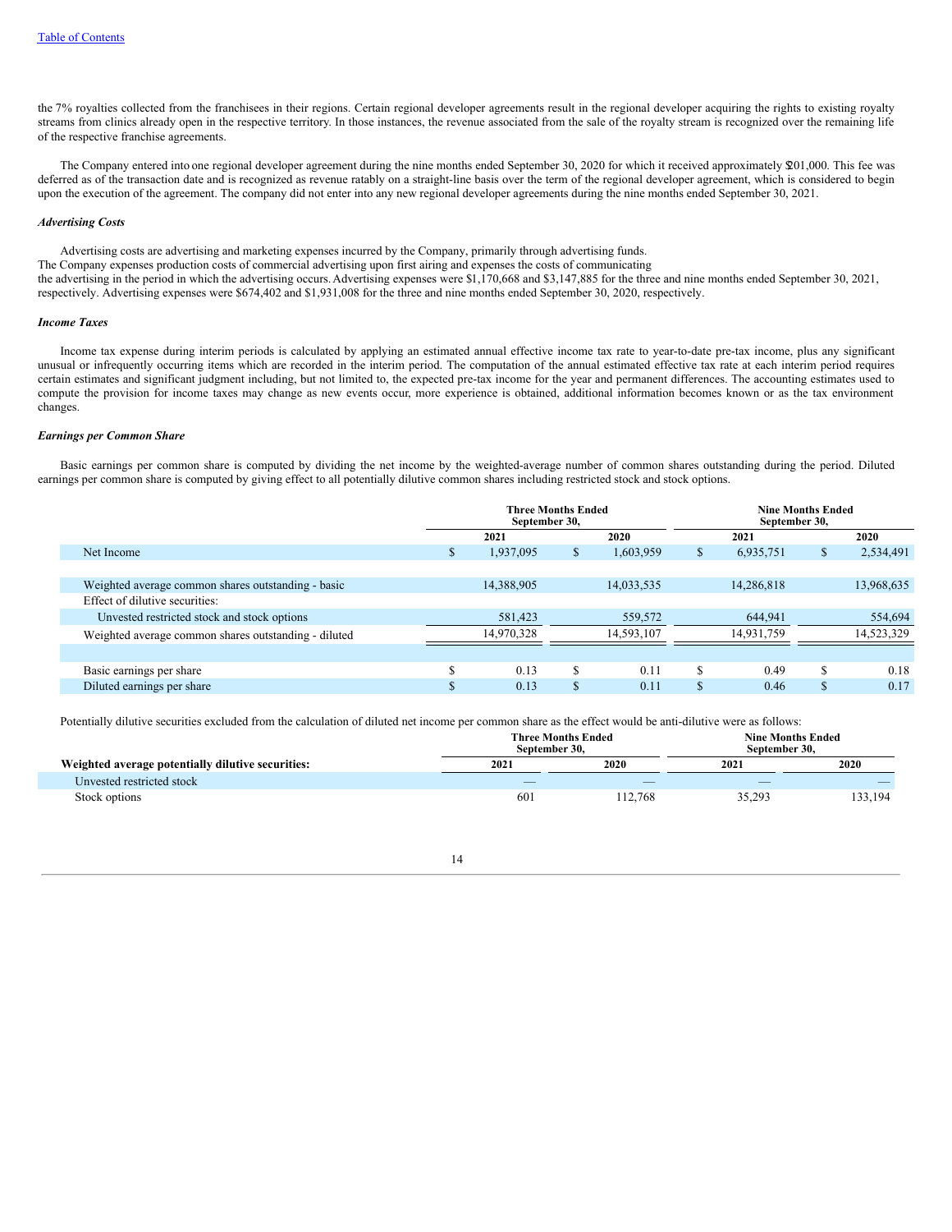the 7% royalties collected from the franchisees in their regions. Certain regional developer agreements result in the regional developer acquiring the rights to existing royalty streams from clinics already open in the respective territory. In those instances, the revenue associated from the sale of the royalty stream is recognized over the remaining life of the respective franchise agreements.

The Company entered into one regional developer agreement during the nine months ended September 30, 2020 for which it received approximately $201,000. This fee was deferred as of the transaction date and is recognized as revenue ratably on a straight-line basis over the term of the regional developer agreement, which is considered to begin upon the execution of the agreement. The company did not enter into any new regional developer agreements during the nine months ended September 30, 2021.

### *Advertising Costs*

Advertising costs are advertising and marketing expenses incurred by the Company, primarily through advertising funds.
The Company expenses production costs of commercial advertising upon first airing and expenses the costs of communicating
the advertising in the period in which the advertising occurs. Advertising expenses were $1,170,668 and $3,147,885 for the three and nine months ended September 30, 2021, respectively. Advertising expenses were $674,402 and $1,931,008 for the three and nine months ended September 30, 2020, respectively.

### *Income Taxes*

Income tax expense during interim periods is calculated by applying an estimated annual effective income tax rate to year-to-date pre-tax income, plus any significant unusual or infrequently occurring items which are recorded in the interim period. The computation of the annual estimated effective tax rate at each interim period requires certain estimates and significant judgment including, but not limited to, the expected pre-tax income for the year and permanent differences. The accounting estimates used to compute the provision for income taxes may change as new events occur, more experience is obtained, additional information becomes known or as the tax environment changes.

### *Earnings per Common Share*

Basic earnings per common share is computed by dividing the net income by the weighted-average number of common shares outstanding during the period. Diluted earnings per common share is computed by giving effect to all potentially dilutive common shares including restricted stock and stock options.

| | Three Months Ended September 30, | | Nine Months Ended September 30, | |
|---|---|---|---|---|
| | 2021 | 2020 | 2021 | 2020 |
| Net Income | $ 1,937,095 | $ 1,603,959 | $ 6,935,751 | $ 2,534,491 |
| | | | | |
| Weighted average common shares outstanding - basic | 14,388,905 | 14,033,535 | 14,286,818 | 13,968,635 |
| Effect of dilutive securities: | | | | |
| Unvested restricted stock and stock options | 581,423 | 559,572 | 644,941 | 554,694 |
| Weighted average common shares outstanding - diluted | 14,970,328 | 14,593,107 | 14,931,759 | 14,523,329 |
| | | | | |
| Basic earnings per share | $ 0.13 | $ 0.11 | $ 0.49 | $ 0.18 |
| Diluted earnings per share | $ 0.13 | $ 0.11 | $ 0.46 | $ 0.17 |

Potentially dilutive securities excluded from the calculation of diluted net income per common share as the effect would be anti-dilutive were as follows:

| | Three Months Ended September 30, | | Nine Months Ended September 30, | |
|---|---|---|---|---|
| **Weighted average potentially dilutive securities:** | 2021 | 2020 | 2021 | 2020 |
| Unvested restricted stock | — | — | — | — |
| Stock options | 601 | 112,768 | 35,293 | 133,194 |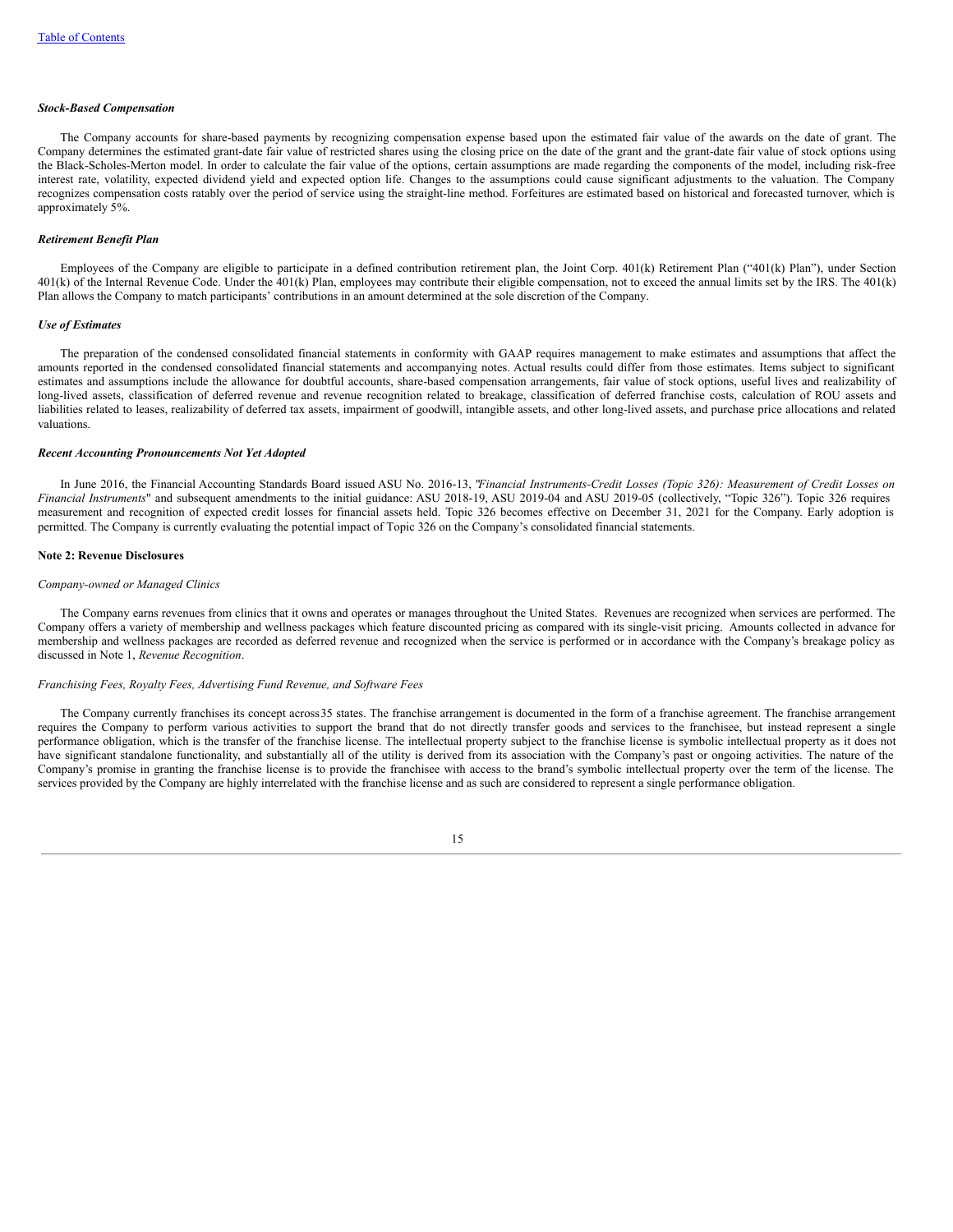***Stock-Based Compensation***

The Company accounts for share-based payments by recognizing compensation expense based upon the estimated fair value of the awards on the date of grant. The Company determines the estimated grant-date fair value of restricted shares using the closing price on the date of the grant and the grant-date fair value of stock options using the Black-Scholes-Merton model. In order to calculate the fair value of the options, certain assumptions are made regarding the components of the model, including risk-free interest rate, volatility, expected dividend yield and expected option life. Changes to the assumptions could cause significant adjustments to the valuation. The Company recognizes compensation costs ratably over the period of service using the straight-line method. Forfeitures are estimated based on historical and forecasted turnover, which is approximately 5%.

***Retirement Benefit Plan***

Employees of the Company are eligible to participate in a defined contribution retirement plan, the Joint Corp. 401(k) Retirement Plan ("401(k) Plan"), under Section 401(k) of the Internal Revenue Code. Under the 401(k) Plan, employees may contribute their eligible compensation, not to exceed the annual limits set by the IRS. The 401(k) Plan allows the Company to match participants' contributions in an amount determined at the sole discretion of the Company.

***Use of Estimates***

The preparation of the condensed consolidated financial statements in conformity with GAAP requires management to make estimates and assumptions that affect the amounts reported in the condensed consolidated financial statements and accompanying notes. Actual results could differ from those estimates. Items subject to significant estimates and assumptions include the allowance for doubtful accounts, share-based compensation arrangements, fair value of stock options, useful lives and realizability of long-lived assets, classification of deferred revenue and revenue recognition related to breakage, classification of deferred franchise costs, calculation of ROU assets and liabilities related to leases, realizability of deferred tax assets, impairment of goodwill, intangible assets, and other long-lived assets, and purchase price allocations and related valuations.

***Recent Accounting Pronouncements Not Yet Adopted***

In June 2016, the Financial Accounting Standards Board issued ASU No. 2016-13, "*Financial Instruments-Credit Losses (Topic 326): Measurement of Credit Losses on Financial Instruments*" and subsequent amendments to the initial guidance: ASU 2018-19, ASU 2019-04 and ASU 2019-05 (collectively, "Topic 326"). Topic 326 requires measurement and recognition of expected credit losses for financial assets held. Topic 326 becomes effective on December 31, 2021 for the Company. Early adoption is permitted. The Company is currently evaluating the potential impact of Topic 326 on the Company's consolidated financial statements.

**Note 2: Revenue Disclosures**

*Company-owned or Managed Clinics*

The Company earns revenues from clinics that it owns and operates or manages throughout the United States. Revenues are recognized when services are performed. The Company offers a variety of membership and wellness packages which feature discounted pricing as compared with its single-visit pricing. Amounts collected in advance for membership and wellness packages are recorded as deferred revenue and recognized when the service is performed or in accordance with the Company's breakage policy as discussed in Note 1, *Revenue Recognition*.

*Franchising Fees, Royalty Fees, Advertising Fund Revenue, and Software Fees*

The Company currently franchises its concept across 35 states. The franchise arrangement is documented in the form of a franchise agreement. The franchise arrangement requires the Company to perform various activities to support the brand that do not directly transfer goods and services to the franchisee, but instead represent a single performance obligation, which is the transfer of the franchise license. The intellectual property subject to the franchise license is symbolic intellectual property as it does not have significant standalone functionality, and substantially all of the utility is derived from its association with the Company's past or ongoing activities. The nature of the Company's promise in granting the franchise license is to provide the franchisee with access to the brand's symbolic intellectual property over the term of the license. The services provided by the Company are highly interrelated with the franchise license and as such are considered to represent a single performance obligation.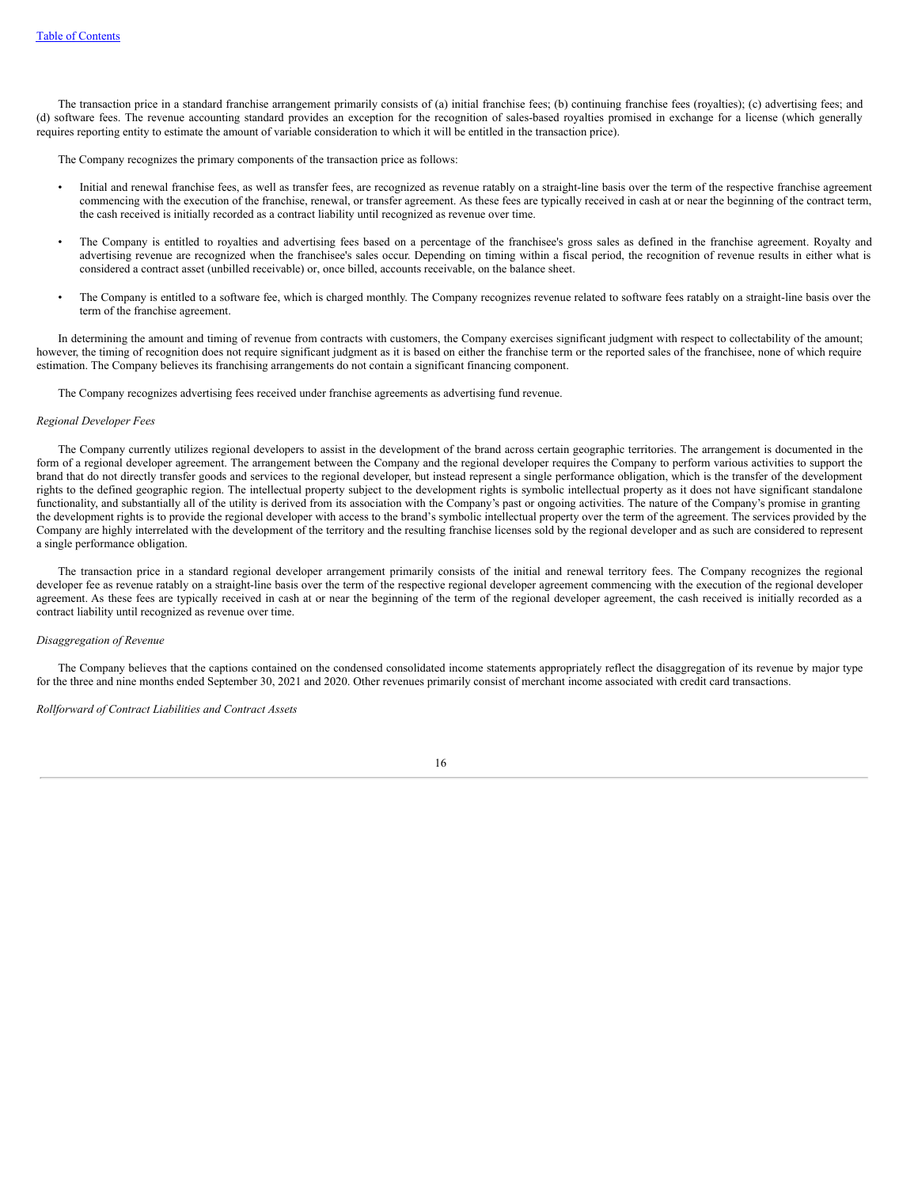The transaction price in a standard franchise arrangement primarily consists of (a) initial franchise fees; (b) continuing franchise fees (royalties); (c) advertising fees; and (d) software fees. The revenue accounting standard provides an exception for the recognition of sales-based royalties promised in exchange for a license (which generally requires reporting entity to estimate the amount of variable consideration to which it will be entitled in the transaction price).

The Company recognizes the primary components of the transaction price as follows:

- Initial and renewal franchise fees, as well as transfer fees, are recognized as revenue ratably on a straight-line basis over the term of the respective franchise agreement commencing with the execution of the franchise, renewal, or transfer agreement. As these fees are typically received in cash at or near the beginning of the contract term, the cash received is initially recorded as a contract liability until recognized as revenue over time.

- The Company is entitled to royalties and advertising fees based on a percentage of the franchisee's gross sales as defined in the franchise agreement. Royalty and advertising revenue are recognized when the franchisee's sales occur. Depending on timing within a fiscal period, the recognition of revenue results in either what is considered a contract asset (unbilled receivable) or, once billed, accounts receivable, on the balance sheet.

- The Company is entitled to a software fee, which is charged monthly. The Company recognizes revenue related to software fees ratably on a straight-line basis over the term of the franchise agreement.

In determining the amount and timing of revenue from contracts with customers, the Company exercises significant judgment with respect to collectability of the amount; however, the timing of recognition does not require significant judgment as it is based on either the franchise term or the reported sales of the franchisee, none of which require estimation. The Company believes its franchising arrangements do not contain a significant financing component.

The Company recognizes advertising fees received under franchise agreements as advertising fund revenue.

*Regional Developer Fees*

The Company currently utilizes regional developers to assist in the development of the brand across certain geographic territories. The arrangement is documented in the form of a regional developer agreement. The arrangement between the Company and the regional developer requires the Company to perform various activities to support the brand that do not directly transfer goods and services to the regional developer, but instead represent a single performance obligation, which is the transfer of the development rights to the defined geographic region. The intellectual property subject to the development rights is symbolic intellectual property as it does not have significant standalone functionality, and substantially all of the utility is derived from its association with the Company's past or ongoing activities. The nature of the Company's promise in granting the development rights is to provide the regional developer with access to the brand's symbolic intellectual property over the term of the agreement. The services provided by the Company are highly interrelated with the development of the territory and the resulting franchise licenses sold by the regional developer and as such are considered to represent a single performance obligation.

The transaction price in a standard regional developer arrangement primarily consists of the initial and renewal territory fees. The Company recognizes the regional developer fee as revenue ratably on a straight-line basis over the term of the respective regional developer agreement commencing with the execution of the regional developer agreement. As these fees are typically received in cash at or near the beginning of the term of the regional developer agreement, the cash received is initially recorded as a contract liability until recognized as revenue over time.

*Disaggregation of Revenue*

The Company believes that the captions contained on the condensed consolidated income statements appropriately reflect the disaggregation of its revenue by major type for the three and nine months ended September 30, 2021 and 2020. Other revenues primarily consist of merchant income associated with credit card transactions.

*Rollforward of Contract Liabilities and Contract Assets*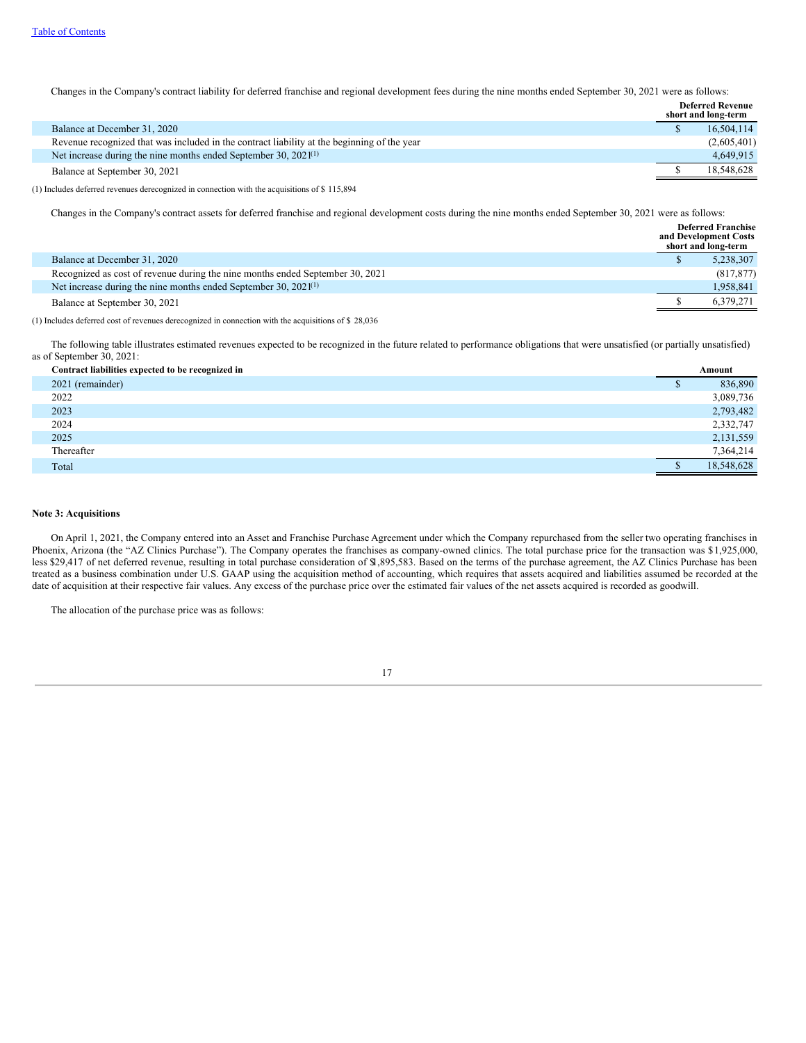Changes in the Company's contract liability for deferred franchise and regional development fees during the nine months ended September 30, 2021 were as follows:

| | Deferred Revenue short and long-term |
|---|---|
| Balance at December 31, 2020 | $ 16,504,114 |
| Revenue recognized that was included in the contract liability at the beginning of the year | (2,605,401) |
| Net increase during the nine months ended September 30, 2021[(1)] | 4,649,915 |
| Balance at September 30, 2021 | $ 18,548,628 |

(1) Includes deferred revenues derecognized in connection with the acquisitions of $ 115,894

Changes in the Company's contract assets for deferred franchise and regional development costs during the nine months ended September 30, 2021 were as follows:

| | Deferred Franchise and Development Costs short and long-term |
|---|---|
| Balance at December 31, 2020 | $ 5,238,307 |
| Recognized as cost of revenue during the nine months ended September 30, 2021 | (817,877) |
| Net increase during the nine months ended September 30, 2021[(1)] | 1,958,841 |
| Balance at September 30, 2021 | $ 6,379,271 |

(1) Includes deferred cost of revenues derecognized in connection with the acquisitions of $ 28,036

The following table illustrates estimated revenues expected to be recognized in the future related to performance obligations that were unsatisfied (or partially unsatisfied) as of September 30, 2021:

| Contract liabilities expected to be recognized in | Amount |
|---|---|
| 2021 (remainder) | $ 836,890 |
| 2022 | 3,089,736 |
| 2023 | 2,793,482 |
| 2024 | 2,332,747 |
| 2025 | 2,131,559 |
| Thereafter | 7,364,214 |
| Total | $ 18,548,628 |

**Note 3: Acquisitions**

On April 1, 2021, the Company entered into an Asset and Franchise Purchase Agreement under which the Company repurchased from the seller two operating franchises in Phoenix, Arizona (the "AZ Clinics Purchase"). The Company operates the franchises as company-owned clinics. The total purchase price for the transaction was $1,925,000, less $29,417 of net deferred revenue, resulting in total purchase consideration of $1,895,583. Based on the terms of the purchase agreement, the AZ Clinics Purchase has been treated as a business combination under U.S. GAAP using the acquisition method of accounting, which requires that assets acquired and liabilities assumed be recorded at the date of acquisition at their respective fair values. Any excess of the purchase price over the estimated fair values of the net assets acquired is recorded as goodwill.

The allocation of the purchase price was as follows: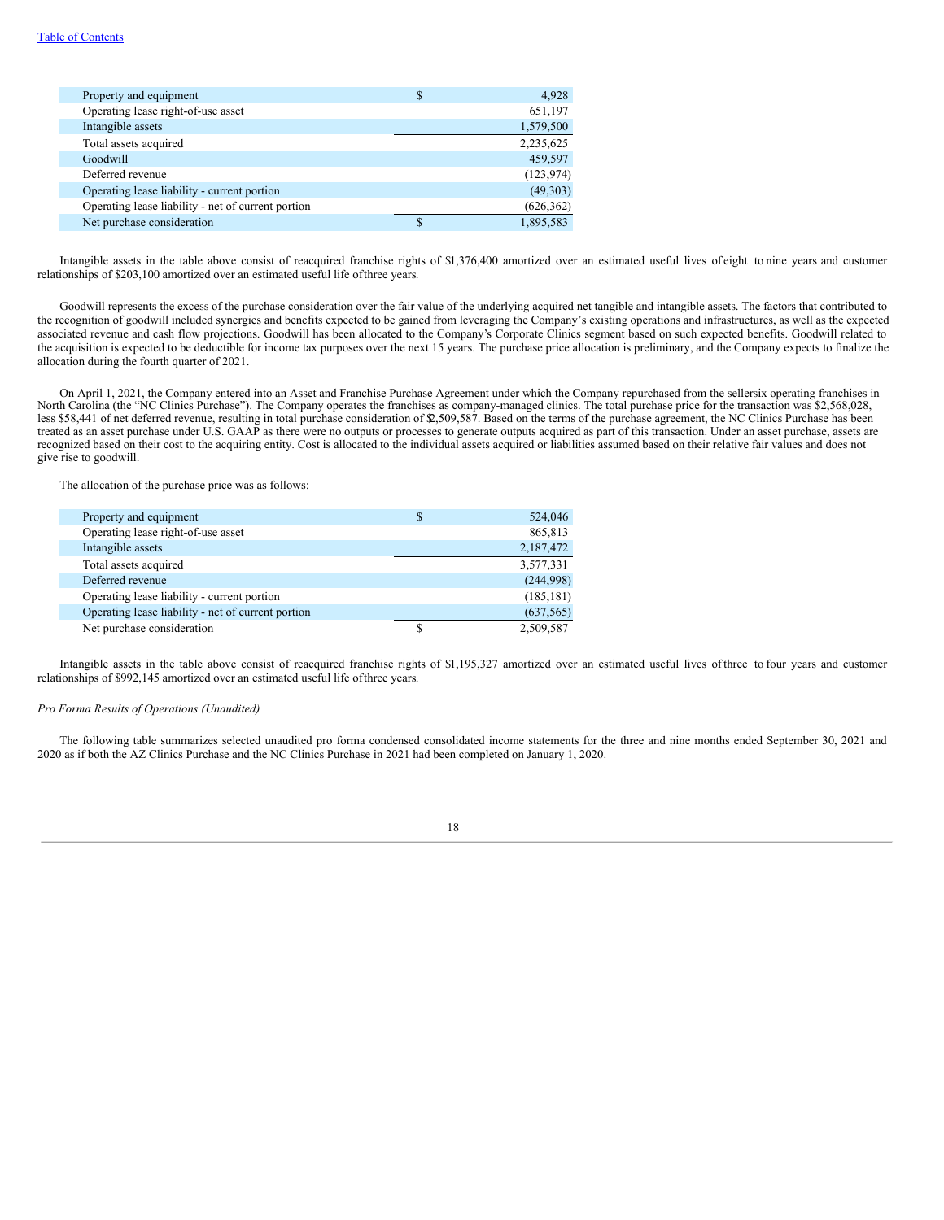| | | |
|---|---|---|
| Property and equipment | $ | 4,928 |
| Operating lease right-of-use asset | | 651,197 |
| Intangible assets | | 1,579,500 |
| Total assets acquired | | 2,235,625 |
| Goodwill | | 459,597 |
| Deferred revenue | | (123,974) |
| Operating lease liability - current portion | | (49,303) |
| Operating lease liability - net of current portion | | (626,362) |
| Net purchase consideration | $ | 1,895,583 |

Intangible assets in the table above consist of reacquired franchise rights of $1,376,400 amortized over an estimated useful lives of eight to nine years and customer relationships of $203,100 amortized over an estimated useful life of three years.

Goodwill represents the excess of the purchase consideration over the fair value of the underlying acquired net tangible and intangible assets. The factors that contributed to the recognition of goodwill included synergies and benefits expected to be gained from leveraging the Company's existing operations and infrastructures, as well as the expected associated revenue and cash flow projections. Goodwill has been allocated to the Company's Corporate Clinics segment based on such expected benefits. Goodwill related to the acquisition is expected to be deductible for income tax purposes over the next 15 years. The purchase price allocation is preliminary, and the Company expects to finalize the allocation during the fourth quarter of 2021.

On April 1, 2021, the Company entered into an Asset and Franchise Purchase Agreement under which the Company repurchased from the seller six operating franchises in North Carolina (the "NC Clinics Purchase"). The Company operates the franchises as company-managed clinics. The total purchase price for the transaction was $2,568,028, less $58,441 of net deferred revenue, resulting in total purchase consideration of $2,509,587. Based on the terms of the purchase agreement, the NC Clinics Purchase has been treated as an asset purchase under U.S. GAAP as there were no outputs or processes to generate outputs acquired as part of this transaction. Under an asset purchase, assets are recognized based on their cost to the acquiring entity. Cost is allocated to the individual assets acquired or liabilities assumed based on their relative fair values and does not give rise to goodwill.

The allocation of the purchase price was as follows:

| | | |
|---|---|---|
| Property and equipment | $ | 524,046 |
| Operating lease right-of-use asset | | 865,813 |
| Intangible assets | | 2,187,472 |
| Total assets acquired | | 3,577,331 |
| Deferred revenue | | (244,998) |
| Operating lease liability - current portion | | (185,181) |
| Operating lease liability - net of current portion | | (637,565) |
| Net purchase consideration | $ | 2,509,587 |

Intangible assets in the table above consist of reacquired franchise rights of $1,195,327 amortized over an estimated useful lives of three to four years and customer relationships of $992,145 amortized over an estimated useful life of three years.

*Pro Forma Results of Operations (Unaudited)*

The following table summarizes selected unaudited pro forma condensed consolidated income statements for the three and nine months ended September 30, 2021 and 2020 as if both the AZ Clinics Purchase and the NC Clinics Purchase in 2021 had been completed on January 1, 2020.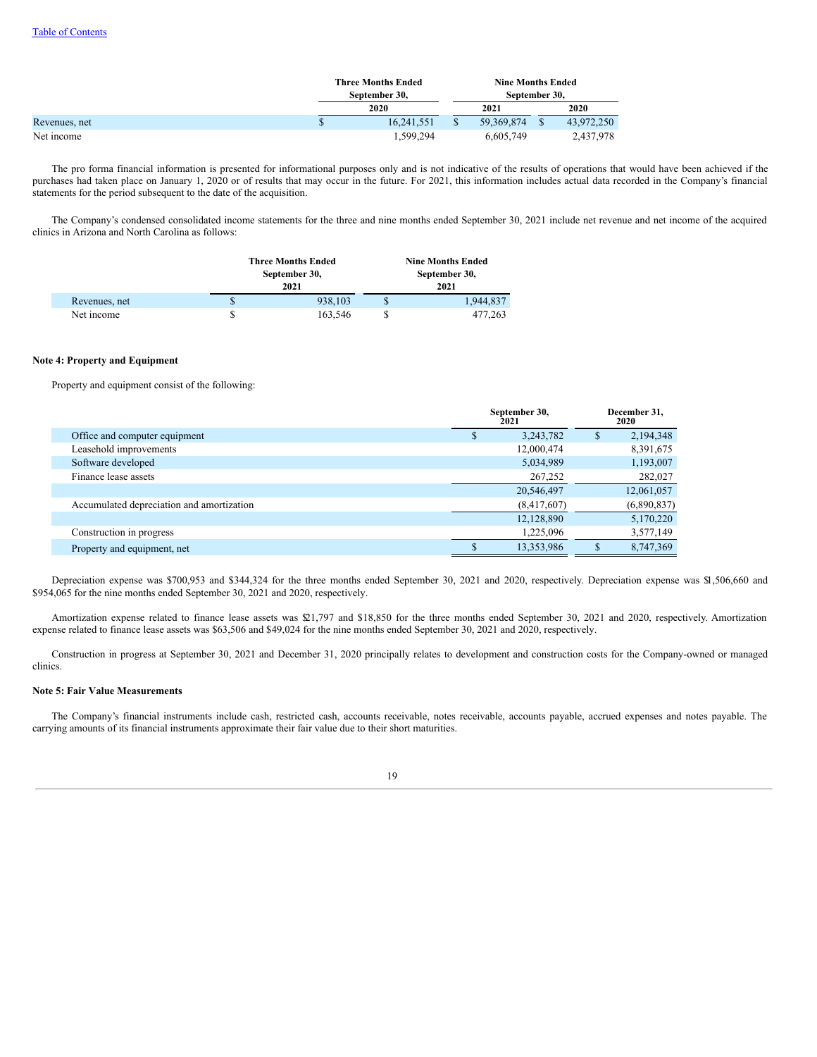| | Three Months Ended September 30, | Nine Months Ended September 30, | |
|---|---|---|---|
| | 2020 | 2021 | 2020 |
| Revenues, net | $ 16,241,551 | $ 59,369,874 | $ 43,972,250 |
| Net income | 1,599,294 | 6,605,749 | 2,437,978 |

The pro forma financial information is presented for informational purposes only and is not indicative of the results of operations that would have been achieved if the purchases had taken place on January 1, 2020 or of results that may occur in the future. For 2021, this information includes actual data recorded in the Company's financial statements for the period subsequent to the date of the acquisition.

The Company's condensed consolidated income statements for the three and nine months ended September 30, 2021 include net revenue and net income of the acquired clinics in Arizona and North Carolina as follows:

| | Three Months Ended September 30, 2021 | Nine Months Ended September 30, 2021 |
|---|---|---|
| Revenues, net | $ 938,103 | $ 1,944,837 |
| Net income | $ 163,546 | $ 477,263 |

### Note 4: Property and Equipment

Property and equipment consist of the following:

| | September 30, 2021 | December 31, 2020 |
|---|---|---|
| Office and computer equipment | $ 3,243,782 | $ 2,194,348 |
| Leasehold improvements | 12,000,474 | 8,391,675 |
| Software developed | 5,034,989 | 1,193,007 |
| Finance lease assets | 267,252 | 282,027 |
| | 20,546,497 | 12,061,057 |
| Accumulated depreciation and amortization | (8,417,607) | (6,890,837) |
| | 12,128,890 | 5,170,220 |
| Construction in progress | 1,225,096 | 3,577,149 |
| Property and equipment, net | $ 13,353,986 | $ 8,747,369 |

Depreciation expense was $700,953 and $344,324 for the three months ended September 30, 2021 and 2020, respectively. Depreciation expense was $1,506,660 and $954,065 for the nine months ended September 30, 2021 and 2020, respectively.

Amortization expense related to finance lease assets was $21,797 and $18,850 for the three months ended September 30, 2021 and 2020, respectively. Amortization expense related to finance lease assets was $63,506 and $49,024 for the nine months ended September 30, 2021 and 2020, respectively.

Construction in progress at September 30, 2021 and December 31, 2020 principally relates to development and construction costs for the Company-owned or managed clinics.

### Note 5: Fair Value Measurements

The Company's financial instruments include cash, restricted cash, accounts receivable, notes receivable, accounts payable, accrued expenses and notes payable. The carrying amounts of its financial instruments approximate their fair value due to their short maturities.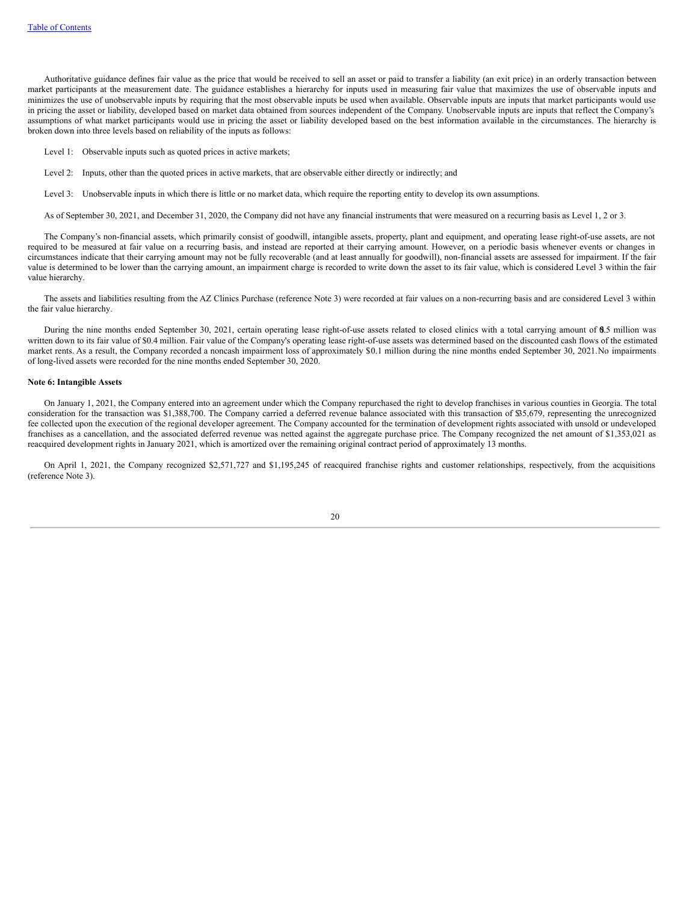Authoritative guidance defines fair value as the price that would be received to sell an asset or paid to transfer a liability (an exit price) in an orderly transaction between market participants at the measurement date. The guidance establishes a hierarchy for inputs used in measuring fair value that maximizes the use of observable inputs and minimizes the use of unobservable inputs by requiring that the most observable inputs be used when available. Observable inputs are inputs that market participants would use in pricing the asset or liability, developed based on market data obtained from sources independent of the Company. Unobservable inputs are inputs that reflect the Company's assumptions of what market participants would use in pricing the asset or liability developed based on the best information available in the circumstances. The hierarchy is broken down into three levels based on reliability of the inputs as follows:

Level 1: Observable inputs such as quoted prices in active markets;

Level 2: Inputs, other than the quoted prices in active markets, that are observable either directly or indirectly; and

Level 3: Unobservable inputs in which there is little or no market data, which require the reporting entity to develop its own assumptions.

As of September 30, 2021, and December 31, 2020, the Company did not have any financial instruments that were measured on a recurring basis as Level 1, 2 or 3.

The Company's non-financial assets, which primarily consist of goodwill, intangible assets, property, plant and equipment, and operating lease right-of-use assets, are not required to be measured at fair value on a recurring basis, and instead are reported at their carrying amount. However, on a periodic basis whenever events or changes in circumstances indicate that their carrying amount may not be fully recoverable (and at least annually for goodwill), non-financial assets are assessed for impairment. If the fair value is determined to be lower than the carrying amount, an impairment charge is recorded to write down the asset to its fair value, which is considered Level 3 within the fair value hierarchy.

The assets and liabilities resulting from the AZ Clinics Purchase (reference Note 3) were recorded at fair values on a non-recurring basis and are considered Level 3 within the fair value hierarchy.

During the nine months ended September 30, 2021, certain operating lease right-of-use assets related to closed clinics with a total carrying amount of $0.5 million was written down to its fair value of $0.4 million. Fair value of the Company's operating lease right-of-use assets was determined based on the discounted cash flows of the estimated market rents. As a result, the Company recorded a noncash impairment loss of approximately $0.1 million during the nine months ended September 30, 2021. No impairments of long-lived assets were recorded for the nine months ended September 30, 2020.

**Note 6: Intangible Assets**

On January 1, 2021, the Company entered into an agreement under which the Company repurchased the right to develop franchises in various counties in Georgia. The total consideration for the transaction was $1,388,700. The Company carried a deferred revenue balance associated with this transaction of $35,679, representing the unrecognized fee collected upon the execution of the regional developer agreement. The Company accounted for the termination of development rights associated with unsold or undeveloped franchises as a cancellation, and the associated deferred revenue was netted against the aggregate purchase price. The Company recognized the net amount of $1,353,021 as reacquired development rights in January 2021, which is amortized over the remaining original contract period of approximately 13 months.

On April 1, 2021, the Company recognized $2,571,727 and $1,195,245 of reacquired franchise rights and customer relationships, respectively, from the acquisitions (reference Note 3).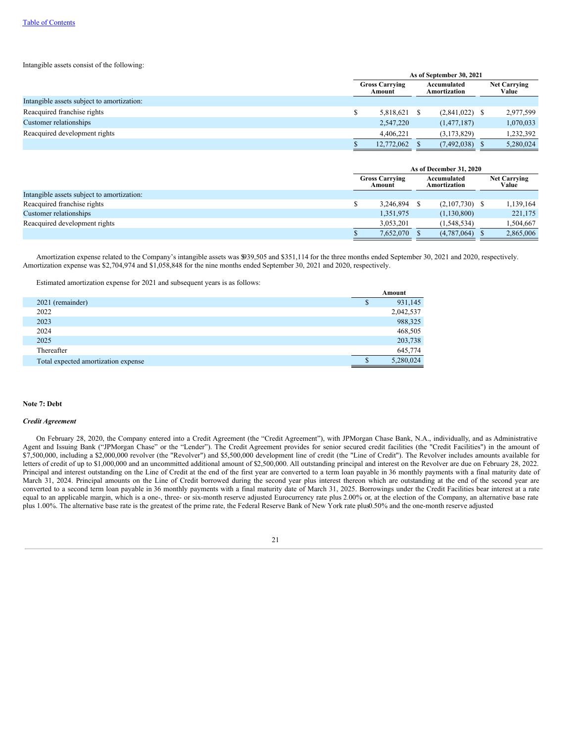Intangible assets consist of the following:

| | As of September 30, 2021 | | |
|---|---|---|---|
| | Gross Carrying Amount | Accumulated Amortization | Net Carrying Value |
| Intangible assets subject to amortization: | | | |
| Reacquired franchise rights | $ 5,818,621 | $ (2,841,022) | $ 2,977,599 |
| Customer relationships | 2,547,220 | (1,477,187) | 1,070,033 |
| Reacquired development rights | 4,406,221 | (3,173,829) | 1,232,392 |
| | $ 12,772,062 | $ (7,492,038) | $ 5,280,024 |

| | As of December 31, 2020 | | |
|---|---|---|---|
| | Gross Carrying Amount | Accumulated Amortization | Net Carrying Value |
| Intangible assets subject to amortization: | | | |
| Reacquired franchise rights | $ 3,246,894 | $ (2,107,730) | $ 1,139,164 |
| Customer relationships | 1,351,975 | (1,130,800) | 221,175 |
| Reacquired development rights | 3,053,201 | (1,548,534) | 1,504,667 |
| | $ 7,652,070 | $ (4,787,064) | $ 2,865,006 |

Amortization expense related to the Company's intangible assets was $939,505 and $351,114 for the three months ended September 30, 2021 and 2020, respectively. Amortization expense was $2,704,974 and $1,058,848 for the nine months ended September 30, 2021 and 2020, respectively.

Estimated amortization expense for 2021 and subsequent years is as follows:

| | Amount |
|---|---|
| 2021 (remainder) | $ 931,145 |
| 2022 | 2,042,537 |
| 2023 | 988,325 |
| 2024 | 468,505 |
| 2025 | 203,738 |
| Thereafter | 645,774 |
| Total expected amortization expense | $ 5,280,024 |

**Note 7: Debt**

***Credit Agreement***

On February 28, 2020, the Company entered into a Credit Agreement (the "Credit Agreement"), with JPMorgan Chase Bank, N.A., individually, and as Administrative Agent and Issuing Bank ("JPMorgan Chase" or the "Lender"). The Credit Agreement provides for senior secured credit facilities (the "Credit Facilities") in the amount of $7,500,000, including a $2,000,000 revolver (the "Revolver") and $5,500,000 development line of credit (the "Line of Credit"). The Revolver includes amounts available for letters of credit of up to $1,000,000 and an uncommitted additional amount of $2,500,000. All outstanding principal and interest on the Revolver are due on February 28, 2022. Principal and interest outstanding on the Line of Credit at the end of the first year are converted to a term loan payable in 36 monthly payments with a final maturity date of March 31, 2024. Principal amounts on the Line of Credit borrowed during the second year plus interest thereon which are outstanding at the end of the second year are converted to a second term loan payable in 36 monthly payments with a final maturity date of March 31, 2025. Borrowings under the Credit Facilities bear interest at a rate equal to an applicable margin, which is a one-, three- or six-month reserve adjusted Eurocurrency rate plus 2.00% or, at the election of the Company, an alternative base rate plus 1.00%. The alternative base rate is the greatest of the prime rate, the Federal Reserve Bank of New York rate plus 0.50% and the one-month reserve adjusted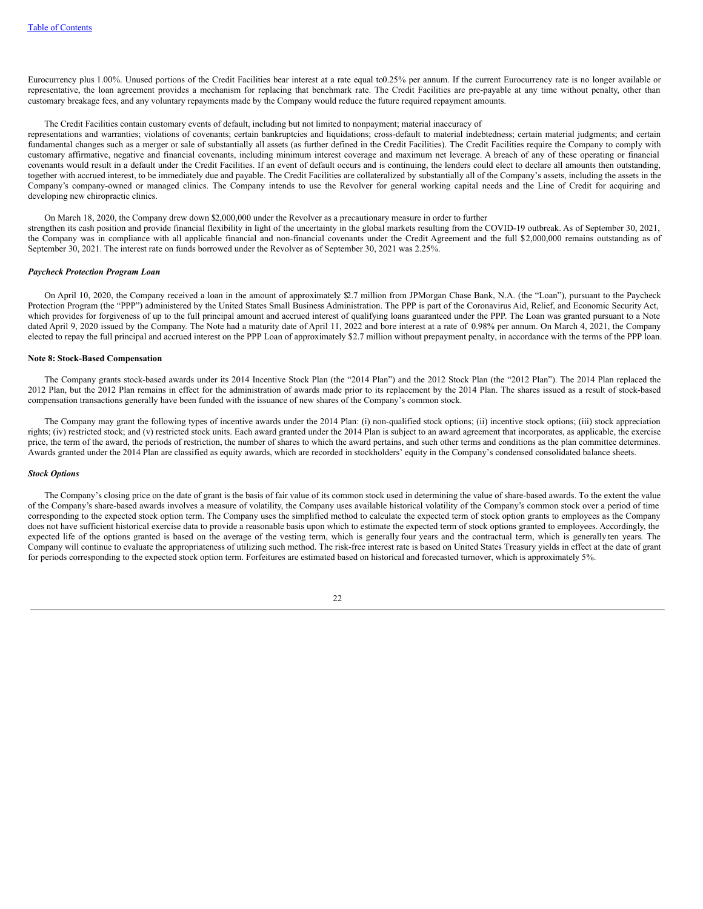Eurocurrency plus 1.00%. Unused portions of the Credit Facilities bear interest at a rate equal to 0.25% per annum. If the current Eurocurrency rate is no longer available or representative, the loan agreement provides a mechanism for replacing that benchmark rate. The Credit Facilities are pre-payable at any time without penalty, other than customary breakage fees, and any voluntary repayments made by the Company would reduce the future required repayment amounts.

The Credit Facilities contain customary events of default, including but not limited to nonpayment; material inaccuracy of representations and warranties; violations of covenants; certain bankruptcies and liquidations; cross-default to material indebtedness; certain material judgments; and certain fundamental changes such as a merger or sale of substantially all assets (as further defined in the Credit Facilities). The Credit Facilities require the Company to comply with customary affirmative, negative and financial covenants, including minimum interest coverage and maximum net leverage. A breach of any of these operating or financial covenants would result in a default under the Credit Facilities. If an event of default occurs and is continuing, the lenders could elect to declare all amounts then outstanding, together with accrued interest, to be immediately due and payable. The Credit Facilities are collateralized by substantially all of the Company's assets, including the assets in the Company's company-owned or managed clinics. The Company intends to use the Revolver for general working capital needs and the Line of Credit for acquiring and developing new chiropractic clinics.

On March 18, 2020, the Company drew down $2,000,000 under the Revolver as a precautionary measure in order to further strengthen its cash position and provide financial flexibility in light of the uncertainty in the global markets resulting from the COVID-19 outbreak. As of September 30, 2021, the Company was in compliance with all applicable financial and non-financial covenants under the Credit Agreement and the full $2,000,000 remains outstanding as of September 30, 2021. The interest rate on funds borrowed under the Revolver as of September 30, 2021 was 2.25%.

***Paycheck Protection Program Loan***

On April 10, 2020, the Company received a loan in the amount of approximately $2.7 million from JPMorgan Chase Bank, N.A. (the "Loan"), pursuant to the Paycheck Protection Program (the "PPP") administered by the United States Small Business Administration. The PPP is part of the Coronavirus Aid, Relief, and Economic Security Act, which provides for forgiveness of up to the full principal amount and accrued interest of qualifying loans guaranteed under the PPP. The Loan was granted pursuant to a Note dated April 9, 2020 issued by the Company. The Note had a maturity date of April 11, 2022 and bore interest at a rate of 0.98% per annum. On March 4, 2021, the Company elected to repay the full principal and accrued interest on the PPP Loan of approximately $2.7 million without prepayment penalty, in accordance with the terms of the PPP loan.

**Note 8: Stock-Based Compensation**

The Company grants stock-based awards under its 2014 Incentive Stock Plan (the "2014 Plan") and the 2012 Stock Plan (the "2012 Plan"). The 2014 Plan replaced the 2012 Plan, but the 2012 Plan remains in effect for the administration of awards made prior to its replacement by the 2014 Plan. The shares issued as a result of stock-based compensation transactions generally have been funded with the issuance of new shares of the Company's common stock.

The Company may grant the following types of incentive awards under the 2014 Plan: (i) non-qualified stock options; (ii) incentive stock options; (iii) stock appreciation rights; (iv) restricted stock; and (v) restricted stock units. Each award granted under the 2014 Plan is subject to an award agreement that incorporates, as applicable, the exercise price, the term of the award, the periods of restriction, the number of shares to which the award pertains, and such other terms and conditions as the plan committee determines. Awards granted under the 2014 Plan are classified as equity awards, which are recorded in stockholders' equity in the Company's condensed consolidated balance sheets.

***Stock Options***

The Company's closing price on the date of grant is the basis of fair value of its common stock used in determining the value of share-based awards. To the extent the value of the Company's share-based awards involves a measure of volatility, the Company uses available historical volatility of the Company's common stock over a period of time corresponding to the expected stock option term. The Company uses the simplified method to calculate the expected term of stock option grants to employees as the Company does not have sufficient historical exercise data to provide a reasonable basis upon which to estimate the expected term of stock options granted to employees. Accordingly, the expected life of the options granted is based on the average of the vesting term, which is generally four years and the contractual term, which is generally ten years. The Company will continue to evaluate the appropriateness of utilizing such method. The risk-free interest rate is based on United States Treasury yields in effect at the date of grant for periods corresponding to the expected stock option term. Forfeitures are estimated based on historical and forecasted turnover, which is approximately 5%.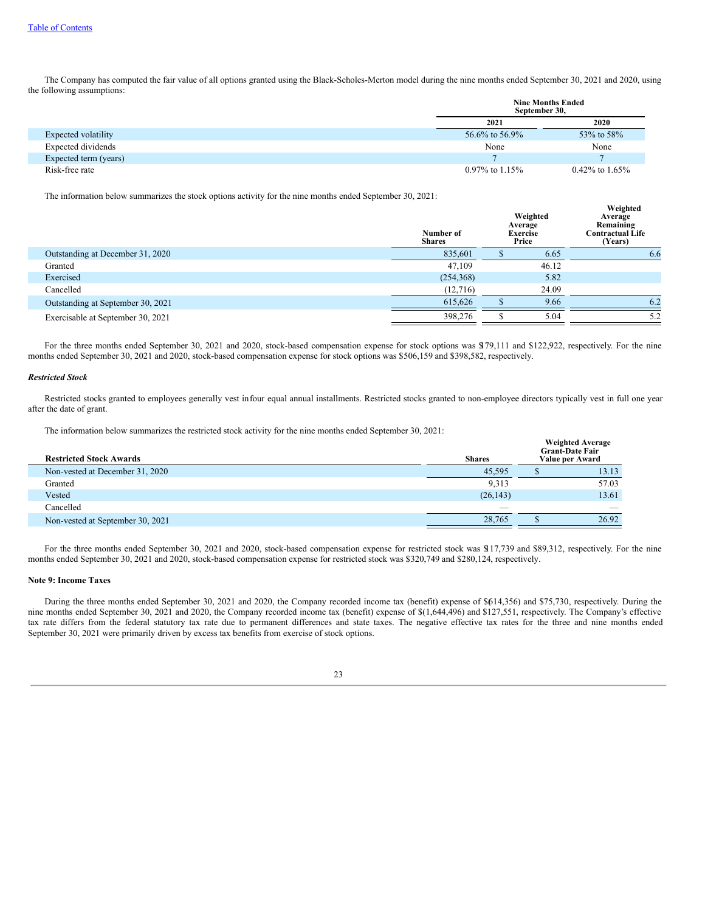The Company has computed the fair value of all options granted using the Black-Scholes-Merton model during the nine months ended September 30, 2021 and 2020, using the following assumptions:

| | Nine Months Ended September 30, | |
|---|---|---|
| | 2021 | 2020 |
| Expected volatility | 56.6% to 56.9% | 53% to 58% |
| Expected dividends | None | None |
| Expected term (years) | 7 | 7 |
| Risk-free rate | 0.97% to 1.15% | 0.42% to 1.65% |

The information below summarizes the stock options activity for the nine months ended September 30, 2021:

| | Number of Shares | Weighted Average Exercise Price | Weighted Average Remaining Contractual Life (Years) |
|---|---|---|---|
| Outstanding at December 31, 2020 | 835,601 | $ 6.65 | 6.6 |
| Granted | 47,109 | 46.12 | |
| Exercised | (254,368) | 5.82 | |
| Cancelled | (12,716) | 24.09 | |
| Outstanding at September 30, 2021 | 615,626 | $ 9.66 | 6.2 |
| Exercisable at September 30, 2021 | 398,276 | $ 5.04 | 5.2 |

For the three months ended September 30, 2021 and 2020, stock-based compensation expense for stock options was $179,111 and $122,922, respectively. For the nine months ended September 30, 2021 and 2020, stock-based compensation expense for stock options was $506,159 and $398,582, respectively.

***Restricted Stock***

Restricted stocks granted to employees generally vest in four equal annual installments. Restricted stocks granted to non-employee directors typically vest in full one year after the date of grant.

The information below summarizes the restricted stock activity for the nine months ended September 30, 2021:

| Restricted Stock Awards | Shares | Weighted Average Grant-Date Fair Value per Award |
|---|---|---|
| Non-vested at December 31, 2020 | 45,595 | $ 13.13 |
| Granted | 9,313 | 57.03 |
| Vested | (26,143) | 13.61 |
| Cancelled | — | — |
| Non-vested at September 30, 2021 | 28,765 | $ 26.92 |

For the three months ended September 30, 2021 and 2020, stock-based compensation expense for restricted stock was $117,739 and $89,312, respectively. For the nine months ended September 30, 2021 and 2020, stock-based compensation expense for restricted stock was $320,749 and $280,124, respectively.

**Note 9: Income Taxes**

During the three months ended September 30, 2021 and 2020, the Company recorded income tax (benefit) expense of $(614,356) and $75,730, respectively. During the nine months ended September 30, 2021 and 2020, the Company recorded income tax (benefit) expense of $(1,644,496) and $127,551, respectively. The Company's effective tax rate differs from the federal statutory tax rate due to permanent differences and state taxes. The negative effective tax rates for the three and nine months ended September 30, 2021 were primarily driven by excess tax benefits from exercise of stock options.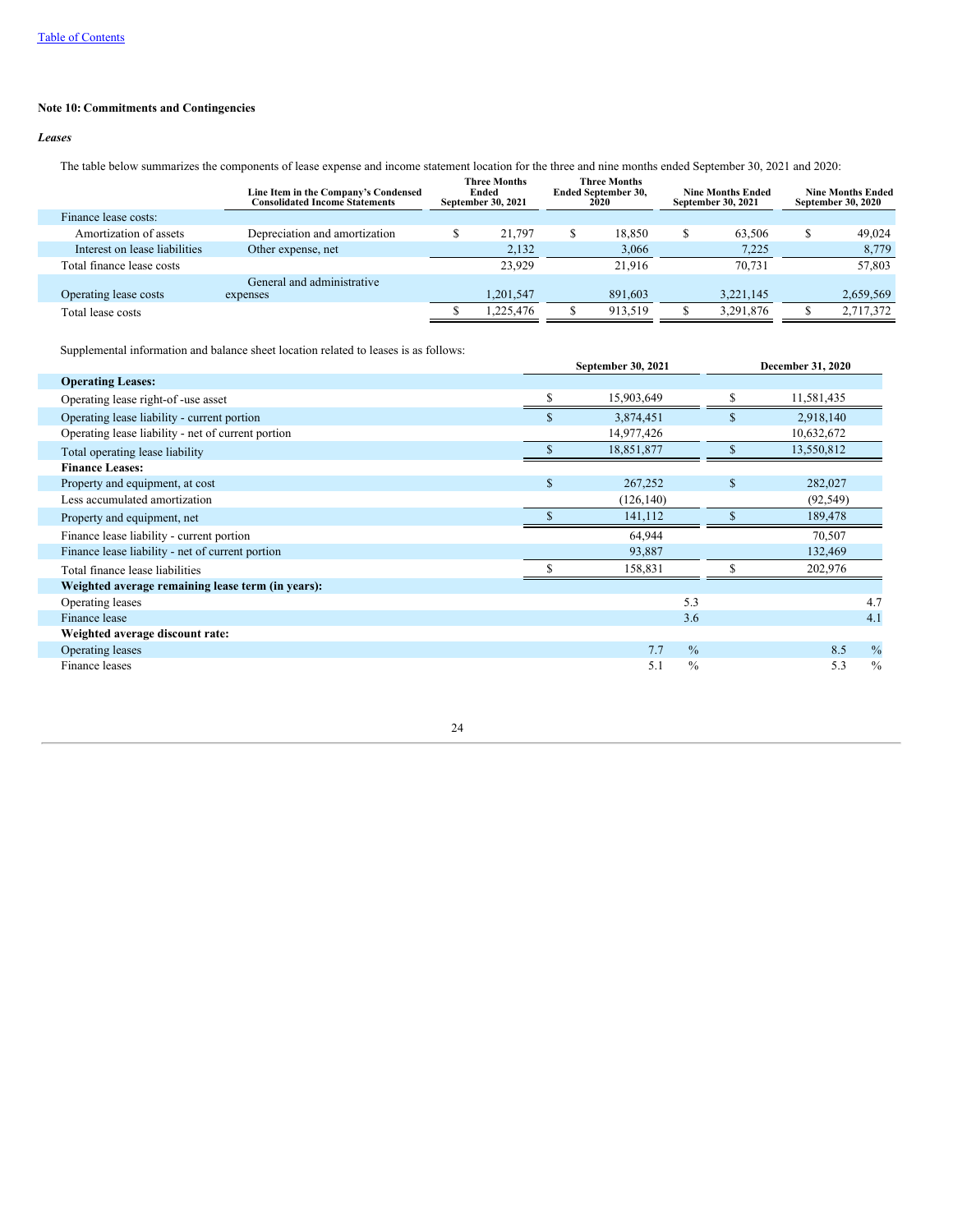## Note 10: Commitments and Contingencies

### *Leases*

The table below summarizes the components of lease expense and income statement location for the three and nine months ended September 30, 2021 and 2020:

| | Line Item in the Company's Condensed Consolidated Income Statements | Three Months Ended September 30, 2021 | Three Months Ended September 30, 2020 | Nine Months Ended September 30, 2021 | Nine Months Ended September 30, 2020 |
|---|---|---|---|---|---|
| Finance lease costs: | | | | | |
| Amortization of assets | Depreciation and amortization | $ 21,797 | $ 18,850 | $ 63,506 | $ 49,024 |
| Interest on lease liabilities | Other expense, net | 2,132 | 3,066 | 7,225 | 8,779 |
| Total finance lease costs | | 23,929 | 21,916 | 70,731 | 57,803 |
| Operating lease costs | General and administrative expenses | 1,201,547 | 891,603 | 3,221,145 | 2,659,569 |
| Total lease costs | | $ 1,225,476 | $ 913,519 | $ 3,291,876 | $ 2,717,372 |

Supplemental information and balance sheet location related to leases is as follows:

| | September 30, 2021 | December 31, 2020 |
|---|---|---|
| **Operating Leases:** | | |
| Operating lease right-of -use asset | $ 15,903,649 | $ 11,581,435 |
| Operating lease liability - current portion | $ 3,874,451 | $ 2,918,140 |
| Operating lease liability - net of current portion | 14,977,426 | 10,632,672 |
| Total operating lease liability | $ 18,851,877 | $ 13,550,812 |
| **Finance Leases:** | | |
| Property and equipment, at cost | $ 267,252 | $ 282,027 |
| Less accumulated amortization | (126,140) | (92,549) |
| Property and equipment, net | $ 141,112 | $ 189,478 |
| Finance lease liability - current portion | 64,944 | 70,507 |
| Finance lease liability - net of current portion | 93,887 | 132,469 |
| Total finance lease liabilities | $ 158,831 | $ 202,976 |
| **Weighted average remaining lease term (in years):** | | |
| Operating leases | 5.3 | 4.7 |
| Finance lease | 3.6 | 4.1 |
| **Weighted average discount rate:** | | |
| Operating leases | 7.7 % | 8.5 % |
| Finance leases | 5.1 % | 5.3 % |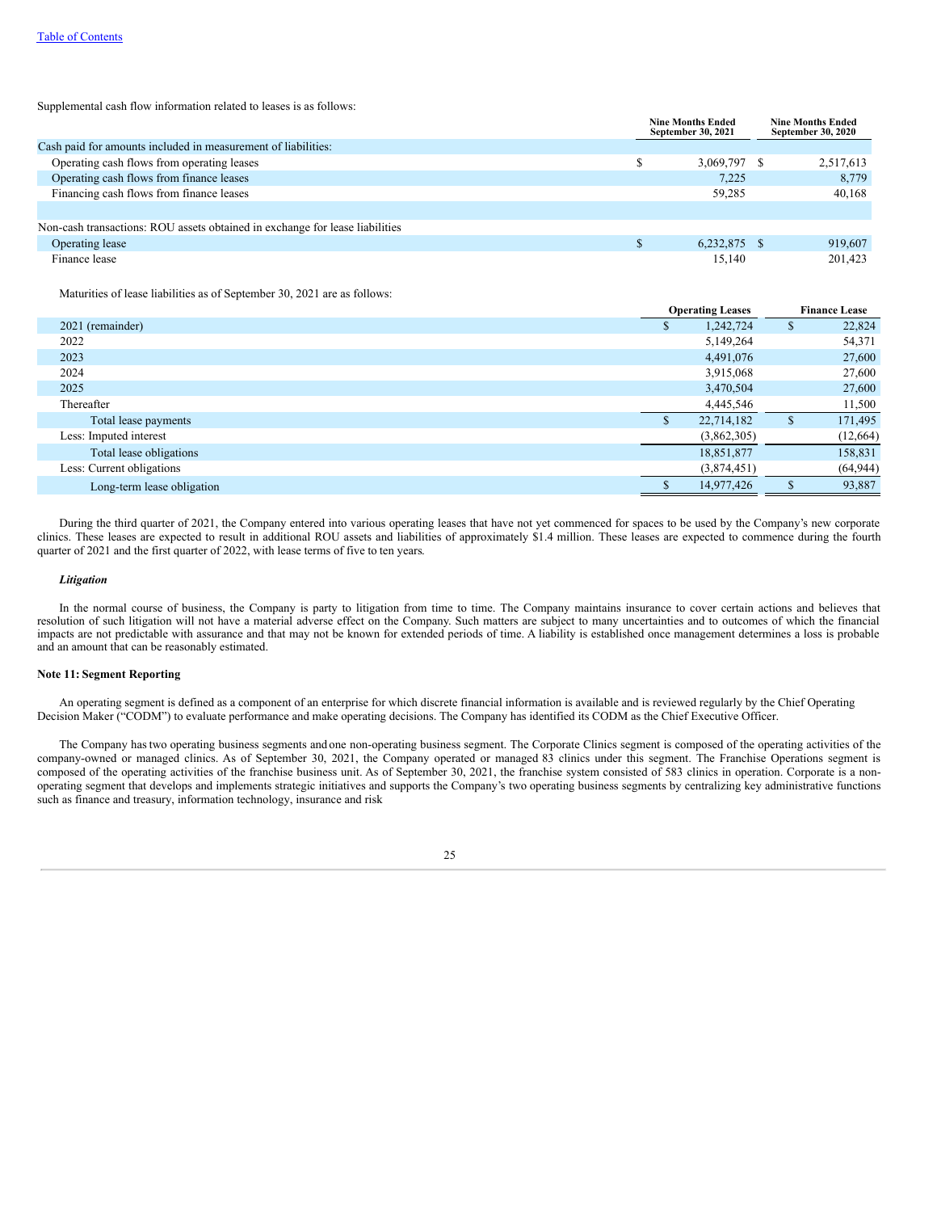Supplemental cash flow information related to leases is as follows:

| | Nine Months Ended September 30, 2021 | Nine Months Ended September 30, 2020 |
|---|---|---|
| Cash paid for amounts included in measurement of liabilities: | | |
| Operating cash flows from operating leases | $ 3,069,797 | $ 2,517,613 |
| Operating cash flows from finance leases | 7,225 | 8,779 |
| Financing cash flows from finance leases | 59,285 | 40,168 |
| | | |
| Non-cash transactions: ROU assets obtained in exchange for lease liabilities | | |
| Operating lease | $ 6,232,875 | $ 919,607 |
| Finance lease | 15,140 | 201,423 |

Maturities of lease liabilities as of September 30, 2021 are as follows:

| | Operating Leases | Finance Lease |
|---|---|---|
| 2021 (remainder) | $ 1,242,724 | $ 22,824 |
| 2022 | 5,149,264 | 54,371 |
| 2023 | 4,491,076 | 27,600 |
| 2024 | 3,915,068 | 27,600 |
| 2025 | 3,470,504 | 27,600 |
| Thereafter | 4,445,546 | 11,500 |
| Total lease payments | $ 22,714,182 | $ 171,495 |
| Less: Imputed interest | (3,862,305) | (12,664) |
| Total lease obligations | 18,851,877 | 158,831 |
| Less: Current obligations | (3,874,451) | (64,944) |
| Long-term lease obligation | $ 14,977,426 | $ 93,887 |

During the third quarter of 2021, the Company entered into various operating leases that have not yet commenced for spaces to be used by the Company's new corporate clinics. These leases are expected to result in additional ROU assets and liabilities of approximately $1.4 million. These leases are expected to commence during the fourth quarter of 2021 and the first quarter of 2022, with lease terms of five to ten years.

***Litigation***

In the normal course of business, the Company is party to litigation from time to time. The Company maintains insurance to cover certain actions and believes that resolution of such litigation will not have a material adverse effect on the Company. Such matters are subject to many uncertainties and to outcomes of which the financial impacts are not predictable with assurance and that may not be known for extended periods of time. A liability is established once management determines a loss is probable and an amount that can be reasonably estimated.

**Note 11: Segment Reporting**

An operating segment is defined as a component of an enterprise for which discrete financial information is available and is reviewed regularly by the Chief Operating Decision Maker ("CODM") to evaluate performance and make operating decisions. The Company has identified its CODM as the Chief Executive Officer.

The Company has two operating business segments and one non-operating business segment. The Corporate Clinics segment is composed of the operating activities of the company-owned or managed clinics. As of September 30, 2021, the Company operated or managed 83 clinics under this segment. The Franchise Operations segment is composed of the operating activities of the franchise business unit. As of September 30, 2021, the franchise system consisted of 583 clinics in operation. Corporate is a non-operating segment that develops and implements strategic initiatives and supports the Company's two operating business segments by centralizing key administrative functions such as finance and treasury, information technology, insurance and risk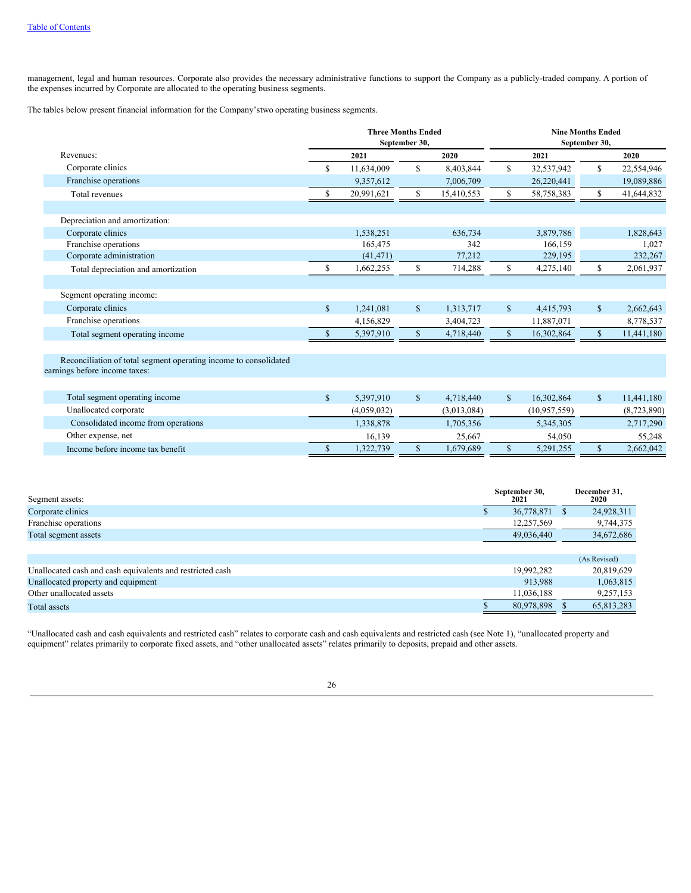management, legal and human resources. Corporate also provides the necessary administrative functions to support the Company as a publicly-traded company. A portion of the expenses incurred by Corporate are allocated to the operating business segments.

The tables below present financial information for the Company'stwo operating business segments.

| | Three Months Ended September 30, | | Nine Months Ended September 30, | |
|---|---|---|---|---|
| | 2021 | 2020 | 2021 | 2020 |
| Revenues: | | | | |
| Corporate clinics | $ 11,634,009 | $ 8,403,844 | $ 32,537,942 | $ 22,554,946 |
| Franchise operations | 9,357,612 | 7,006,709 | 26,220,441 | 19,089,886 |
| Total revenues | $ 20,991,621 | $ 15,410,553 | $ 58,758,383 | $ 41,644,832 |
| | | | | |
| Depreciation and amortization: | | | | |
| Corporate clinics | 1,538,251 | 636,734 | 3,879,786 | 1,828,643 |
| Franchise operations | 165,475 | 342 | 166,159 | 1,027 |
| Corporate administration | (41,471) | 77,212 | 229,195 | 232,267 |
| Total depreciation and amortization | $ 1,662,255 | $ 714,288 | $ 4,275,140 | $ 2,061,937 |
| | | | | |
| Segment operating income: | | | | |
| Corporate clinics | $ 1,241,081 | $ 1,313,717 | $ 4,415,793 | $ 2,662,643 |
| Franchise operations | 4,156,829 | 3,404,723 | 11,887,071 | 8,778,537 |
| Total segment operating income | $ 5,397,910 | $ 4,718,440 | $ 16,302,864 | $ 11,441,180 |
| | | | | |
| Reconciliation of total segment operating income to consolidated earnings before income taxes: | | | | |
| Total segment operating income | $ 5,397,910 | $ 4,718,440 | $ 16,302,864 | $ 11,441,180 |
| Unallocated corporate | (4,059,032) | (3,013,084) | (10,957,559) | (8,723,890) |
| Consolidated income from operations | 1,338,878 | 1,705,356 | 5,345,305 | 2,717,290 |
| Other expense, net | 16,139 | 25,667 | 54,050 | 55,248 |
| Income before income tax benefit | $ 1,322,739 | $ 1,679,689 | $ 5,291,255 | $ 2,662,042 |

| Segment assets: | September 30, 2021 | December 31, 2020 |
|---|---|---|
| Corporate clinics | $ 36,778,871 | $ 24,928,311 |
| Franchise operations | 12,257,569 | 9,744,375 |
| Total segment assets | 49,036,440 | 34,672,686 |
| | | |
| | | (As Revised) |
| Unallocated cash and cash equivalents and restricted cash | 19,992,282 | 20,819,629 |
| Unallocated property and equipment | 913,988 | 1,063,815 |
| Other unallocated assets | 11,036,188 | 9,257,153 |
| Total assets | $ 80,978,898 | $ 65,813,283 |

"Unallocated cash and cash equivalents and restricted cash" relates to corporate cash and cash equivalents and restricted cash (see Note 1), "unallocated property and equipment" relates primarily to corporate fixed assets, and "other unallocated assets" relates primarily to deposits, prepaid and other assets.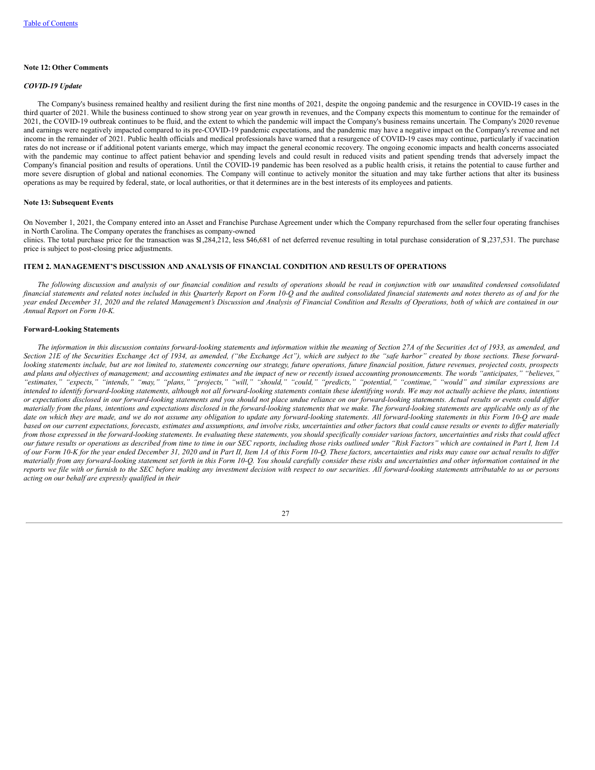[Table of Contents](#)

**Note 12: Other Comments**

***COVID-19 Update***

The Company's business remained healthy and resilient during the first nine months of 2021, despite the ongoing pandemic and the resurgence in COVID-19 cases in the third quarter of 2021. While the business continued to show strong year on year growth in revenues, and the Company expects this momentum to continue for the remainder of 2021, the COVID-19 outbreak continues to be fluid, and the extent to which the pandemic will impact the Company's business remains uncertain. The Company's 2020 revenue and earnings were negatively impacted compared to its pre-COVID-19 pandemic expectations, and the pandemic may have a negative impact on the Company's revenue and net income in the remainder of 2021. Public health officials and medical professionals have warned that a resurgence of COVID-19 cases may continue, particularly if vaccination rates do not increase or if additional potent variants emerge, which may impact the general economic recovery. The ongoing economic impacts and health concerns associated with the pandemic may continue to affect patient behavior and spending levels and could result in reduced visits and patient spending trends that adversely impact the Company's financial position and results of operations. Until the COVID-19 pandemic has been resolved as a public health crisis, it retains the potential to cause further and more severe disruption of global and national economies. The Company will continue to actively monitor the situation and may take further actions that alter its business operations as may be required by federal, state, or local authorities, or that it determines are in the best interests of its employees and patients.

**Note 13: Subsequent Events**

On November 1, 2021, the Company entered into an Asset and Franchise Purchase Agreement under which the Company repurchased from the seller four operating franchises in North Carolina. The Company operates the franchises as company-owned clinics. The total purchase price for the transaction was $1,284,212, less $46,681 of net deferred revenue resulting in total purchase consideration of $1,237,531. The purchase price is subject to post-closing price adjustments.

**ITEM 2. MANAGEMENT'S DISCUSSION AND ANALYSIS OF FINANCIAL CONDITION AND RESULTS OF OPERATIONS**

*The following discussion and analysis of our financial condition and results of operations should be read in conjunction with our unaudited condensed consolidated financial statements and related notes included in this Quarterly Report on Form 10-Q and the audited consolidated financial statements and notes thereto as of and for the year ended December 31, 2020 and the related Management's Discussion and Analysis of Financial Condition and Results of Operations, both of which are contained in our Annual Report on Form 10-K.*

**Forward-Looking Statements**

*The information in this discussion contains forward-looking statements and information within the meaning of Section 27A of the Securities Act of 1933, as amended, and Section 21E of the Securities Exchange Act of 1934, as amended, ("the Exchange Act"), which are subject to the "safe harbor" created by those sections. These forward-looking statements include, but are not limited to, statements concerning our strategy, future operations, future financial position, future revenues, projected costs, prospects and plans and objectives of management; and accounting estimates and the impact of new or recently issued accounting pronouncements. The words "anticipates," "believes," "estimates," "expects," "intends," "may," "plans," "projects," "will," "should," "could," "predicts," "potential," "continue," "would" and similar expressions are intended to identify forward-looking statements, although not all forward-looking statements contain these identifying words. We may not actually achieve the plans, intentions or expectations disclosed in our forward-looking statements and you should not place undue reliance on our forward-looking statements. Actual results or events could differ materially from the plans, intentions and expectations disclosed in the forward-looking statements that we make. The forward-looking statements are applicable only as of the date on which they are made, and we do not assume any obligation to update any forward-looking statements. All forward-looking statements in this Form 10-Q are made based on our current expectations, forecasts, estimates and assumptions, and involve risks, uncertainties and other factors that could cause results or events to differ materially from those expressed in the forward-looking statements. In evaluating these statements, you should specifically consider various factors, uncertainties and risks that could affect our future results or operations as described from time to time in our SEC reports, including those risks outlined under "Risk Factors" which are contained in Part I, Item 1A of our Form 10-K for the year ended December 31, 2020 and in Part II, Item 1A of this Form 10-Q. These factors, uncertainties and risks may cause our actual results to differ materially from any forward-looking statement set forth in this Form 10-Q. You should carefully consider these risks and uncertainties and other information contained in the reports we file with or furnish to the SEC before making any investment decision with respect to our securities. All forward-looking statements attributable to us or persons acting on our behalf are expressly qualified in their*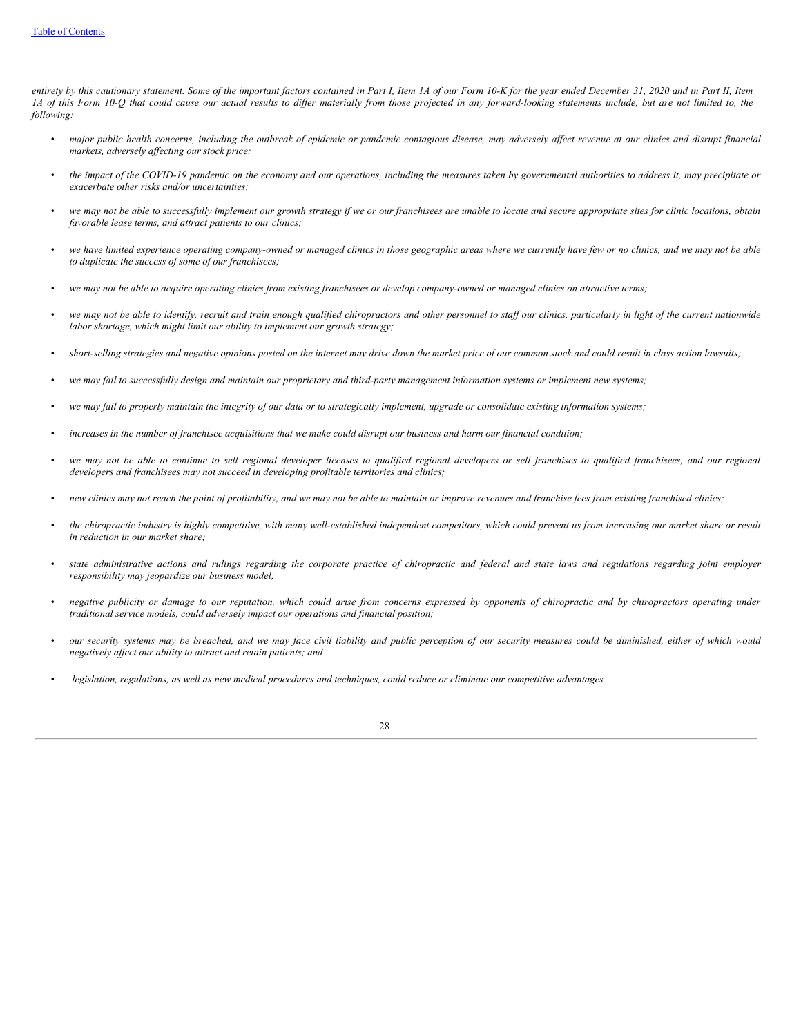*entirety by this cautionary statement. Some of the important factors contained in Part I, Item 1A of our Form 10-K for the year ended December 31, 2020 and in Part II, Item 1A of this Form 10-Q that could cause our actual results to differ materially from those projected in any forward-looking statements include, but are not limited to, the following:*

- *major public health concerns, including the outbreak of epidemic or pandemic contagious disease, may adversely affect revenue at our clinics and disrupt financial markets, adversely affecting our stock price;*
- *the impact of the COVID-19 pandemic on the economy and our operations, including the measures taken by governmental authorities to address it, may precipitate or exacerbate other risks and/or uncertainties;*
- *we may not be able to successfully implement our growth strategy if we or our franchisees are unable to locate and secure appropriate sites for clinic locations, obtain favorable lease terms, and attract patients to our clinics;*
- *we have limited experience operating company-owned or managed clinics in those geographic areas where we currently have few or no clinics, and we may not be able to duplicate the success of some of our franchisees;*
- *we may not be able to acquire operating clinics from existing franchisees or develop company-owned or managed clinics on attractive terms;*
- *we may not be able to identify, recruit and train enough qualified chiropractors and other personnel to staff our clinics, particularly in light of the current nationwide labor shortage, which might limit our ability to implement our growth strategy;*
- *short-selling strategies and negative opinions posted on the internet may drive down the market price of our common stock and could result in class action lawsuits;*
- *we may fail to successfully design and maintain our proprietary and third-party management information systems or implement new systems;*
- *we may fail to properly maintain the integrity of our data or to strategically implement, upgrade or consolidate existing information systems;*
- *increases in the number of franchisee acquisitions that we make could disrupt our business and harm our financial condition;*
- *we may not be able to continue to sell regional developer licenses to qualified regional developers or sell franchises to qualified franchisees, and our regional developers and franchisees may not succeed in developing profitable territories and clinics;*
- *new clinics may not reach the point of profitability, and we may not be able to maintain or improve revenues and franchise fees from existing franchised clinics;*
- *the chiropractic industry is highly competitive, with many well-established independent competitors, which could prevent us from increasing our market share or result in reduction in our market share;*
- *state administrative actions and rulings regarding the corporate practice of chiropractic and federal and state laws and regulations regarding joint employer responsibility may jeopardize our business model;*
- *negative publicity or damage to our reputation, which could arise from concerns expressed by opponents of chiropractic and by chiropractors operating under traditional service models, could adversely impact our operations and financial position;*
- *our security systems may be breached, and we may face civil liability and public perception of our security measures could be diminished, either of which would negatively affect our ability to attract and retain patients; and*
- *legislation, regulations, as well as new medical procedures and techniques, could reduce or eliminate our competitive advantages.*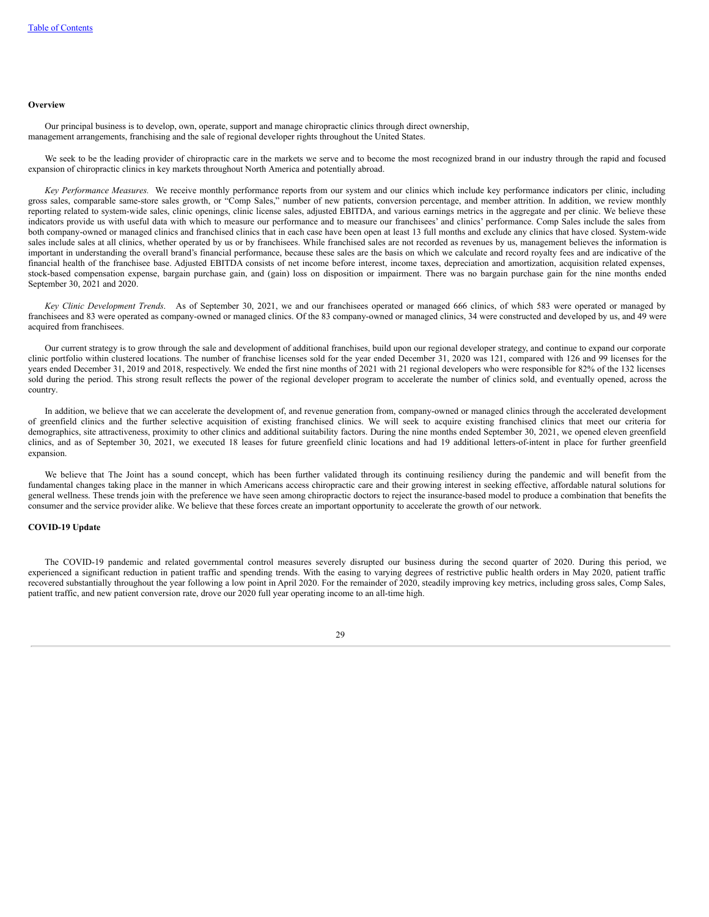**Overview**

Our principal business is to develop, own, operate, support and manage chiropractic clinics through direct ownership, management arrangements, franchising and the sale of regional developer rights throughout the United States.

We seek to be the leading provider of chiropractic care in the markets we serve and to become the most recognized brand in our industry through the rapid and focused expansion of chiropractic clinics in key markets throughout North America and potentially abroad.

*Key Performance Measures.* We receive monthly performance reports from our system and our clinics which include key performance indicators per clinic, including gross sales, comparable same-store sales growth, or "Comp Sales," number of new patients, conversion percentage, and member attrition. In addition, we review monthly reporting related to system-wide sales, clinic openings, clinic license sales, adjusted EBITDA, and various earnings metrics in the aggregate and per clinic. We believe these indicators provide us with useful data with which to measure our performance and to measure our franchisees' and clinics' performance. Comp Sales include the sales from both company-owned or managed clinics and franchised clinics that in each case have been open at least 13 full months and exclude any clinics that have closed. System-wide sales include sales at all clinics, whether operated by us or by franchisees. While franchised sales are not recorded as revenues by us, management believes the information is important in understanding the overall brand's financial performance, because these sales are the basis on which we calculate and record royalty fees and are indicative of the financial health of the franchisee base. Adjusted EBITDA consists of net income before interest, income taxes, depreciation and amortization, acquisition related expenses, stock-based compensation expense, bargain purchase gain, and (gain) loss on disposition or impairment. There was no bargain purchase gain for the nine months ended September 30, 2021 and 2020.

*Key Clinic Development Trends*. As of September 30, 2021, we and our franchisees operated or managed 666 clinics, of which 583 were operated or managed by franchisees and 83 were operated as company-owned or managed clinics. Of the 83 company-owned or managed clinics, 34 were constructed and developed by us, and 49 were acquired from franchisees.

Our current strategy is to grow through the sale and development of additional franchises, build upon our regional developer strategy, and continue to expand our corporate clinic portfolio within clustered locations. The number of franchise licenses sold for the year ended December 31, 2020 was 121, compared with 126 and 99 licenses for the years ended December 31, 2019 and 2018, respectively. We ended the first nine months of 2021 with 21 regional developers who were responsible for 82% of the 132 licenses sold during the period. This strong result reflects the power of the regional developer program to accelerate the number of clinics sold, and eventually opened, across the country.

In addition, we believe that we can accelerate the development of, and revenue generation from, company-owned or managed clinics through the accelerated development of greenfield clinics and the further selective acquisition of existing franchised clinics. We will seek to acquire existing franchised clinics that meet our criteria for demographics, site attractiveness, proximity to other clinics and additional suitability factors. During the nine months ended September 30, 2021, we opened eleven greenfield clinics, and as of September 30, 2021, we executed 18 leases for future greenfield clinic locations and had 19 additional letters-of-intent in place for further greenfield expansion.

We believe that The Joint has a sound concept, which has been further validated through its continuing resiliency during the pandemic and will benefit from the fundamental changes taking place in the manner in which Americans access chiropractic care and their growing interest in seeking effective, affordable natural solutions for general wellness. These trends join with the preference we have seen among chiropractic doctors to reject the insurance-based model to produce a combination that benefits the consumer and the service provider alike. We believe that these forces create an important opportunity to accelerate the growth of our network.

**COVID-19 Update**

The COVID-19 pandemic and related governmental control measures severely disrupted our business during the second quarter of 2020. During this period, we experienced a significant reduction in patient traffic and spending trends. With the easing to varying degrees of restrictive public health orders in May 2020, patient traffic recovered substantially throughout the year following a low point in April 2020. For the remainder of 2020, steadily improving key metrics, including gross sales, Comp Sales, patient traffic, and new patient conversion rate, drove our 2020 full year operating income to an all-time high.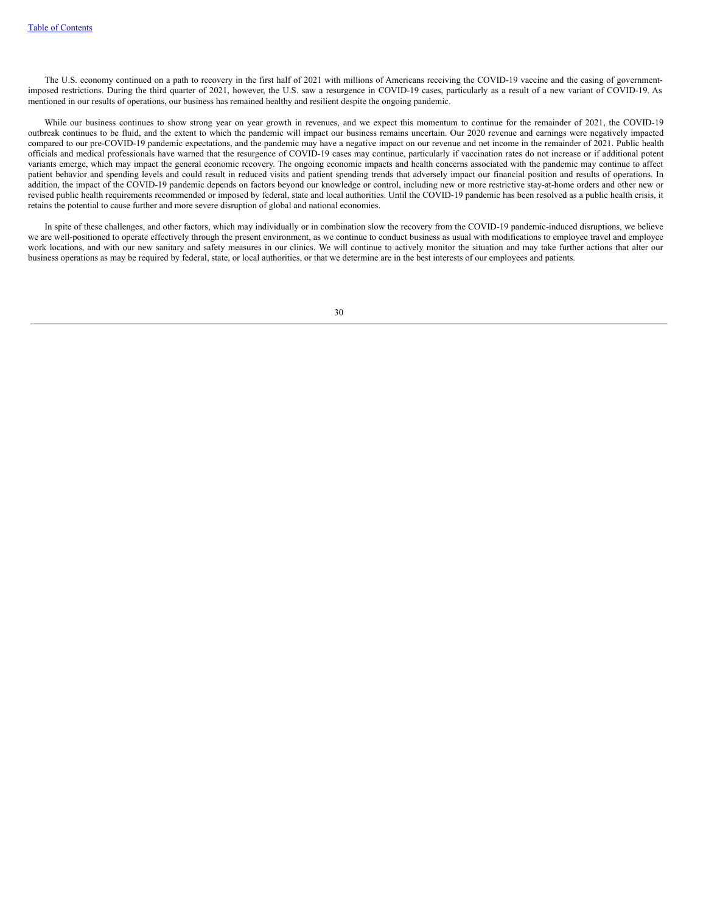The U.S. economy continued on a path to recovery in the first half of 2021 with millions of Americans receiving the COVID-19 vaccine and the easing of government-imposed restrictions. During the third quarter of 2021, however, the U.S. saw a resurgence in COVID-19 cases, particularly as a result of a new variant of COVID-19. As mentioned in our results of operations, our business has remained healthy and resilient despite the ongoing pandemic.

While our business continues to show strong year on year growth in revenues, and we expect this momentum to continue for the remainder of 2021, the COVID-19 outbreak continues to be fluid, and the extent to which the pandemic will impact our business remains uncertain. Our 2020 revenue and earnings were negatively impacted compared to our pre-COVID-19 pandemic expectations, and the pandemic may have a negative impact on our revenue and net income in the remainder of 2021. Public health officials and medical professionals have warned that the resurgence of COVID-19 cases may continue, particularly if vaccination rates do not increase or if additional potent variants emerge, which may impact the general economic recovery. The ongoing economic impacts and health concerns associated with the pandemic may continue to affect patient behavior and spending levels and could result in reduced visits and patient spending trends that adversely impact our financial position and results of operations. In addition, the impact of the COVID-19 pandemic depends on factors beyond our knowledge or control, including new or more restrictive stay-at-home orders and other new or revised public health requirements recommended or imposed by federal, state and local authorities. Until the COVID-19 pandemic has been resolved as a public health crisis, it retains the potential to cause further and more severe disruption of global and national economies.

In spite of these challenges, and other factors, which may individually or in combination slow the recovery from the COVID-19 pandemic-induced disruptions, we believe we are well-positioned to operate effectively through the present environment, as we continue to conduct business as usual with modifications to employee travel and employee work locations, and with our new sanitary and safety measures in our clinics. We will continue to actively monitor the situation and may take further actions that alter our business operations as may be required by federal, state, or local authorities, or that we determine are in the best interests of our employees and patients.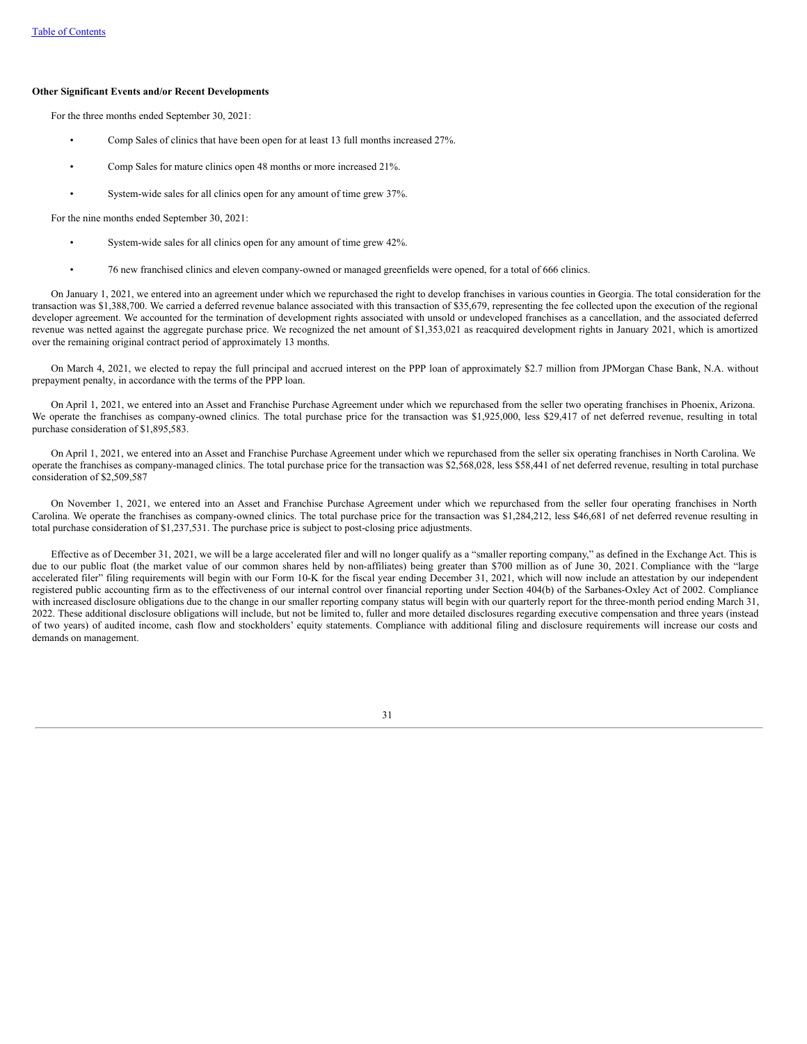**Other Significant Events and/or Recent Developments**

For the three months ended September 30, 2021:

- Comp Sales of clinics that have been open for at least 13 full months increased 27%.
- Comp Sales for mature clinics open 48 months or more increased 21%.
- System-wide sales for all clinics open for any amount of time grew 37%.

For the nine months ended September 30, 2021:

- System-wide sales for all clinics open for any amount of time grew 42%.
- 76 new franchised clinics and eleven company-owned or managed greenfields were opened, for a total of 666 clinics.

On January 1, 2021, we entered into an agreement under which we repurchased the right to develop franchises in various counties in Georgia. The total consideration for the transaction was $1,388,700. We carried a deferred revenue balance associated with this transaction of $35,679, representing the fee collected upon the execution of the regional developer agreement. We accounted for the termination of development rights associated with unsold or undeveloped franchises as a cancellation, and the associated deferred revenue was netted against the aggregate purchase price. We recognized the net amount of $1,353,021 as reacquired development rights in January 2021, which is amortized over the remaining original contract period of approximately 13 months.

On March 4, 2021, we elected to repay the full principal and accrued interest on the PPP loan of approximately $2.7 million from JPMorgan Chase Bank, N.A. without prepayment penalty, in accordance with the terms of the PPP loan.

On April 1, 2021, we entered into an Asset and Franchise Purchase Agreement under which we repurchased from the seller two operating franchises in Phoenix, Arizona. We operate the franchises as company-owned clinics. The total purchase price for the transaction was $1,925,000, less $29,417 of net deferred revenue, resulting in total purchase consideration of $1,895,583.

On April 1, 2021, we entered into an Asset and Franchise Purchase Agreement under which we repurchased from the seller six operating franchises in North Carolina. We operate the franchises as company-managed clinics. The total purchase price for the transaction was $2,568,028, less $58,441 of net deferred revenue, resulting in total purchase consideration of $2,509,587

On November 1, 2021, we entered into an Asset and Franchise Purchase Agreement under which we repurchased from the seller four operating franchises in North Carolina. We operate the franchises as company-owned clinics. The total purchase price for the transaction was $1,284,212, less $46,681 of net deferred revenue resulting in total purchase consideration of $1,237,531. The purchase price is subject to post-closing price adjustments.

Effective as of December 31, 2021, we will be a large accelerated filer and will no longer qualify as a "smaller reporting company," as defined in the Exchange Act. This is due to our public float (the market value of our common shares held by non-affiliates) being greater than $700 million as of June 30, 2021. Compliance with the "large accelerated filer" filing requirements will begin with our Form 10-K for the fiscal year ending December 31, 2021, which will now include an attestation by our independent registered public accounting firm as to the effectiveness of our internal control over financial reporting under Section 404(b) of the Sarbanes-Oxley Act of 2002. Compliance with increased disclosure obligations due to the change in our smaller reporting company status will begin with our quarterly report for the three-month period ending March 31, 2022. These additional disclosure obligations will include, but not be limited to, fuller and more detailed disclosures regarding executive compensation and three years (instead of two years) of audited income, cash flow and stockholders' equity statements. Compliance with additional filing and disclosure requirements will increase our costs and demands on management.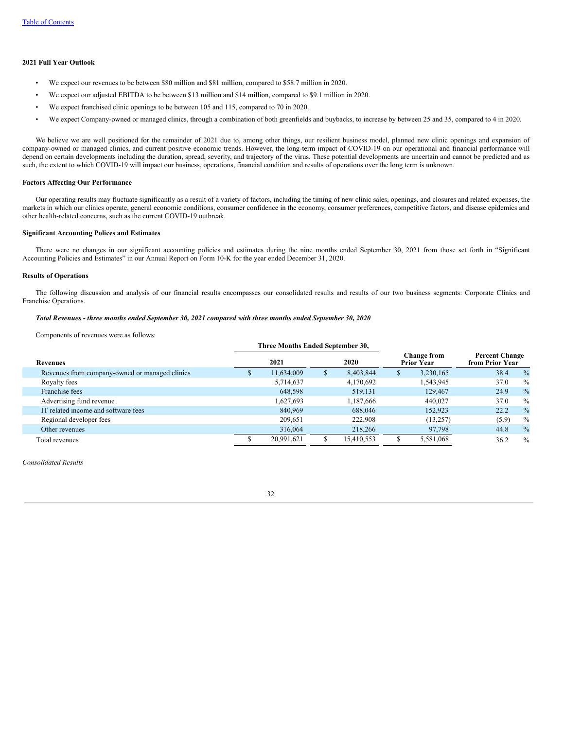**2021 Full Year Outlook**

- We expect our revenues to be between $80 million and $81 million, compared to $58.7 million in 2020.
- We expect our adjusted EBITDA to be between $13 million and $14 million, compared to $9.1 million in 2020.
- We expect franchised clinic openings to be between 105 and 115, compared to 70 in 2020.
- We expect Company-owned or managed clinics, through a combination of both greenfields and buybacks, to increase by between 25 and 35, compared to 4 in 2020.

We believe we are well positioned for the remainder of 2021 due to, among other things, our resilient business model, planned new clinic openings and expansion of company-owned or managed clinics, and current positive economic trends. However, the long-term impact of COVID-19 on our operational and financial performance will depend on certain developments including the duration, spread, severity, and trajectory of the virus. These potential developments are uncertain and cannot be predicted and as such, the extent to which COVID-19 will impact our business, operations, financial condition and results of operations over the long term is unknown.

**Factors Affecting Our Performance**

Our operating results may fluctuate significantly as a result of a variety of factors, including the timing of new clinic sales, openings, and closures and related expenses, the markets in which our clinics operate, general economic conditions, consumer confidence in the economy, consumer preferences, competitive factors, and disease epidemics and other health-related concerns, such as the current COVID-19 outbreak.

**Significant Accounting Polices and Estimates**

There were no changes in our significant accounting policies and estimates during the nine months ended September 30, 2021 from those set forth in "Significant Accounting Policies and Estimates" in our Annual Report on Form 10-K for the year ended December 31, 2020.

**Results of Operations**

The following discussion and analysis of our financial results encompasses our consolidated results and results of our two business segments: Corporate Clinics and Franchise Operations.

***Total Revenues - three months ended September 30, 2021 compared with three months ended September 30, 2020***

Components of revenues were as follows:

| Revenues | Three Months Ended September 30, 2021 | 2020 | Change from Prior Year | Percent Change from Prior Year |
|---|---|---|---|---|
| Revenues from company-owned or managed clinics | $ 11,634,009 | $ 8,403,844 | $ 3,230,165 | 38.4 % |
| Royalty fees | 5,714,637 | 4,170,692 | 1,543,945 | 37.0 % |
| Franchise fees | 648,598 | 519,131 | 129,467 | 24.9 % |
| Advertising fund revenue | 1,627,693 | 1,187,666 | 440,027 | 37.0 % |
| IT related income and software fees | 840,969 | 688,046 | 152,923 | 22.2 % |
| Regional developer fees | 209,651 | 222,908 | (13,257) | (5.9) % |
| Other revenues | 316,064 | 218,266 | 97,798 | 44.8 % |
| Total revenues | $ 20,991,621 | $ 15,410,553 | $ 5,581,068 | 36.2 % |

*Consolidated Results*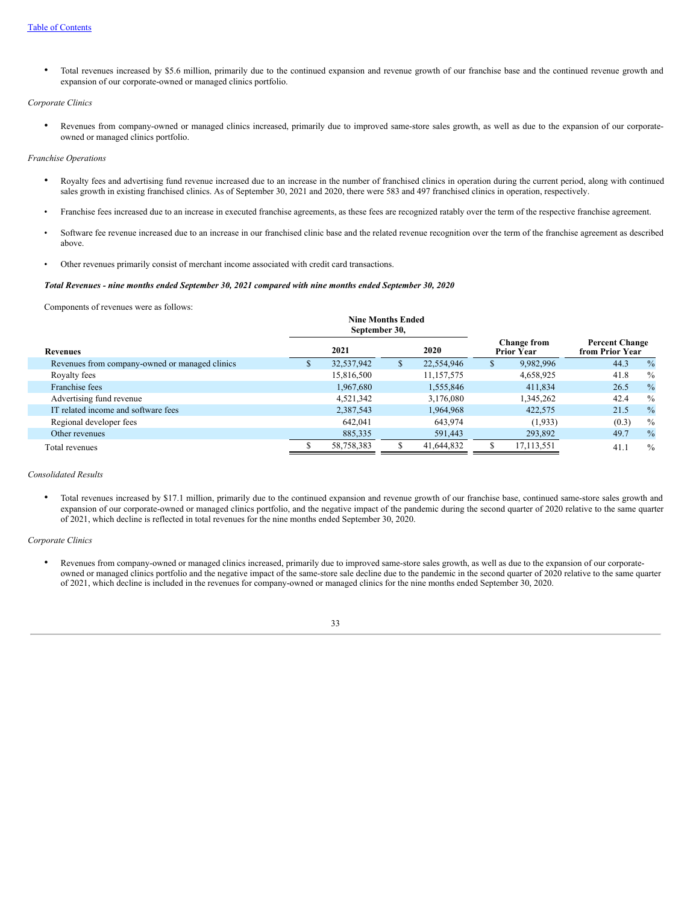- Total revenues increased by $5.6 million, primarily due to the continued expansion and revenue growth of our franchise base and the continued revenue growth and expansion of our corporate-owned or managed clinics portfolio.

*Corporate Clinics*

- Revenues from company-owned or managed clinics increased, primarily due to improved same-store sales growth, as well as due to the expansion of our corporate-owned or managed clinics portfolio.

*Franchise Operations*

- Royalty fees and advertising fund revenue increased due to an increase in the number of franchised clinics in operation during the current period, along with continued sales growth in existing franchised clinics. As of September 30, 2021 and 2020, there were 583 and 497 franchised clinics in operation, respectively.
- Franchise fees increased due to an increase in executed franchise agreements, as these fees are recognized ratably over the term of the respective franchise agreement.
- Software fee revenue increased due to an increase in our franchised clinic base and the related revenue recognition over the term of the franchise agreement as described above.
- Other revenues primarily consist of merchant income associated with credit card transactions.

***Total Revenues - nine months ended September 30, 2021 compared with nine months ended September 30, 2020***

Components of revenues were as follows:

| Revenues | Nine Months Ended September 30, 2021 | Nine Months Ended September 30, 2020 | Change from Prior Year | Percent Change from Prior Year |
|---|---|---|---|---|
| Revenues from company-owned or managed clinics | $ 32,537,942 | $ 22,554,946 | $ 9,982,996 | 44.3 % |
| Royalty fees | 15,816,500 | 11,157,575 | 4,658,925 | 41.8 % |
| Franchise fees | 1,967,680 | 1,555,846 | 411,834 | 26.5 % |
| Advertising fund revenue | 4,521,342 | 3,176,080 | 1,345,262 | 42.4 % |
| IT related income and software fees | 2,387,543 | 1,964,968 | 422,575 | 21.5 % |
| Regional developer fees | 642,041 | 643,974 | (1,933) | (0.3) % |
| Other revenues | 885,335 | 591,443 | 293,892 | 49.7 % |
| Total revenues | $ 58,758,383 | $ 41,644,832 | $ 17,113,551 | 41.1 % |

*Consolidated Results*

- Total revenues increased by $17.1 million, primarily due to the continued expansion and revenue growth of our franchise base, continued same-store sales growth and expansion of our corporate-owned or managed clinics portfolio, and the negative impact of the pandemic during the second quarter of 2020 relative to the same quarter of 2021, which decline is reflected in total revenues for the nine months ended September 30, 2020.

*Corporate Clinics*

- Revenues from company-owned or managed clinics increased, primarily due to improved same-store sales growth, as well as due to the expansion of our corporate-owned or managed clinics portfolio and the negative impact of the same-store sale decline due to the pandemic in the second quarter of 2020 relative to the same quarter of 2021, which decline is included in the revenues for company-owned or managed clinics for the nine months ended September 30, 2020.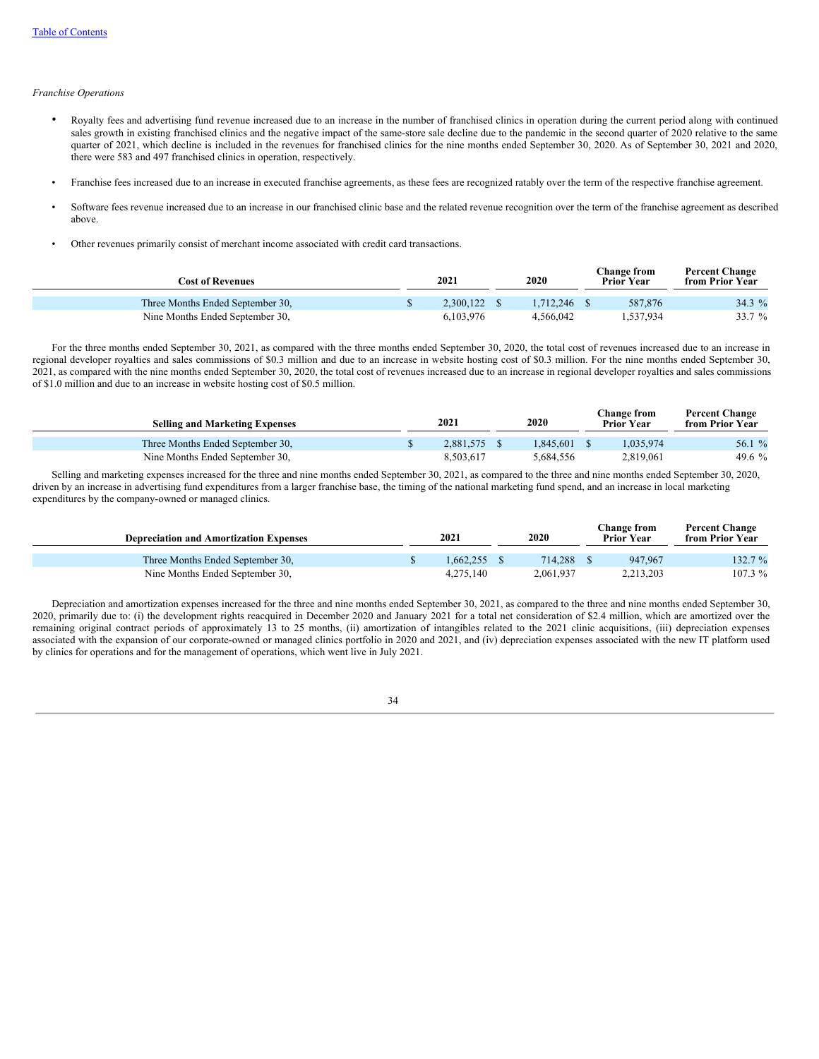*Franchise Operations*

- Royalty fees and advertising fund revenue increased due to an increase in the number of franchised clinics in operation during the current period along with continued sales growth in existing franchised clinics and the negative impact of the same-store sale decline due to the pandemic in the second quarter of 2020 relative to the same quarter of 2021, which decline is included in the revenues for franchised clinics for the nine months ended September 30, 2020. As of September 30, 2021 and 2020, there were 583 and 497 franchised clinics in operation, respectively.

- Franchise fees increased due to an increase in executed franchise agreements, as these fees are recognized ratably over the term of the respective franchise agreement.

- Software fees revenue increased due to an increase in our franchised clinic base and the related revenue recognition over the term of the franchise agreement as described above.

- Other revenues primarily consist of merchant income associated with credit card transactions.

| Cost of Revenues | 2021 | 2020 | Change from Prior Year | Percent Change from Prior Year |
|---|---|---|---|---|
| Three Months Ended September 30, | $ 2,300,122 | $ 1,712,246 | $ 587,876 | 34.3 % |
| Nine Months Ended September 30, | 6,103,976 | 4,566,042 | 1,537,934 | 33.7 % |

For the three months ended September 30, 2021, as compared with the three months ended September 30, 2020, the total cost of revenues increased due to an increase in regional developer royalties and sales commissions of $0.3 million and due to an increase in website hosting cost of $0.3 million. For the nine months ended September 30, 2021, as compared with the nine months ended September 30, 2020, the total cost of revenues increased due to an increase in regional developer royalties and sales commissions of $1.0 million and due to an increase in website hosting cost of $0.5 million.

| Selling and Marketing Expenses | 2021 | 2020 | Change from Prior Year | Percent Change from Prior Year |
|---|---|---|---|---|
| Three Months Ended September 30, | $ 2,881,575 | $ 1,845,601 | $ 1,035,974 | 56.1 % |
| Nine Months Ended September 30, | 8,503,617 | 5,684,556 | 2,819,061 | 49.6 % |

Selling and marketing expenses increased for the three and nine months ended September 30, 2021, as compared to the three and nine months ended September 30, 2020, driven by an increase in advertising fund expenditures from a larger franchise base, the timing of the national marketing fund spend, and an increase in local marketing expenditures by the company-owned or managed clinics.

| Depreciation and Amortization Expenses | 2021 | 2020 | Change from Prior Year | Percent Change from Prior Year |
|---|---|---|---|---|
| Three Months Ended September 30, | $ 1,662,255 | $ 714,288 | $ 947,967 | 132.7 % |
| Nine Months Ended September 30, | 4,275,140 | 2,061,937 | 2,213,203 | 107.3 % |

Depreciation and amortization expenses increased for the three and nine months ended September 30, 2021, as compared to the three and nine months ended September 30, 2020, primarily due to: (i) the development rights reacquired in December 2020 and January 2021 for a total net consideration of $2.4 million, which are amortized over the remaining original contract periods of approximately 13 to 25 months, (ii) amortization of intangibles related to the 2021 clinic acquisitions, (iii) depreciation expenses associated with the expansion of our corporate-owned or managed clinics portfolio in 2020 and 2021, and (iv) depreciation expenses associated with the new IT platform used by clinics for operations and for the management of operations, which went live in July 2021.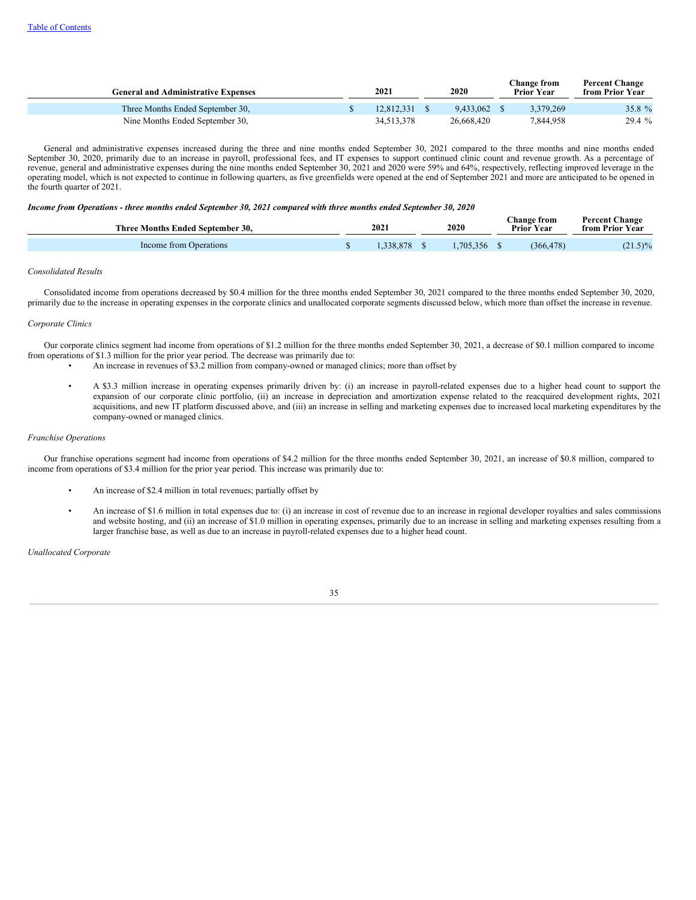| General and Administrative Expenses | 2021 | 2020 | Change from Prior Year | Percent Change from Prior Year |
|---|---|---|---|---|
| Three Months Ended September 30, | $ 12,812,331 | $ 9,433,062 | $ 3,379,269 | 35.8 % |
| Nine Months Ended September 30, | 34,513,378 | 26,668,420 | 7,844,958 | 29.4 % |

General and administrative expenses increased during the three and nine months ended September 30, 2021 compared to the three months and nine months ended September 30, 2020, primarily due to an increase in payroll, professional fees, and IT expenses to support continued clinic count and revenue growth. As a percentage of revenue, general and administrative expenses during the nine months ended September 30, 2021 and 2020 were 59% and 64%, respectively, reflecting improved leverage in the operating model, which is not expected to continue in following quarters, as five greenfields were opened at the end of September 2021 and more are anticipated to be opened in the fourth quarter of 2021.

***Income from Operations - three months ended September 30, 2021 compared with three months ended September 30, 2020***

| Three Months Ended September 30, | 2021 | 2020 | Change from Prior Year | Percent Change from Prior Year |
|---|---|---|---|---|
| Income from Operations | $ 1,338,878 | $ 1,705,356 | $ (366,478) | (21.5)% |

*Consolidated Results*

Consolidated income from operations decreased by $0.4 million for the three months ended September 30, 2021 compared to the three months ended September 30, 2020, primarily due to the increase in operating expenses in the corporate clinics and unallocated corporate segments discussed below, which more than offset the increase in revenue.

*Corporate Clinics*

Our corporate clinics segment had income from operations of $1.2 million for the three months ended September 30, 2021, a decrease of $0.1 million compared to income from operations of $1.3 million for the prior year period. The decrease was primarily due to:

- An increase in revenues of $3.2 million from company-owned or managed clinics; more than offset by
- A $3.3 million increase in operating expenses primarily driven by: (i) an increase in payroll-related expenses due to a higher head count to support the expansion of our corporate clinic portfolio, (ii) an increase in depreciation and amortization expense related to the reacquired development rights, 2021 acquisitions, and new IT platform discussed above, and (iii) an increase in selling and marketing expenses due to increased local marketing expenditures by the company-owned or managed clinics.

*Franchise Operations*

Our franchise operations segment had income from operations of $4.2 million for the three months ended September 30, 2021, an increase of $0.8 million, compared to income from operations of $3.4 million for the prior year period. This increase was primarily due to:

- An increase of $2.4 million in total revenues; partially offset by
- An increase of $1.6 million in total expenses due to: (i) an increase in cost of revenue due to an increase in regional developer royalties and sales commissions and website hosting, and (ii) an increase of $1.0 million in operating expenses, primarily due to an increase in selling and marketing expenses resulting from a larger franchise base, as well as due to an increase in payroll-related expenses due to a higher head count.

*Unallocated Corporate*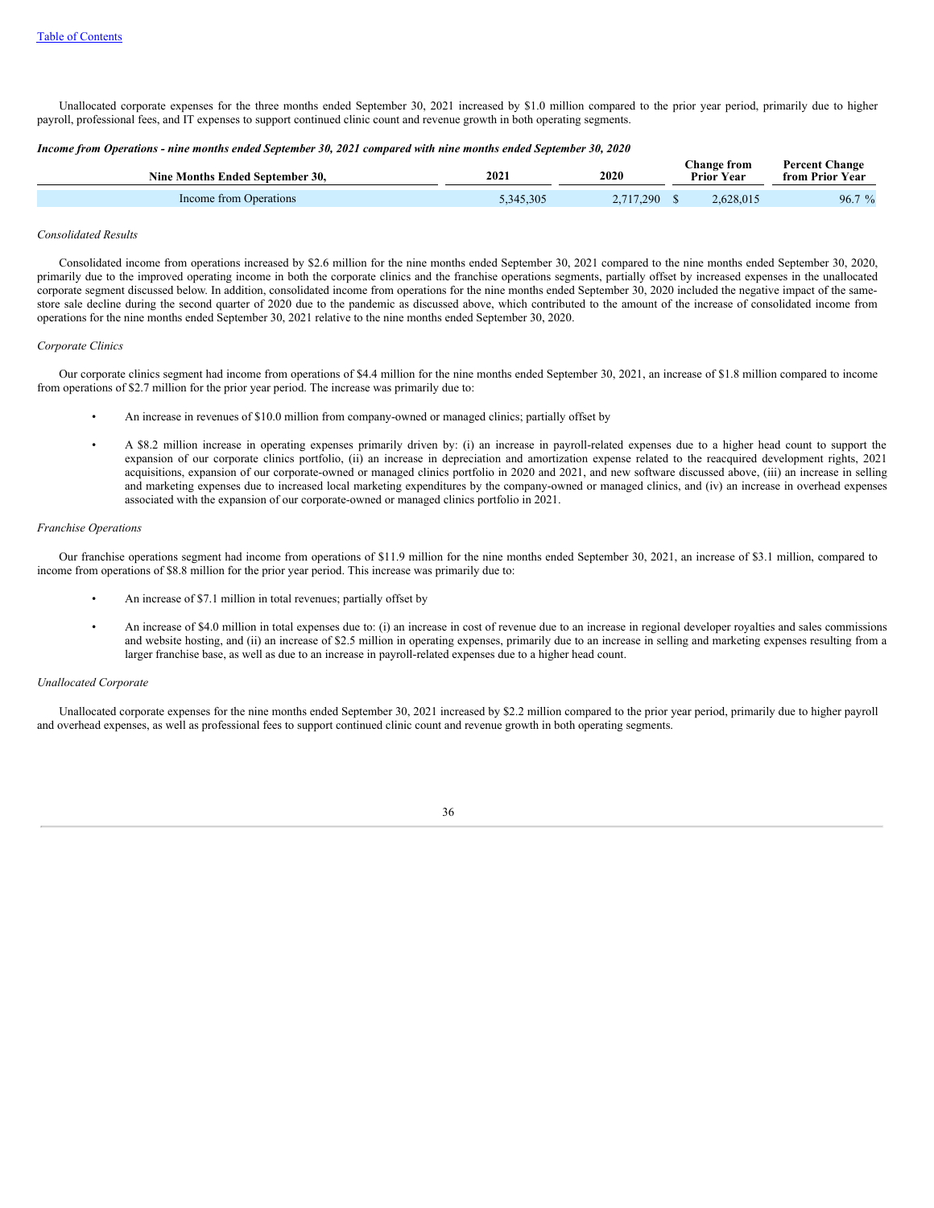Unallocated corporate expenses for the three months ended September 30, 2021 increased by $1.0 million compared to the prior year period, primarily due to higher payroll, professional fees, and IT expenses to support continued clinic count and revenue growth in both operating segments.

***Income from Operations - nine months ended September 30, 2021 compared with nine months ended September 30, 2020***

| Nine Months Ended September 30, | 2021 | 2020 | Change from Prior Year | Percent Change from Prior Year |
|---|---|---|---|---|
| Income from Operations | 5,345,305 | 2,717,290 | $ 2,628,015 | 96.7 % |

*Consolidated Results*

Consolidated income from operations increased by $2.6 million for the nine months ended September 30, 2021 compared to the nine months ended September 30, 2020, primarily due to the improved operating income in both the corporate clinics and the franchise operations segments, partially offset by increased expenses in the unallocated corporate segment discussed below. In addition, consolidated income from operations for the nine months ended September 30, 2020 included the negative impact of the same-store sale decline during the second quarter of 2020 due to the pandemic as discussed above, which contributed to the amount of the increase of consolidated income from operations for the nine months ended September 30, 2021 relative to the nine months ended September 30, 2020.

*Corporate Clinics*

Our corporate clinics segment had income from operations of $4.4 million for the nine months ended September 30, 2021, an increase of $1.8 million compared to income from operations of $2.7 million for the prior year period. The increase was primarily due to:

- An increase in revenues of $10.0 million from company-owned or managed clinics; partially offset by
- A $8.2 million increase in operating expenses primarily driven by: (i) an increase in payroll-related expenses due to a higher head count to support the expansion of our corporate clinics portfolio, (ii) an increase in depreciation and amortization expense related to the reacquired development rights, 2021 acquisitions, expansion of our corporate-owned or managed clinics portfolio in 2020 and 2021, and new software discussed above, (iii) an increase in selling and marketing expenses due to increased local marketing expenditures by the company-owned or managed clinics, and (iv) an increase in overhead expenses associated with the expansion of our corporate-owned or managed clinics portfolio in 2021.

*Franchise Operations*

Our franchise operations segment had income from operations of $11.9 million for the nine months ended September 30, 2021, an increase of $3.1 million, compared to income from operations of $8.8 million for the prior year period. This increase was primarily due to:

- An increase of $7.1 million in total revenues; partially offset by
- An increase of $4.0 million in total expenses due to: (i) an increase in cost of revenue due to an increase in regional developer royalties and sales commissions and website hosting, and (ii) an increase of $2.5 million in operating expenses, primarily due to an increase in selling and marketing expenses resulting from a larger franchise base, as well as due to an increase in payroll-related expenses due to a higher head count.

*Unallocated Corporate*

Unallocated corporate expenses for the nine months ended September 30, 2021 increased by $2.2 million compared to the prior year period, primarily due to higher payroll and overhead expenses, as well as professional fees to support continued clinic count and revenue growth in both operating segments.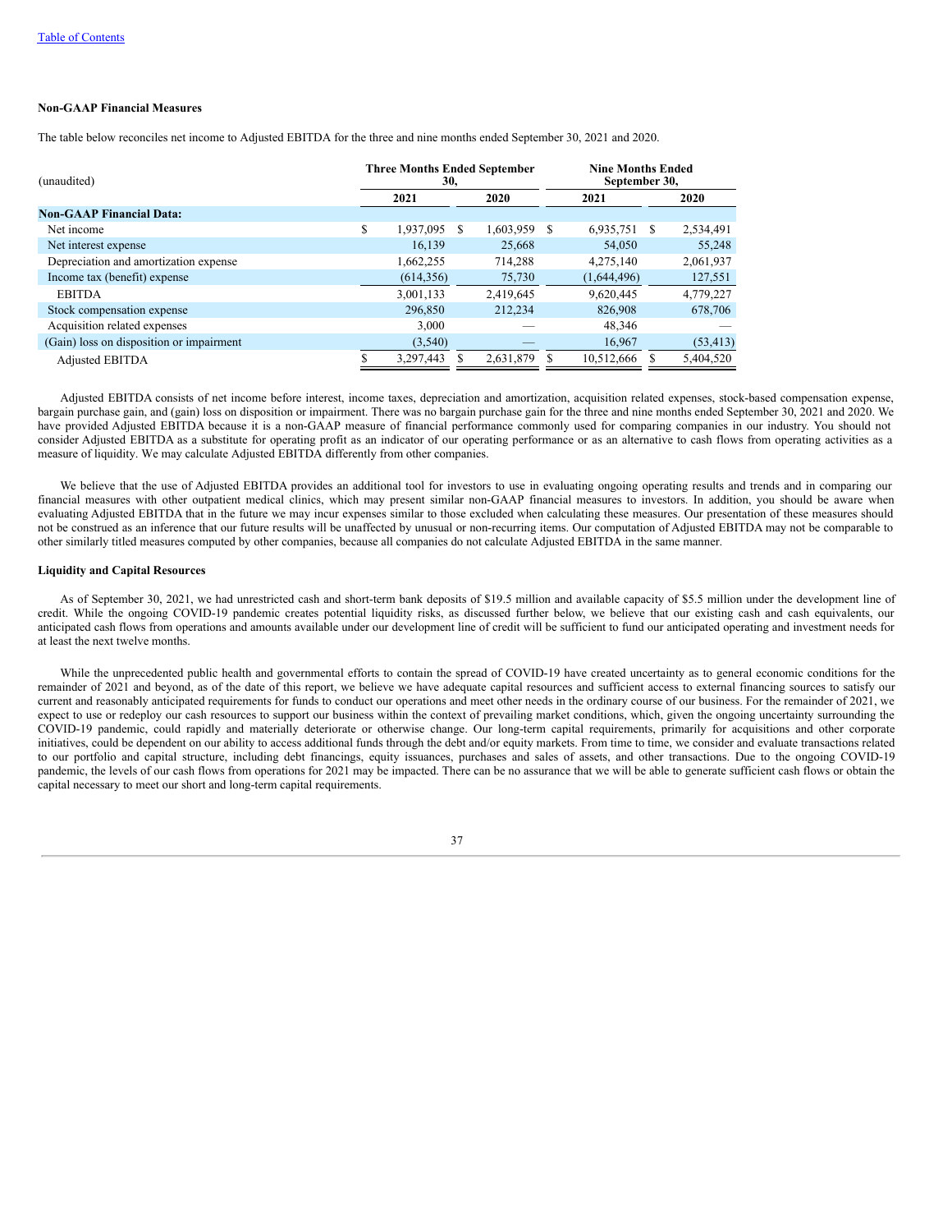[Table of Contents](#)

**Non-GAAP Financial Measures**

The table below reconciles net income to Adjusted EBITDA for the three and nine months ended September 30, 2021 and 2020.

| (unaudited) | Three Months Ended September 30, | | Nine Months Ended September 30, | |
|---|---|---|---|---|
| | 2021 | 2020 | 2021 | 2020 |
| **Non-GAAP Financial Data:** | | | | |
| Net income | $ 1,937,095 | $ 1,603,959 | $ 6,935,751 | $ 2,534,491 |
| Net interest expense | 16,139 | 25,668 | 54,050 | 55,248 |
| Depreciation and amortization expense | 1,662,255 | 714,288 | 4,275,140 | 2,061,937 |
| Income tax (benefit) expense | (614,356) | 75,730 | (1,644,496) | 127,551 |
| EBITDA | 3,001,133 | 2,419,645 | 9,620,445 | 4,779,227 |
| Stock compensation expense | 296,850 | 212,234 | 826,908 | 678,706 |
| Acquisition related expenses | 3,000 | — | 48,346 | — |
| (Gain) loss on disposition or impairment | (3,540) | — | 16,967 | (53,413) |
| Adjusted EBITDA | $ 3,297,443 | $ 2,631,879 | $ 10,512,666 | $ 5,404,520 |

Adjusted EBITDA consists of net income before interest, income taxes, depreciation and amortization, acquisition related expenses, stock-based compensation expense, bargain purchase gain, and (gain) loss on disposition or impairment. There was no bargain purchase gain for the three and nine months ended September 30, 2021 and 2020. We have provided Adjusted EBITDA because it is a non-GAAP measure of financial performance commonly used for comparing companies in our industry. You should not consider Adjusted EBITDA as a substitute for operating profit as an indicator of our operating performance or as an alternative to cash flows from operating activities as a measure of liquidity. We may calculate Adjusted EBITDA differently from other companies.

We believe that the use of Adjusted EBITDA provides an additional tool for investors to use in evaluating ongoing operating results and trends and in comparing our financial measures with other outpatient medical clinics, which may present similar non-GAAP financial measures to investors. In addition, you should be aware when evaluating Adjusted EBITDA that in the future we may incur expenses similar to those excluded when calculating these measures. Our presentation of these measures should not be construed as an inference that our future results will be unaffected by unusual or non-recurring items. Our computation of Adjusted EBITDA may not be comparable to other similarly titled measures computed by other companies, because all companies do not calculate Adjusted EBITDA in the same manner.

**Liquidity and Capital Resources**

As of September 30, 2021, we had unrestricted cash and short-term bank deposits of $19.5 million and available capacity of $5.5 million under the development line of credit. While the ongoing COVID-19 pandemic creates potential liquidity risks, as discussed further below, we believe that our existing cash and cash equivalents, our anticipated cash flows from operations and amounts available under our development line of credit will be sufficient to fund our anticipated operating and investment needs for at least the next twelve months.

While the unprecedented public health and governmental efforts to contain the spread of COVID-19 have created uncertainty as to general economic conditions for the remainder of 2021 and beyond, as of the date of this report, we believe we have adequate capital resources and sufficient access to external financing sources to satisfy our current and reasonably anticipated requirements for funds to conduct our operations and meet other needs in the ordinary course of our business. For the remainder of 2021, we expect to use or redeploy our cash resources to support our business within the context of prevailing market conditions, which, given the ongoing uncertainty surrounding the COVID-19 pandemic, could rapidly and materially deteriorate or otherwise change. Our long-term capital requirements, primarily for acquisitions and other corporate initiatives, could be dependent on our ability to access additional funds through the debt and/or equity markets. From time to time, we consider and evaluate transactions related to our portfolio and capital structure, including debt financings, equity issuances, purchases and sales of assets, and other transactions. Due to the ongoing COVID-19 pandemic, the levels of our cash flows from operations for 2021 may be impacted. There can be no assurance that we will be able to generate sufficient cash flows or obtain the capital necessary to meet our short and long-term capital requirements.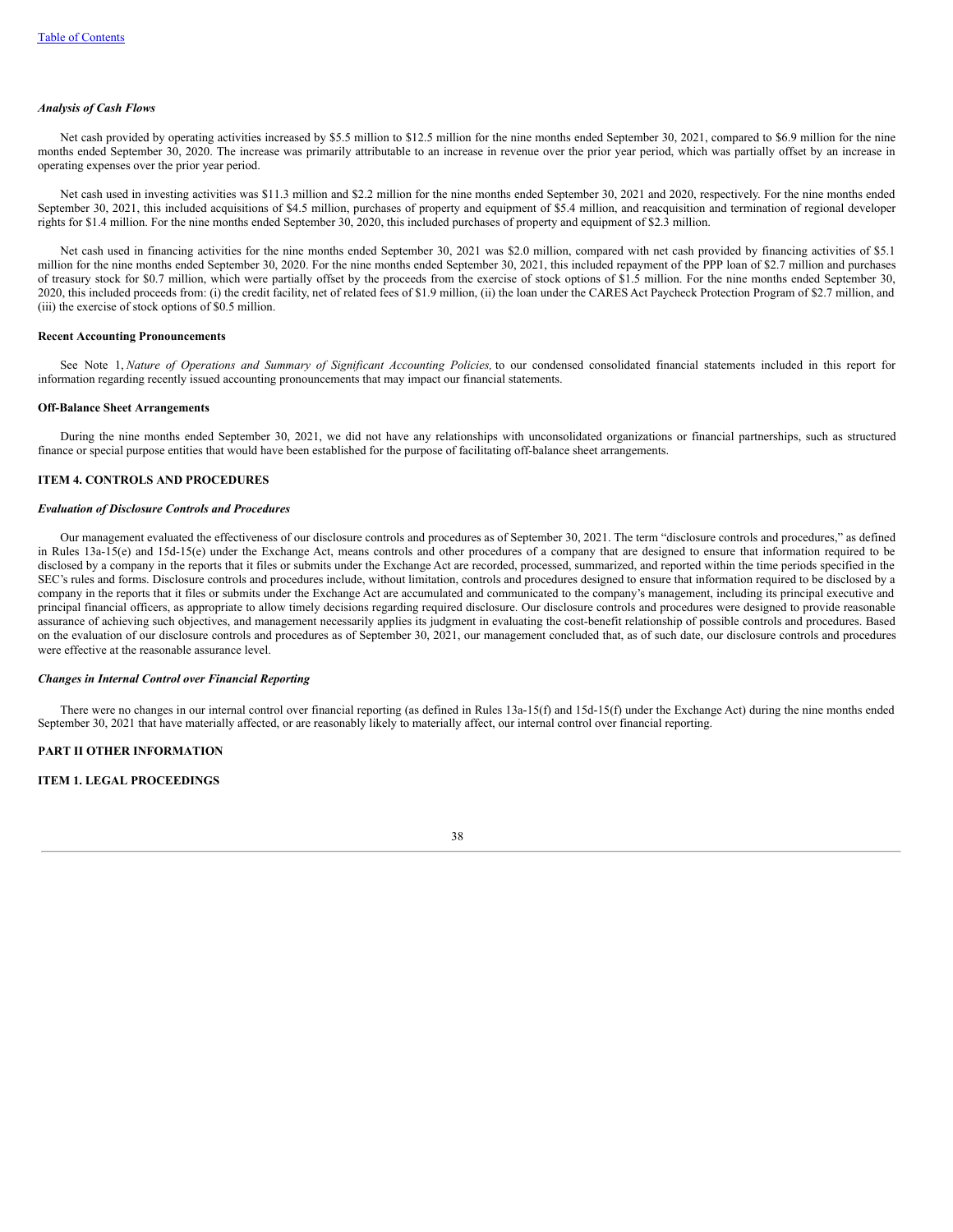### *Analysis of Cash Flows*

Net cash provided by operating activities increased by $5.5 million to $12.5 million for the nine months ended September 30, 2021, compared to $6.9 million for the nine months ended September 30, 2020. The increase was primarily attributable to an increase in revenue over the prior year period, which was partially offset by an increase in operating expenses over the prior year period.

Net cash used in investing activities was $11.3 million and $2.2 million for the nine months ended September 30, 2021 and 2020, respectively. For the nine months ended September 30, 2021, this included acquisitions of $4.5 million, purchases of property and equipment of $5.4 million, and reacquisition and termination of regional developer rights for $1.4 million. For the nine months ended September 30, 2020, this included purchases of property and equipment of $2.3 million.

Net cash used in financing activities for the nine months ended September 30, 2021 was $2.0 million, compared with net cash provided by financing activities of $5.1 million for the nine months ended September 30, 2020. For the nine months ended September 30, 2021, this included repayment of the PPP loan of $2.7 million and purchases of treasury stock for $0.7 million, which were partially offset by the proceeds from the exercise of stock options of $1.5 million. For the nine months ended September 30, 2020, this included proceeds from: (i) the credit facility, net of related fees of $1.9 million, (ii) the loan under the CARES Act Paycheck Protection Program of $2.7 million, and (iii) the exercise of stock options of $0.5 million.

### **Recent Accounting Pronouncements**

See Note 1, *Nature of Operations and Summary of Significant Accounting Policies,* to our condensed consolidated financial statements included in this report for information regarding recently issued accounting pronouncements that may impact our financial statements.

### **Off-Balance Sheet Arrangements**

During the nine months ended September 30, 2021, we did not have any relationships with unconsolidated organizations or financial partnerships, such as structured finance or special purpose entities that would have been established for the purpose of facilitating off-balance sheet arrangements.

## **ITEM 4. CONTROLS AND PROCEDURES**

### *Evaluation of Disclosure Controls and Procedures*

Our management evaluated the effectiveness of our disclosure controls and procedures as of September 30, 2021. The term "disclosure controls and procedures," as defined in Rules 13a-15(e) and 15d-15(e) under the Exchange Act, means controls and other procedures of a company that are designed to ensure that information required to be disclosed by a company in the reports that it files or submits under the Exchange Act are recorded, processed, summarized, and reported within the time periods specified in the SEC's rules and forms. Disclosure controls and procedures include, without limitation, controls and procedures designed to ensure that information required to be disclosed by a company in the reports that it files or submits under the Exchange Act are accumulated and communicated to the company's management, including its principal executive and principal financial officers, as appropriate to allow timely decisions regarding required disclosure. Our disclosure controls and procedures were designed to provide reasonable assurance of achieving such objectives, and management necessarily applies its judgment in evaluating the cost-benefit relationship of possible controls and procedures. Based on the evaluation of our disclosure controls and procedures as of September 30, 2021, our management concluded that, as of such date, our disclosure controls and procedures were effective at the reasonable assurance level.

### *Changes in Internal Control over Financial Reporting*

There were no changes in our internal control over financial reporting (as defined in Rules 13a-15(f) and 15d-15(f) under the Exchange Act) during the nine months ended September 30, 2021 that have materially affected, or are reasonably likely to materially affect, our internal control over financial reporting.

# **PART II OTHER INFORMATION**

## **ITEM 1. LEGAL PROCEEDINGS**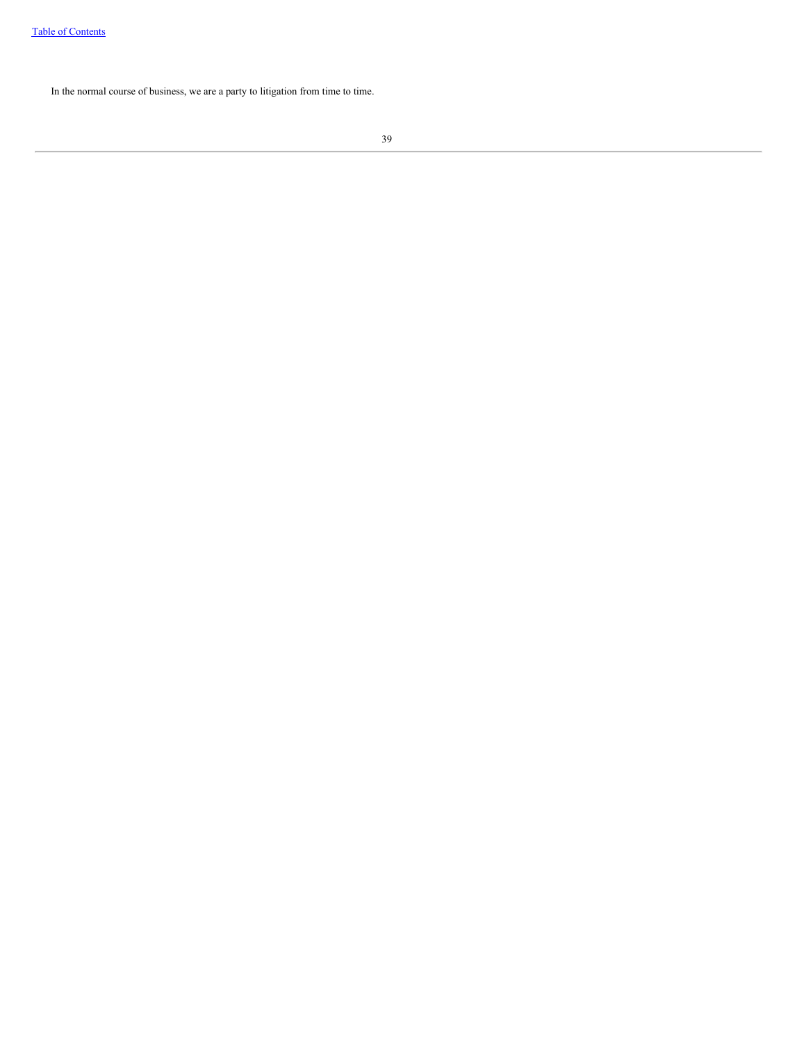In the normal course of business, we are a party to litigation from time to time.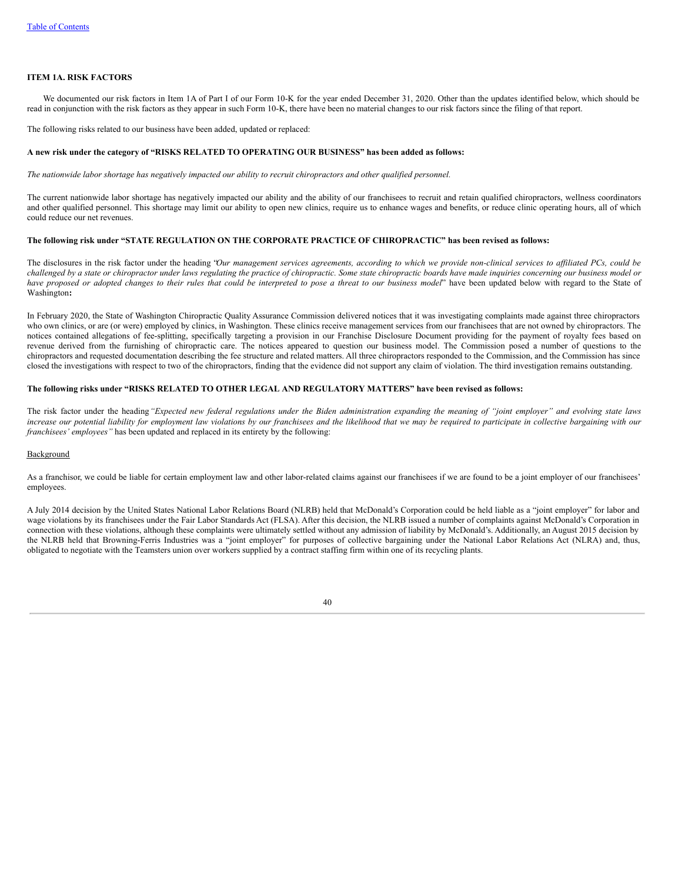## ITEM 1A. RISK FACTORS

We documented our risk factors in Item 1A of Part I of our Form 10-K for the year ended December 31, 2020. Other than the updates identified below, which should be read in conjunction with the risk factors as they appear in such Form 10-K, there have been no material changes to our risk factors since the filing of that report.

The following risks related to our business have been added, updated or replaced:

**A new risk under the category of "RISKS RELATED TO OPERATING OUR BUSINESS" has been added as follows:**

*The nationwide labor shortage has negatively impacted our ability to recruit chiropractors and other qualified personnel.*

The current nationwide labor shortage has negatively impacted our ability and the ability of our franchisees to recruit and retain qualified chiropractors, wellness coordinators and other qualified personnel. This shortage may limit our ability to open new clinics, require us to enhance wages and benefits, or reduce clinic operating hours, all of which could reduce our net revenues.

**The following risk under "STATE REGULATION ON THE CORPORATE PRACTICE OF CHIROPRACTIC" has been revised as follows:**

The disclosures in the risk factor under the heading "*Our management services agreements, according to which we provide non-clinical services to affiliated PCs, could be challenged by a state or chiropractor under laws regulating the practice of chiropractic. Some state chiropractic boards have made inquiries concerning our business model or have proposed or adopted changes to their rules that could be interpreted to pose a threat to our business model*" have been updated below with regard to the State of Washington**:**

In February 2020, the State of Washington Chiropractic Quality Assurance Commission delivered notices that it was investigating complaints made against three chiropractors who own clinics, or are (or were) employed by clinics, in Washington. These clinics receive management services from our franchisees that are not owned by chiropractors. The notices contained allegations of fee-splitting, specifically targeting a provision in our Franchise Disclosure Document providing for the payment of royalty fees based on revenue derived from the furnishing of chiropractic care. The notices appeared to question our business model. The Commission posed a number of questions to the chiropractors and requested documentation describing the fee structure and related matters. All three chiropractors responded to the Commission, and the Commission has since closed the investigations with respect to two of the chiropractors, finding that the evidence did not support any claim of violation. The third investigation remains outstanding.

**The following risks under "RISKS RELATED TO OTHER LEGAL AND REGULATORY MATTERS" have been revised as follows:**

The risk factor under the heading *"Expected new federal regulations under the Biden administration expanding the meaning of "joint employer" and evolving state laws increase our potential liability for employment law violations by our franchisees and the likelihood that we may be required to participate in collective bargaining with our franchisees' employees"* has been updated and replaced in its entirety by the following:

Background

As a franchisor, we could be liable for certain employment law and other labor-related claims against our franchisees if we are found to be a joint employer of our franchisees' employees.

A July 2014 decision by the United States National Labor Relations Board (NLRB) held that McDonald's Corporation could be held liable as a "joint employer" for labor and wage violations by its franchisees under the Fair Labor Standards Act (FLSA). After this decision, the NLRB issued a number of complaints against McDonald's Corporation in connection with these violations, although these complaints were ultimately settled without any admission of liability by McDonald's. Additionally, an August 2015 decision by the NLRB held that Browning-Ferris Industries was a "joint employer" for purposes of collective bargaining under the National Labor Relations Act (NLRA) and, thus, obligated to negotiate with the Teamsters union over workers supplied by a contract staffing firm within one of its recycling plants.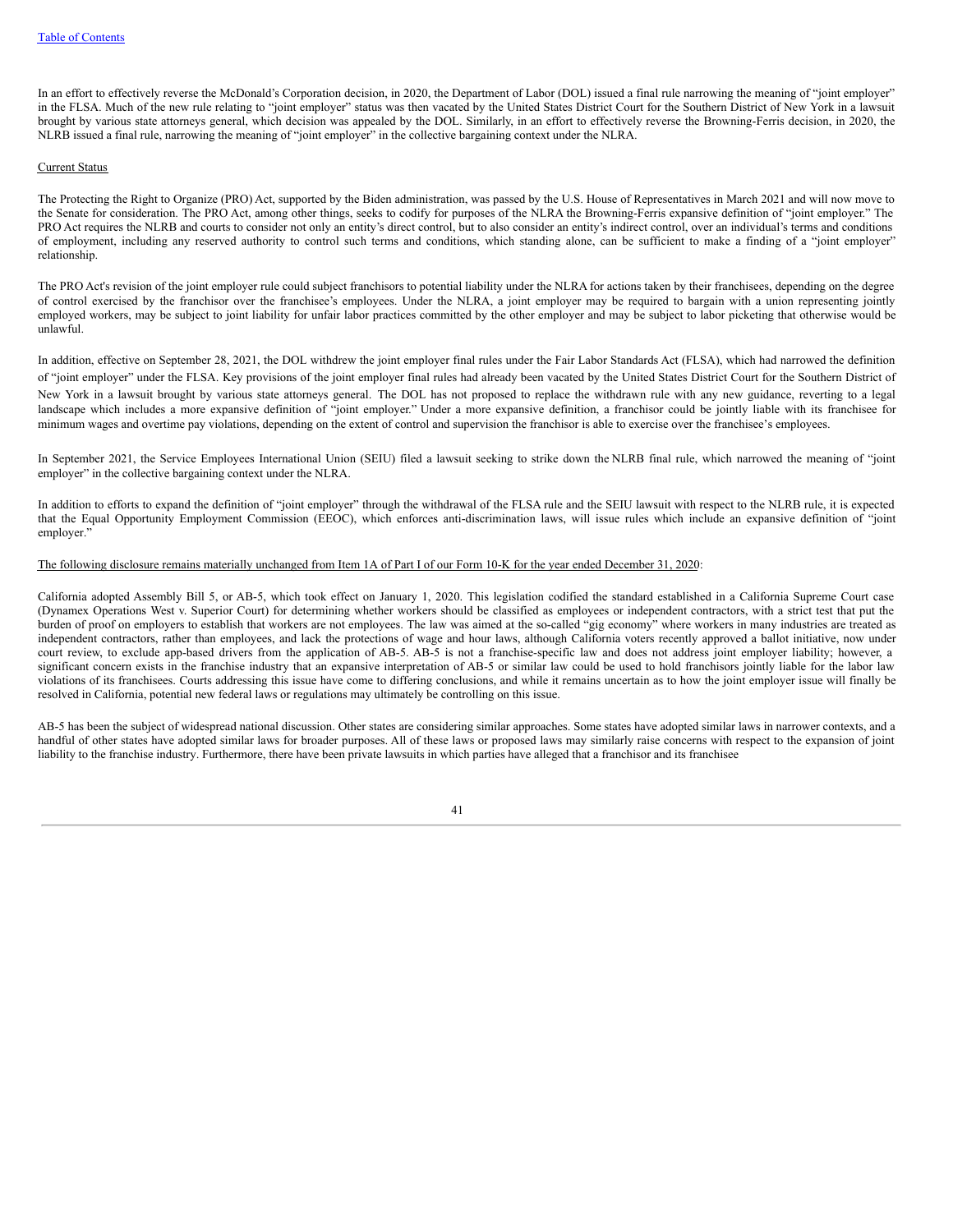In an effort to effectively reverse the McDonald's Corporation decision, in 2020, the Department of Labor (DOL) issued a final rule narrowing the meaning of "joint employer" in the FLSA. Much of the new rule relating to "joint employer" status was then vacated by the United States District Court for the Southern District of New York in a lawsuit brought by various state attorneys general, which decision was appealed by the DOL. Similarly, in an effort to effectively reverse the Browning-Ferris decision, in 2020, the NLRB issued a final rule, narrowing the meaning of "joint employer" in the collective bargaining context under the NLRA.

Current Status

The Protecting the Right to Organize (PRO) Act, supported by the Biden administration, was passed by the U.S. House of Representatives in March 2021 and will now move to the Senate for consideration. The PRO Act, among other things, seeks to codify for purposes of the NLRA the Browning-Ferris expansive definition of "joint employer." The PRO Act requires the NLRB and courts to consider not only an entity's direct control, but to also consider an entity's indirect control, over an individual's terms and conditions of employment, including any reserved authority to control such terms and conditions, which standing alone, can be sufficient to make a finding of a "joint employer" relationship.

The PRO Act's revision of the joint employer rule could subject franchisors to potential liability under the NLRA for actions taken by their franchisees, depending on the degree of control exercised by the franchisor over the franchisee's employees. Under the NLRA, a joint employer may be required to bargain with a union representing jointly employed workers, may be subject to joint liability for unfair labor practices committed by the other employer and may be subject to labor picketing that otherwise would be unlawful.

In addition, effective on September 28, 2021, the DOL withdrew the joint employer final rules under the Fair Labor Standards Act (FLSA), which had narrowed the definition of "joint employer" under the FLSA. Key provisions of the joint employer final rules had already been vacated by the United States District Court for the Southern District of New York in a lawsuit brought by various state attorneys general. The DOL has not proposed to replace the withdrawn rule with any new guidance, reverting to a legal landscape which includes a more expansive definition of "joint employer." Under a more expansive definition, a franchisor could be jointly liable with its franchisee for minimum wages and overtime pay violations, depending on the extent of control and supervision the franchisor is able to exercise over the franchisee's employees.

In September 2021, the Service Employees International Union (SEIU) filed a lawsuit seeking to strike down the NLRB final rule, which narrowed the meaning of "joint employer" in the collective bargaining context under the NLRA.

In addition to efforts to expand the definition of "joint employer" through the withdrawal of the FLSA rule and the SEIU lawsuit with respect to the NLRB rule, it is expected that the Equal Opportunity Employment Commission (EEOC), which enforces anti-discrimination laws, will issue rules which include an expansive definition of "joint employer."

The following disclosure remains materially unchanged from Item 1A of Part I of our Form 10-K for the year ended December 31, 2020:

California adopted Assembly Bill 5, or AB-5, which took effect on January 1, 2020. This legislation codified the standard established in a California Supreme Court case (Dynamex Operations West v. Superior Court) for determining whether workers should be classified as employees or independent contractors, with a strict test that put the burden of proof on employers to establish that workers are not employees. The law was aimed at the so-called "gig economy" where workers in many industries are treated as independent contractors, rather than employees, and lack the protections of wage and hour laws, although California voters recently approved a ballot initiative, now under court review, to exclude app-based drivers from the application of AB-5. AB-5 is not a franchise-specific law and does not address joint employer liability; however, a significant concern exists in the franchise industry that an expansive interpretation of AB-5 or similar law could be used to hold franchisors jointly liable for the labor law violations of its franchisees. Courts addressing this issue have come to differing conclusions, and while it remains uncertain as to how the joint employer issue will finally be resolved in California, potential new federal laws or regulations may ultimately be controlling on this issue.

AB-5 has been the subject of widespread national discussion. Other states are considering similar approaches. Some states have adopted similar laws in narrower contexts, and a handful of other states have adopted similar laws for broader purposes. All of these laws or proposed laws may similarly raise concerns with respect to the expansion of joint liability to the franchise industry. Furthermore, there have been private lawsuits in which parties have alleged that a franchisor and its franchisee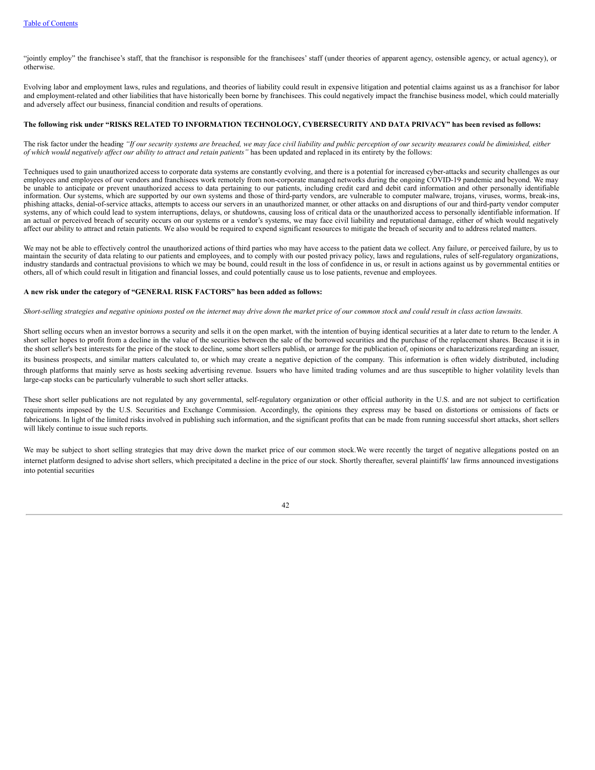"jointly employ" the franchisee's staff, that the franchisor is responsible for the franchisees' staff (under theories of apparent agency, ostensible agency, or actual agency), or otherwise.

Evolving labor and employment laws, rules and regulations, and theories of liability could result in expensive litigation and potential claims against us as a franchisor for labor and employment-related and other liabilities that have historically been borne by franchisees. This could negatively impact the franchise business model, which could materially and adversely affect our business, financial condition and results of operations.

**The following risk under "RISKS RELATED TO INFORMATION TECHNOLOGY, CYBERSECURITY AND DATA PRIVACY" has been revised as follows:**

The risk factor under the heading *"If our security systems are breached, we may face civil liability and public perception of our security measures could be diminished, either of which would negatively affect our ability to attract and retain patients"* has been updated and replaced in its entirety by the follows:

Techniques used to gain unauthorized access to corporate data systems are constantly evolving, and there is a potential for increased cyber-attacks and security challenges as our employees and employees of our vendors and franchisees work remotely from non-corporate managed networks during the ongoing COVID-19 pandemic and beyond. We may be unable to anticipate or prevent unauthorized access to data pertaining to our patients, including credit card and debit card information and other personally identifiable information. Our systems, which are supported by our own systems and those of third-party vendors, are vulnerable to computer malware, trojans, viruses, worms, break-ins, phishing attacks, denial-of-service attacks, attempts to access our servers in an unauthorized manner, or other attacks on and disruptions of our and third-party vendor computer systems, any of which could lead to system interruptions, delays, or shutdowns, causing loss of critical data or the unauthorized access to personally identifiable information. If an actual or perceived breach of security occurs on our systems or a vendor's systems, we may face civil liability and reputational damage, either of which would negatively affect our ability to attract and retain patients. We also would be required to expend significant resources to mitigate the breach of security and to address related matters.

We may not be able to effectively control the unauthorized actions of third parties who may have access to the patient data we collect. Any failure, or perceived failure, by us to maintain the security of data relating to our patients and employees, and to comply with our posted privacy policy, laws and regulations, rules of self-regulatory organizations, industry standards and contractual provisions to which we may be bound, could result in the loss of confidence in us, or result in actions against us by governmental entities or others, all of which could result in litigation and financial losses, and could potentially cause us to lose patients, revenue and employees.

**A new risk under the category of "GENERAL RISK FACTORS" has been added as follows:**

*Short-selling strategies and negative opinions posted on the internet may drive down the market price of our common stock and could result in class action lawsuits.*

Short selling occurs when an investor borrows a security and sells it on the open market, with the intention of buying identical securities at a later date to return to the lender. A short seller hopes to profit from a decline in the value of the securities between the sale of the borrowed securities and the purchase of the replacement shares. Because it is in the short seller's best interests for the price of the stock to decline, some short sellers publish, or arrange for the publication of, opinions or characterizations regarding an issuer, its business prospects, and similar matters calculated to, or which may create a negative depiction of the company. This information is often widely distributed, including through platforms that mainly serve as hosts seeking advertising revenue. Issuers who have limited trading volumes and are thus susceptible to higher volatility levels than large-cap stocks can be particularly vulnerable to such short seller attacks.

These short seller publications are not regulated by any governmental, self-regulatory organization or other official authority in the U.S. and are not subject to certification requirements imposed by the U.S. Securities and Exchange Commission. Accordingly, the opinions they express may be based on distortions or omissions of facts or fabrications. In light of the limited risks involved in publishing such information, and the significant profits that can be made from running successful short attacks, short sellers will likely continue to issue such reports.

We may be subject to short selling strategies that may drive down the market price of our common stock.We were recently the target of negative allegations posted on an internet platform designed to advise short sellers, which precipitated a decline in the price of our stock. Shortly thereafter, several plaintiffs' law firms announced investigations into potential securities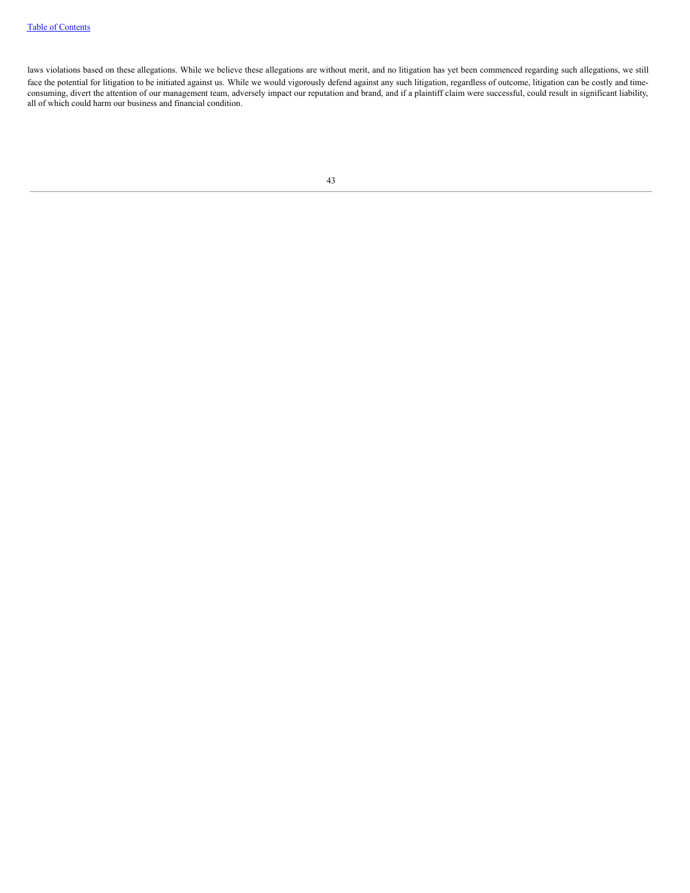laws violations based on these allegations. While we believe these allegations are without merit, and no litigation has yet been commenced regarding such allegations, we still face the potential for litigation to be initiated against us. While we would vigorously defend against any such litigation, regardless of outcome, litigation can be costly and time-consuming, divert the attention of our management team, adversely impact our reputation and brand, and if a plaintiff claim were successful, could result in significant liability, all of which could harm our business and financial condition.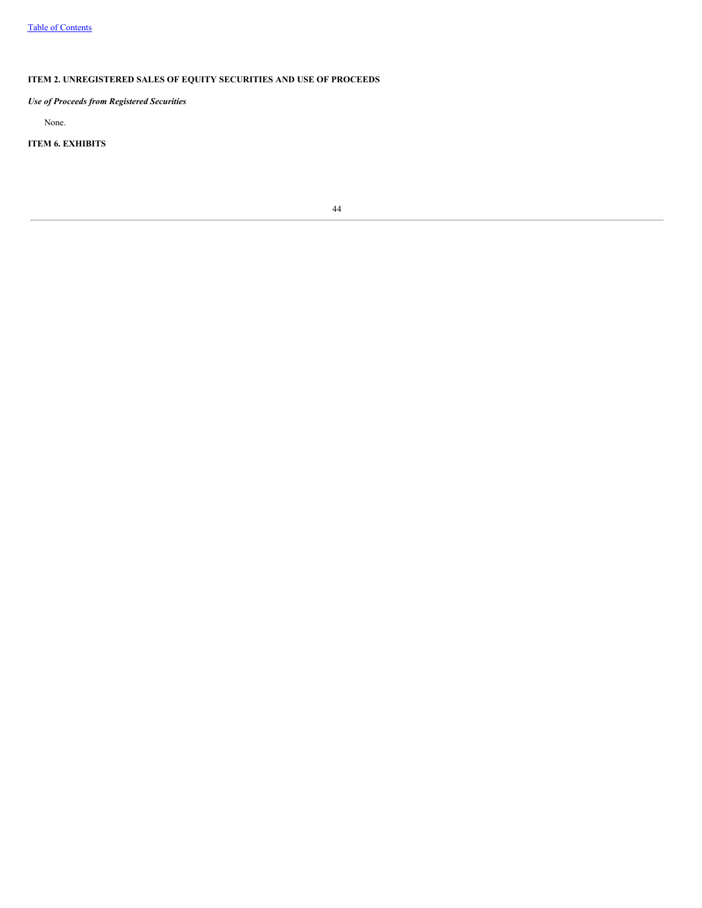## ITEM 2. UNREGISTERED SALES OF EQUITY SECURITIES AND USE OF PROCEEDS

***Use of Proceeds from Registered Securities***

None.

## ITEM 6. EXHIBITS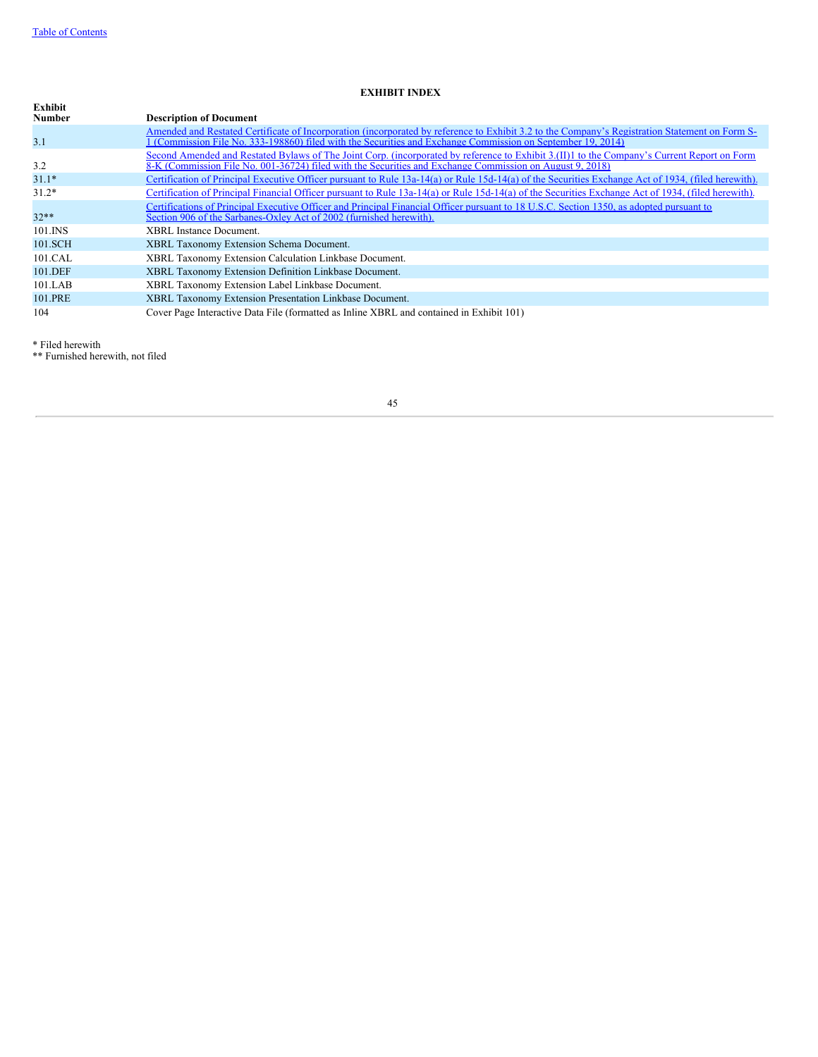**EXHIBIT INDEX**

| Exhibit Number | Description of Document |
|---|---|
| 3.1 | Amended and Restated Certificate of Incorporation (incorporated by reference to Exhibit 3.2 to the Company's Registration Statement on Form S-1 (Commission File No. 333-198860) filed with the Securities and Exchange Commission on September 19, 2014) |
| 3.2 | Second Amended and Restated Bylaws of The Joint Corp. (incorporated by reference to Exhibit 3.(II)1 to the Company's Current Report on Form 8-K (Commission File No. 001-36724) filed with the Securities and Exchange Commission on August 9, 2018) |
| 31.1* | Certification of Principal Executive Officer pursuant to Rule 13a-14(a) or Rule 15d-14(a) of the Securities Exchange Act of 1934, (filed herewith). |
| 31.2* | Certification of Principal Financial Officer pursuant to Rule 13a-14(a) or Rule 15d-14(a) of the Securities Exchange Act of 1934, (filed herewith). |
| 32** | Certifications of Principal Executive Officer and Principal Financial Officer pursuant to 18 U.S.C. Section 1350, as adopted pursuant to Section 906 of the Sarbanes-Oxley Act of 2002 (furnished herewith). |
| 101.INS | XBRL Instance Document. |
| 101.SCH | XBRL Taxonomy Extension Schema Document. |
| 101.CAL | XBRL Taxonomy Extension Calculation Linkbase Document. |
| 101.DEF | XBRL Taxonomy Extension Definition Linkbase Document. |
| 101.LAB | XBRL Taxonomy Extension Label Linkbase Document. |
| 101.PRE | XBRL Taxonomy Extension Presentation Linkbase Document. |
| 104 | Cover Page Interactive Data File (formatted as Inline XBRL and contained in Exhibit 101) |

* Filed herewith
** Furnished herewith, not filed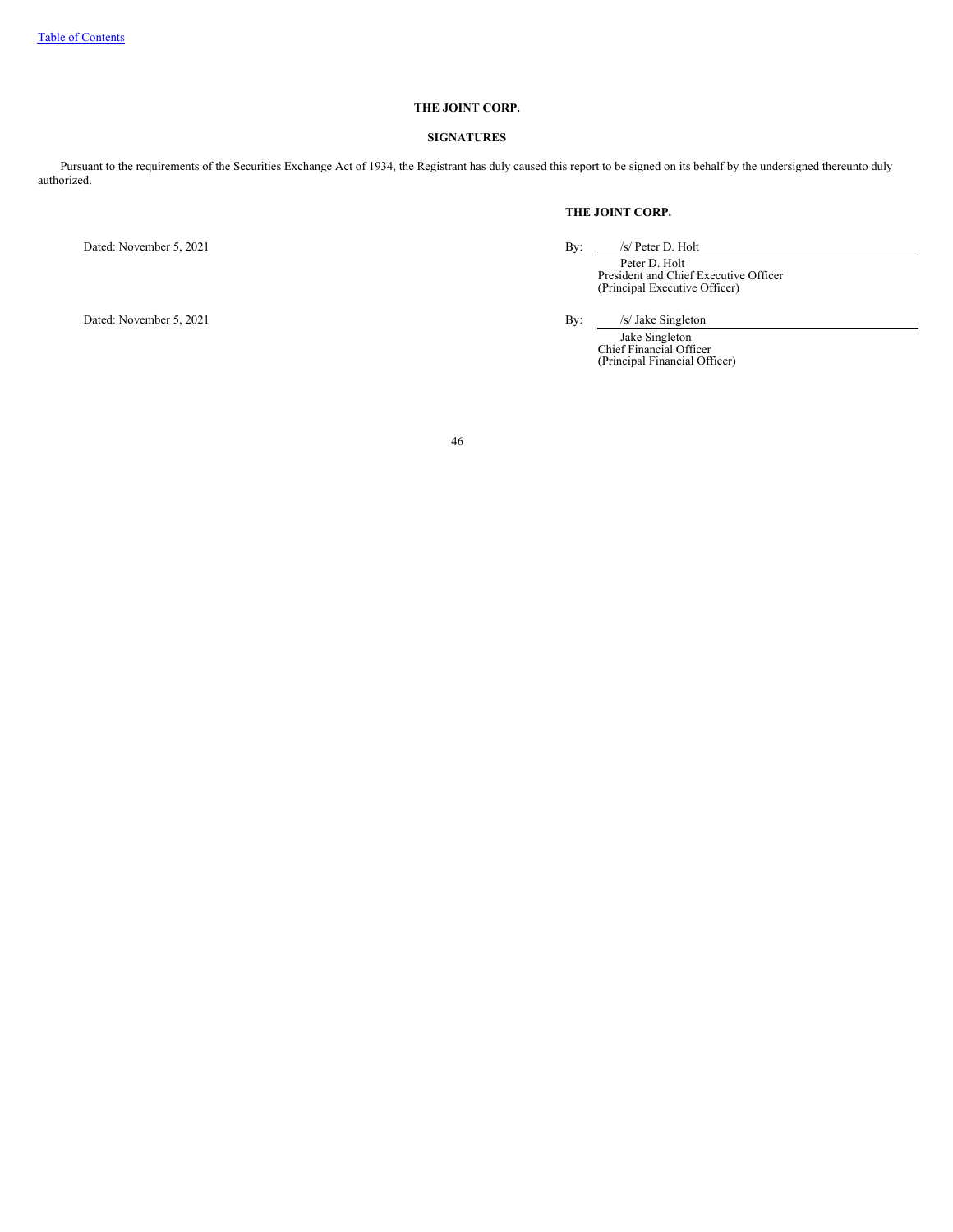**THE JOINT CORP.**

**SIGNATURES**

Pursuant to the requirements of the Securities Exchange Act of 1934, the Registrant has duly caused this report to be signed on its behalf by the undersigned thereunto duly authorized.

**THE JOINT CORP.**

Dated: November 5, 2021

By: /s/ Peter D. Holt
Peter D. Holt
President and Chief Executive Officer
(Principal Executive Officer)

Dated: November 5, 2021

By: /s/ Jake Singleton
Jake Singleton
Chief Financial Officer
(Principal Financial Officer)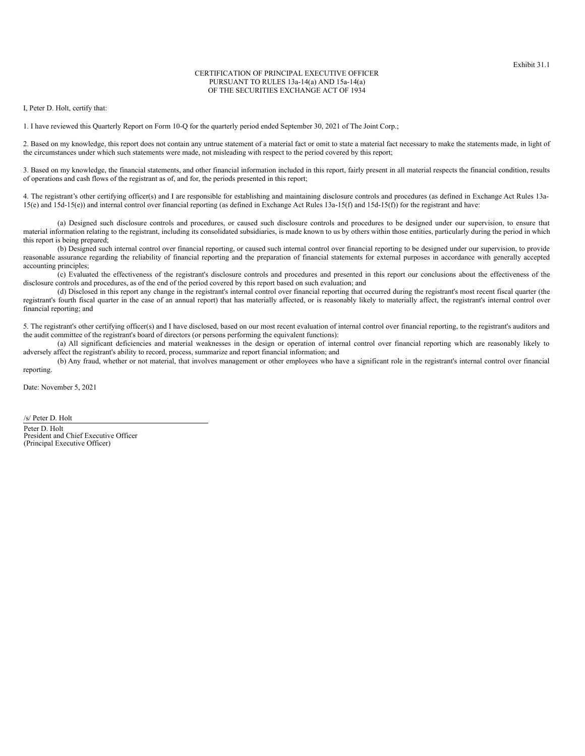Exhibit 31.1

CERTIFICATION OF PRINCIPAL EXECUTIVE OFFICER
PURSUANT TO RULES 13a-14(a) AND 15a-14(a)
OF THE SECURITIES EXCHANGE ACT OF 1934

I, Peter D. Holt, certify that:

1. I have reviewed this Quarterly Report on Form 10-Q for the quarterly period ended September 30, 2021 of The Joint Corp.;

2. Based on my knowledge, this report does not contain any untrue statement of a material fact or omit to state a material fact necessary to make the statements made, in light of the circumstances under which such statements were made, not misleading with respect to the period covered by this report;

3. Based on my knowledge, the financial statements, and other financial information included in this report, fairly present in all material respects the financial condition, results of operations and cash flows of the registrant as of, and for, the periods presented in this report;

4. The registrant's other certifying officer(s) and I are responsible for establishing and maintaining disclosure controls and procedures (as defined in Exchange Act Rules 13a-15(e) and 15d-15(e)) and internal control over financial reporting (as defined in Exchange Act Rules 13a-15(f) and 15d-15(f)) for the registrant and have:

(a) Designed such disclosure controls and procedures, or caused such disclosure controls and procedures to be designed under our supervision, to ensure that material information relating to the registrant, including its consolidated subsidiaries, is made known to us by others within those entities, particularly during the period in which this report is being prepared;

(b) Designed such internal control over financial reporting, or caused such internal control over financial reporting to be designed under our supervision, to provide reasonable assurance regarding the reliability of financial reporting and the preparation of financial statements for external purposes in accordance with generally accepted accounting principles;

(c) Evaluated the effectiveness of the registrant's disclosure controls and procedures and presented in this report our conclusions about the effectiveness of the disclosure controls and procedures, as of the end of the period covered by this report based on such evaluation; and

(d) Disclosed in this report any change in the registrant's internal control over financial reporting that occurred during the registrant's most recent fiscal quarter (the registrant's fourth fiscal quarter in the case of an annual report) that has materially affected, or is reasonably likely to materially affect, the registrant's internal control over financial reporting; and

5. The registrant's other certifying officer(s) and I have disclosed, based on our most recent evaluation of internal control over financial reporting, to the registrant's auditors and the audit committee of the registrant's board of directors (or persons performing the equivalent functions):

(a) All significant deficiencies and material weaknesses in the design or operation of internal control over financial reporting which are reasonably likely to adversely affect the registrant's ability to record, process, summarize and report financial information; and

(b) Any fraud, whether or not material, that involves management or other employees who have a significant role in the registrant's internal control over financial reporting.

Date: November 5, 2021

/s/ Peter D. Holt

Peter D. Holt
President and Chief Executive Officer
(Principal Executive Officer)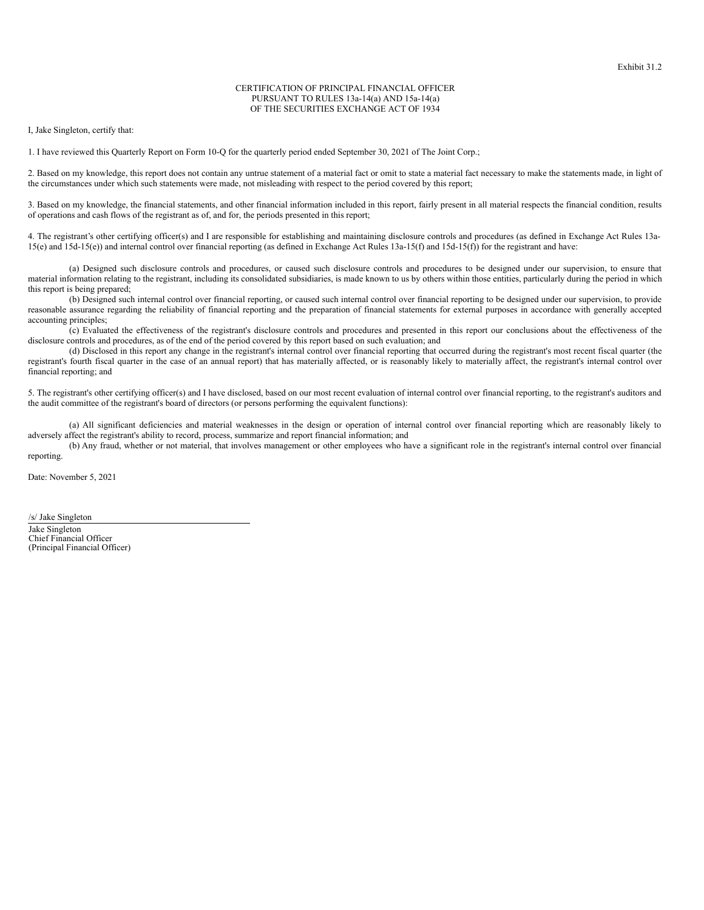Exhibit 31.2

CERTIFICATION OF PRINCIPAL FINANCIAL OFFICER
PURSUANT TO RULES 13a-14(a) AND 15a-14(a)
OF THE SECURITIES EXCHANGE ACT OF 1934

I, Jake Singleton, certify that:

1. I have reviewed this Quarterly Report on Form 10-Q for the quarterly period ended September 30, 2021 of The Joint Corp.;

2. Based on my knowledge, this report does not contain any untrue statement of a material fact or omit to state a material fact necessary to make the statements made, in light of the circumstances under which such statements were made, not misleading with respect to the period covered by this report;

3. Based on my knowledge, the financial statements, and other financial information included in this report, fairly present in all material respects the financial condition, results of operations and cash flows of the registrant as of, and for, the periods presented in this report;

4. The registrant's other certifying officer(s) and I are responsible for establishing and maintaining disclosure controls and procedures (as defined in Exchange Act Rules 13a-15(e) and 15d-15(e)) and internal control over financial reporting (as defined in Exchange Act Rules 13a-15(f) and 15d-15(f)) for the registrant and have:

(a) Designed such disclosure controls and procedures, or caused such disclosure controls and procedures to be designed under our supervision, to ensure that material information relating to the registrant, including its consolidated subsidiaries, is made known to us by others within those entities, particularly during the period in which this report is being prepared;

(b) Designed such internal control over financial reporting, or caused such internal control over financial reporting to be designed under our supervision, to provide reasonable assurance regarding the reliability of financial reporting and the preparation of financial statements for external purposes in accordance with generally accepted accounting principles;

(c) Evaluated the effectiveness of the registrant's disclosure controls and procedures and presented in this report our conclusions about the effectiveness of the disclosure controls and procedures, as of the end of the period covered by this report based on such evaluation; and

(d) Disclosed in this report any change in the registrant's internal control over financial reporting that occurred during the registrant's most recent fiscal quarter (the registrant's fourth fiscal quarter in the case of an annual report) that has materially affected, or is reasonably likely to materially affect, the registrant's internal control over financial reporting; and

5. The registrant's other certifying officer(s) and I have disclosed, based on our most recent evaluation of internal control over financial reporting, to the registrant's auditors and the audit committee of the registrant's board of directors (or persons performing the equivalent functions):

(a) All significant deficiencies and material weaknesses in the design or operation of internal control over financial reporting which are reasonably likely to adversely affect the registrant's ability to record, process, summarize and report financial information; and

(b) Any fraud, whether or not material, that involves management or other employees who have a significant role in the registrant's internal control over financial reporting.

Date: November 5, 2021

/s/ Jake Singleton

Jake Singleton
Chief Financial Officer
(Principal Financial Officer)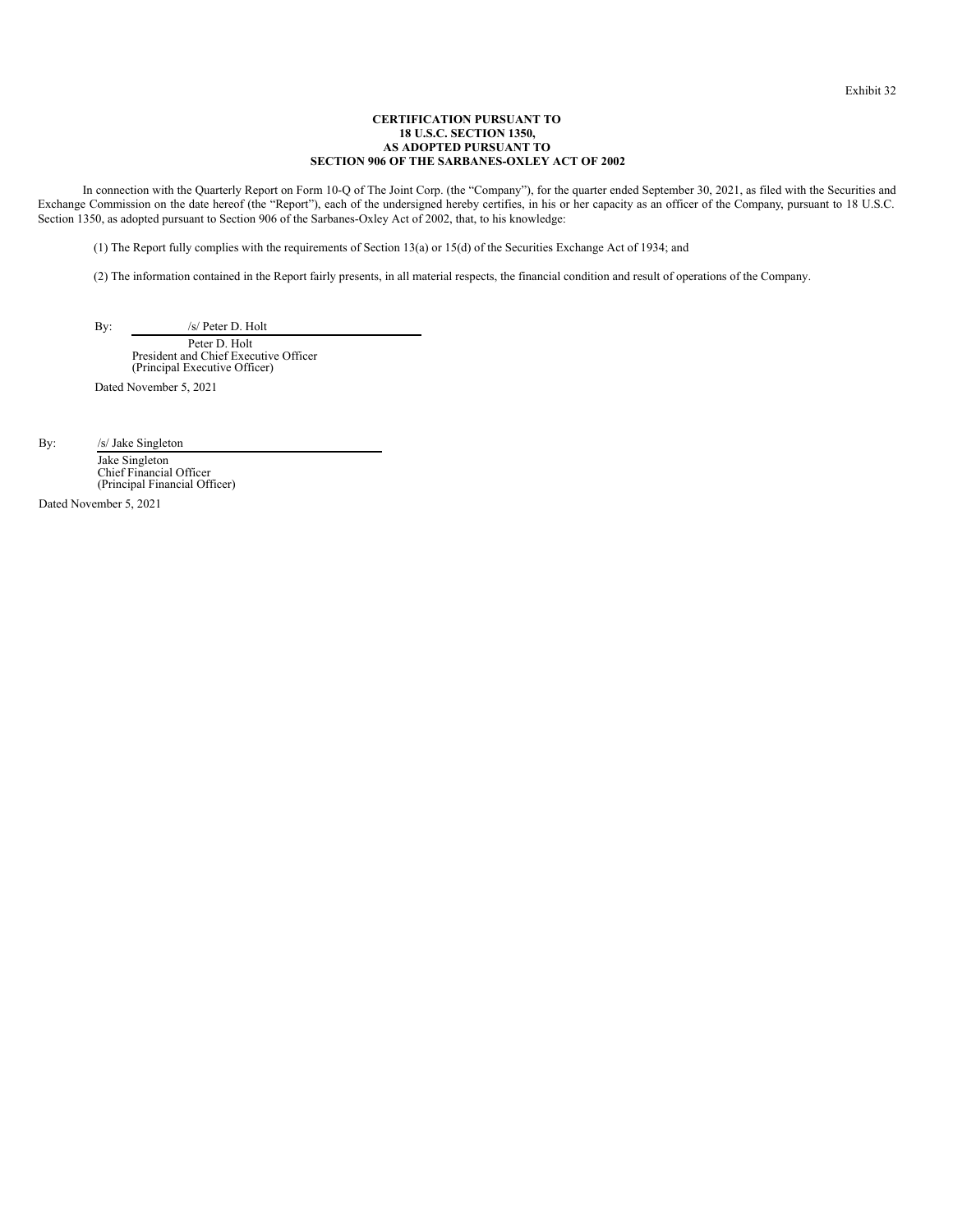Exhibit 32

**CERTIFICATION PURSUANT TO**
**18 U.S.C. SECTION 1350,**
**AS ADOPTED PURSUANT TO**
**SECTION 906 OF THE SARBANES-OXLEY ACT OF 2002**

In connection with the Quarterly Report on Form 10-Q of The Joint Corp. (the "Company"), for the quarter ended September 30, 2021, as filed with the Securities and Exchange Commission on the date hereof (the "Report"), each of the undersigned hereby certifies, in his or her capacity as an officer of the Company, pursuant to 18 U.S.C. Section 1350, as adopted pursuant to Section 906 of the Sarbanes-Oxley Act of 2002, that, to his knowledge:

(1) The Report fully complies with the requirements of Section 13(a) or 15(d) of the Securities Exchange Act of 1934; and

(2) The information contained in the Report fairly presents, in all material respects, the financial condition and result of operations of the Company.

By: /s/ Peter D. Holt

Peter D. Holt
President and Chief Executive Officer
(Principal Executive Officer)

Dated November 5, 2021

By: /s/ Jake Singleton

Jake Singleton
Chief Financial Officer
(Principal Financial Officer)

Dated November 5, 2021